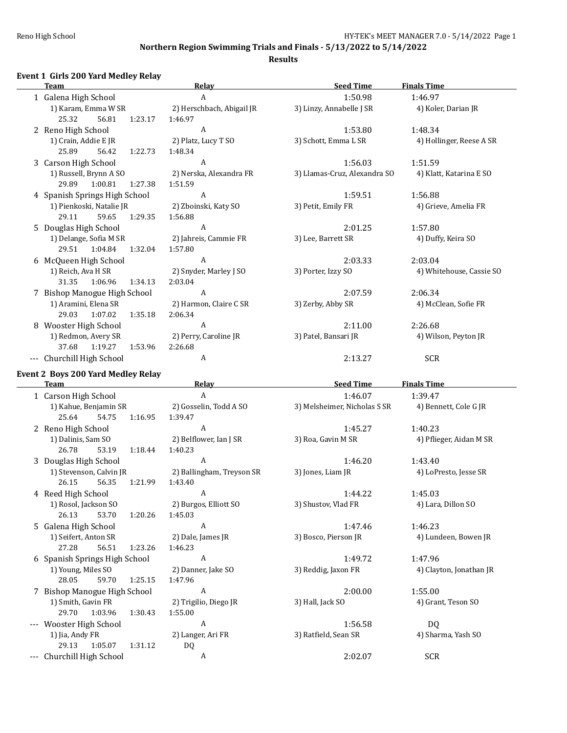## Northern Region Swimming Trials and Finals - 5/13/2022 to 5/14/2022

### Results

#### Event 1 Girls 200 Yard Medley Relay

| | Team | Relay | Seed Time | Finals Time |
|---|---|---|---|---|
| 1 | Galena High School | A | 1:50.98 | 1:46.97 |
| | 1) Karam, Emma W SR | 2) Herschbach, Abigail JR | 3) Linzy, Annabelle J SR | 4) Koler, Darian JR |
| | 25.32 56.81 1:23.17 1:46.97 | | | |
| 2 | Reno High School | A | 1:53.80 | 1:48.34 |
| | 1) Crain, Addie E JR | 2) Platz, Lucy T SO | 3) Schott, Emma L SR | 4) Hollinger, Reese A SR |
| | 25.89 56.42 1:22.73 1:48.34 | | | |
| 3 | Carson High School | A | 1:56.03 | 1:51.59 |
| | 1) Russell, Brynn A SO | 2) Nerska, Alexandra FR | 3) Llamas-Cruz, Alexandra SO | 4) Klatt, Katarina E SO |
| | 29.89 1:00.81 1:27.38 1:51.59 | | | |
| 4 | Spanish Springs High School | A | 1:59.51 | 1:56.88 |
| | 1) Pienkoski, Natalie JR | 2) Zboinski, Katy SO | 3) Petit, Emily FR | 4) Grieve, Amelia FR |
| | 29.11 59.65 1:29.35 1:56.88 | | | |
| 5 | Douglas High School | A | 2:01.25 | 1:57.80 |
| | 1) Delange, Sofia M SR | 2) Jahreis, Cammie FR | 3) Lee, Barrett SR | 4) Duffy, Keira SO |
| | 29.51 1:04.84 1:32.04 1:57.80 | | | |
| 6 | McQueen High School | A | 2:03.33 | 2:03.04 |
| | 1) Reich, Ava H SR | 2) Snyder, Marley J SO | 3) Porter, Izzy SO | 4) Whitehouse, Cassie SO |
| | 31.35 1:06.96 1:34.13 2:03.04 | | | |
| 7 | Bishop Manogue High School | A | 2:07.59 | 2:06.34 |
| | 1) Aramini, Elena SR | 2) Harmon, Claire C SR | 3) Zerby, Abby SR | 4) McClean, Sofie FR |
| | 29.03 1:07.02 1:35.18 2:06.34 | | | |
| 8 | Wooster High School | A | 2:11.00 | 2:26.68 |
| | 1) Redmon, Avery SR | 2) Perry, Caroline JR | 3) Patel, Bansari JR | 4) Wilson, Peyton JR |
| | 37.68 1:19.27 1:53.96 2:26.68 | | | |
| --- | Churchill High School | A | 2:13.27 | SCR |

#### Event 2 Boys 200 Yard Medley Relay

| | Team | Relay | Seed Time | Finals Time |
|---|---|---|---|---|
| 1 | Carson High School | A | 1:46.07 | 1:39.47 |
| | 1) Kahue, Benjamin SR | 2) Gosselin, Todd A SO | 3) Melsheimer, Nicholas S SR | 4) Bennett, Cole G JR |
| | 25.64 54.75 1:16.95 1:39.47 | | | |
| 2 | Reno High School | A | 1:45.27 | 1:40.23 |
| | 1) Dalinis, Sam SO | 2) Belflower, Ian J SR | 3) Roa, Gavin M SR | 4) Pflieger, Aidan M SR |
| | 26.78 53.19 1:18.44 1:40.23 | | | |
| 3 | Douglas High School | A | 1:46.20 | 1:43.40 |
| | 1) Stevenson, Calvin JR | 2) Ballingham, Treyson SR | 3) Jones, Liam JR | 4) LoPresto, Jesse SR |
| | 26.15 56.35 1:21.99 1:43.40 | | | |
| 4 | Reed High School | A | 1:44.22 | 1:45.03 |
| | 1) Rosol, Jackson SO | 2) Burgos, Elliott SO | 3) Shustov, Vlad FR | 4) Lara, Dillon SO |
| | 26.13 53.70 1:20.26 1:45.03 | | | |
| 5 | Galena High School | A | 1:47.46 | 1:46.23 |
| | 1) Seifert, Anton SR | 2) Dale, James JR | 3) Bosco, Pierson JR | 4) Lundeen, Bowen JR |
| | 27.28 56.51 1:23.26 1:46.23 | | | |
| 6 | Spanish Springs High School | A | 1:49.72 | 1:47.96 |
| | 1) Young, Miles SO | 2) Danner, Jake SO | 3) Reddig, Jaxon FR | 4) Clayton, Jonathan JR |
| | 28.05 59.70 1:25.15 1:47.96 | | | |
| 7 | Bishop Manogue High School | A | 2:00.00 | 1:55.00 |
| | 1) Smith, Gavin FR | 2) Trigilio, Diego JR | 3) Hall, Jack SO | 4) Grant, Teson SO |
| | 29.70 1:03.96 1:30.43 1:55.00 | | | |
| --- | Wooster High School | A | 1:56.58 | DQ |
| | 1) Jia, Andy FR | 2) Langer, Ari FR | 3) Ratfield, Sean SR | 4) Sharma, Yash SO |
| | 29.13 1:05.07 1:31.12 DQ | | | |
| --- | Churchill High School | A | 2:02.07 | SCR |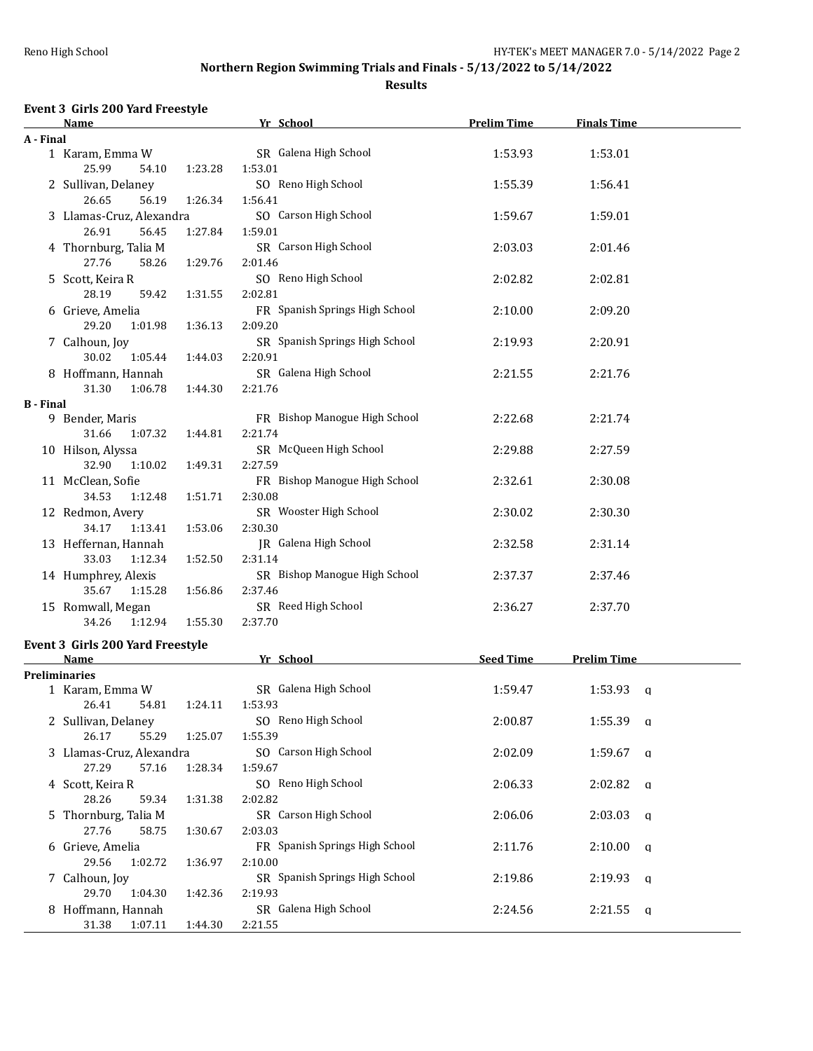## Northern Region Swimming Trials and Finals - 5/13/2022 to 5/14/2022

### Results

#### Event 3 Girls 200 Yard Freestyle

| Name | Yr | School | Prelim Time | Finals Time |
|---|---|---|---|---|
| **A - Final** | | | | |
| 1 Karam, Emma W | SR | Galena High School | 1:53.93 | 1:53.01 |
| 25.99 54.10 1:23.28 1:53.01 | | | | |
| 2 Sullivan, Delaney | SO | Reno High School | 1:55.39 | 1:56.41 |
| 26.65 56.19 1:26.34 1:56.41 | | | | |
| 3 Llamas-Cruz, Alexandra | SO | Carson High School | 1:59.67 | 1:59.01 |
| 26.91 56.45 1:27.84 1:59.01 | | | | |
| 4 Thornburg, Talia M | SR | Carson High School | 2:03.03 | 2:01.46 |
| 27.76 58.26 1:29.76 2:01.46 | | | | |
| 5 Scott, Keira R | SO | Reno High School | 2:02.82 | 2:02.81 |
| 28.19 59.42 1:31.55 2:02.81 | | | | |
| 6 Grieve, Amelia | FR | Spanish Springs High School | 2:10.00 | 2:09.20 |
| 29.20 1:01.98 1:36.13 2:09.20 | | | | |
| 7 Calhoun, Joy | SR | Spanish Springs High School | 2:19.93 | 2:20.91 |
| 30.02 1:05.44 1:44.03 2:20.91 | | | | |
| 8 Hoffmann, Hannah | SR | Galena High School | 2:21.55 | 2:21.76 |
| 31.30 1:06.78 1:44.30 2:21.76 | | | | |
| **B - Final** | | | | |
| 9 Bender, Maris | FR | Bishop Manogue High School | 2:22.68 | 2:21.74 |
| 31.66 1:07.32 1:44.81 2:21.74 | | | | |
| 10 Hilson, Alyssa | SR | McQueen High School | 2:29.88 | 2:27.59 |
| 32.90 1:10.02 1:49.31 2:27.59 | | | | |
| 11 McClean, Sofie | FR | Bishop Manogue High School | 2:32.61 | 2:30.08 |
| 34.53 1:12.48 1:51.71 2:30.08 | | | | |
| 12 Redmon, Avery | SR | Wooster High School | 2:30.02 | 2:30.30 |
| 34.17 1:13.41 1:53.06 2:30.30 | | | | |
| 13 Heffernan, Hannah | JR | Galena High School | 2:32.58 | 2:31.14 |
| 33.03 1:12.34 1:52.50 2:31.14 | | | | |
| 14 Humphrey, Alexis | SR | Bishop Manogue High School | 2:37.37 | 2:37.46 |
| 35.67 1:15.28 1:56.86 2:37.46 | | | | |
| 15 Romwall, Megan | SR | Reed High School | 2:36.27 | 2:37.70 |
| 34.26 1:12.94 1:55.30 2:37.70 | | | | |

#### Event 3 Girls 200 Yard Freestyle

| Name | Yr | School | Seed Time | Prelim Time | |
|---|---|---|---|---|---|
| **Preliminaries** | | | | | |
| 1 Karam, Emma W | SR | Galena High School | 1:59.47 | 1:53.93 | q |
| 26.41 54.81 1:24.11 1:53.93 | | | | | |
| 2 Sullivan, Delaney | SO | Reno High School | 2:00.87 | 1:55.39 | q |
| 26.17 55.29 1:25.07 1:55.39 | | | | | |
| 3 Llamas-Cruz, Alexandra | SO | Carson High School | 2:02.09 | 1:59.67 | q |
| 27.29 57.16 1:28.34 1:59.67 | | | | | |
| 4 Scott, Keira R | SO | Reno High School | 2:06.33 | 2:02.82 | q |
| 28.26 59.34 1:31.38 2:02.82 | | | | | |
| 5 Thornburg, Talia M | SR | Carson High School | 2:06.06 | 2:03.03 | q |
| 27.76 58.75 1:30.67 2:03.03 | | | | | |
| 6 Grieve, Amelia | FR | Spanish Springs High School | 2:11.76 | 2:10.00 | q |
| 29.56 1:02.72 1:36.97 2:10.00 | | | | | |
| 7 Calhoun, Joy | SR | Spanish Springs High School | 2:19.86 | 2:19.93 | q |
| 29.70 1:04.30 1:42.36 2:19.93 | | | | | |
| 8 Hoffmann, Hannah | SR | Galena High School | 2:24.56 | 2:21.55 | q |
| 31.38 1:07.11 1:44.30 2:21.55 | | | | | |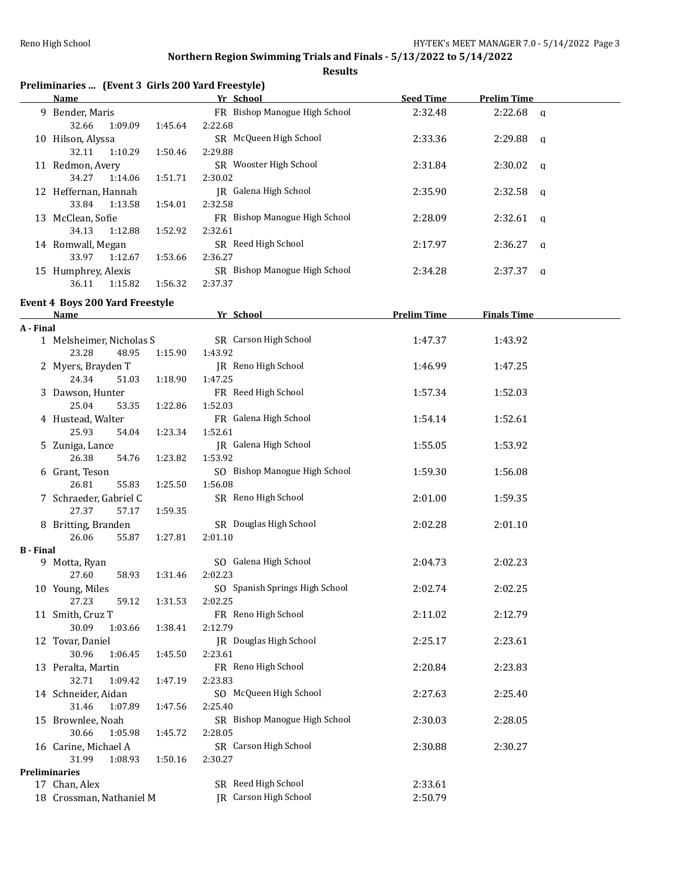**Northern Region Swimming Trials and Finals - 5/13/2022 to 5/14/2022**

**Results**

### Preliminaries ... (Event 3 Girls 200 Yard Freestyle)

| | Name | Yr | School | Seed Time | Prelim Time | |
|---|---|---|---|---|---|---|
| 9 | Bender, Maris | FR | Bishop Manogue High School | 2:32.48 | 2:22.68 | q |
| | 32.66 1:09.09 1:45.64 2:22.68 | | | | | |
| 10 | Hilson, Alyssa | SR | McQueen High School | 2:33.36 | 2:29.88 | q |
| | 32.11 1:10.29 1:50.46 2:29.88 | | | | | |
| 11 | Redmon, Avery | SR | Wooster High School | 2:31.84 | 2:30.02 | q |
| | 34.27 1:14.06 1:51.71 2:30.02 | | | | | |
| 12 | Heffernan, Hannah | JR | Galena High School | 2:35.90 | 2:32.58 | q |
| | 33.84 1:13.58 1:54.01 2:32.58 | | | | | |
| 13 | McClean, Sofie | FR | Bishop Manogue High School | 2:28.09 | 2:32.61 | q |
| | 34.13 1:12.88 1:52.92 2:32.61 | | | | | |
| 14 | Romwall, Megan | SR | Reed High School | 2:17.97 | 2:36.27 | q |
| | 33.97 1:12.67 1:53.66 2:36.27 | | | | | |
| 15 | Humphrey, Alexis | SR | Bishop Manogue High School | 2:34.28 | 2:37.37 | q |
| | 36.11 1:15.82 1:56.32 2:37.37 | | | | | |

### Event 4 Boys 200 Yard Freestyle

| | Name | Yr | School | Prelim Time | Finals Time |
|---|---|---|---|---|---|
| **A - Final** | | | | | |
| 1 | Melsheimer, Nicholas S | SR | Carson High School | 1:47.37 | 1:43.92 |
| | 23.28 48.95 1:15.90 1:43.92 | | | | |
| 2 | Myers, Brayden T | JR | Reno High School | 1:46.99 | 1:47.25 |
| | 24.34 51.03 1:18.90 1:47.25 | | | | |
| 3 | Dawson, Hunter | FR | Reed High School | 1:57.34 | 1:52.03 |
| | 25.04 53.35 1:22.86 1:52.03 | | | | |
| 4 | Hustead, Walter | FR | Galena High School | 1:54.14 | 1:52.61 |
| | 25.93 54.04 1:23.34 1:52.61 | | | | |
| 5 | Zuniga, Lance | JR | Galena High School | 1:55.05 | 1:53.92 |
| | 26.38 54.76 1:23.82 1:53.92 | | | | |
| 6 | Grant, Teson | SO | Bishop Manogue High School | 1:59.30 | 1:56.08 |
| | 26.81 55.83 1:25.50 1:56.08 | | | | |
| 7 | Schraeder, Gabriel C | SR | Reno High School | 2:01.00 | 1:59.35 |
| | 27.37 57.17 1:59.35 | | | | |
| 8 | Britting, Branden | SR | Douglas High School | 2:02.28 | 2:01.10 |
| | 26.06 55.87 1:27.81 2:01.10 | | | | |
| **B - Final** | | | | | |
| 9 | Motta, Ryan | SO | Galena High School | 2:04.73 | 2:02.23 |
| | 27.60 58.93 1:31.46 2:02.23 | | | | |
| 10 | Young, Miles | SO | Spanish Springs High School | 2:02.74 | 2:02.25 |
| | 27.23 59.12 1:31.53 2:02.25 | | | | |
| 11 | Smith, Cruz T | FR | Reno High School | 2:11.02 | 2:12.79 |
| | 30.09 1:03.66 1:38.41 2:12.79 | | | | |
| 12 | Tovar, Daniel | JR | Douglas High School | 2:25.17 | 2:23.61 |
| | 30.96 1:06.45 1:45.50 2:23.61 | | | | |
| 13 | Peralta, Martin | FR | Reno High School | 2:20.84 | 2:23.83 |
| | 32.71 1:09.42 1:47.19 2:23.83 | | | | |
| 14 | Schneider, Aidan | SO | McQueen High School | 2:27.63 | 2:25.40 |
| | 31.46 1:07.89 1:47.56 2:25.40 | | | | |
| 15 | Brownlee, Noah | SR | Bishop Manogue High School | 2:30.03 | 2:28.05 |
| | 30.66 1:05.98 1:45.72 2:28.05 | | | | |
| 16 | Carine, Michael A | SR | Carson High School | 2:30.88 | 2:30.27 |
| | 31.99 1:08.93 1:50.16 2:30.27 | | | | |
| **Preliminaries** | | | | | |
| 17 | Chan, Alex | SR | Reed High School | 2:33.61 | |
| 18 | Crossman, Nathaniel M | JR | Carson High School | 2:50.79 | |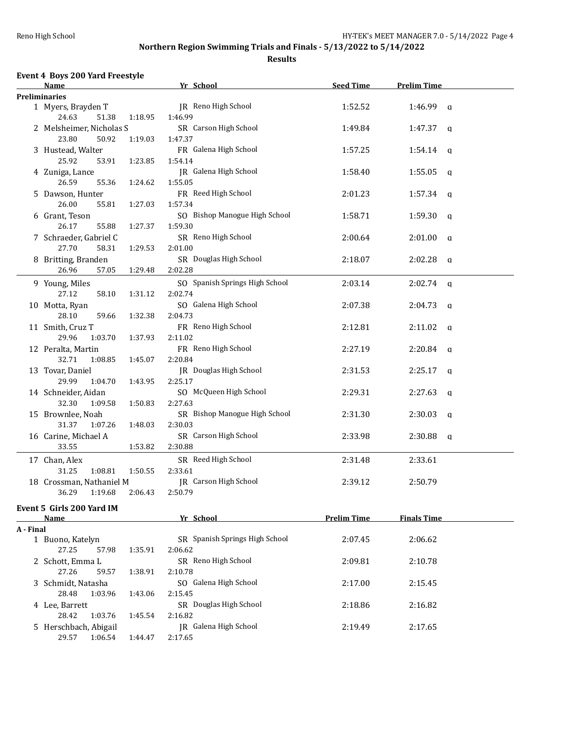## Northern Region Swimming Trials and Finals - 5/13/2022 to 5/14/2022

### Results

### Event 4 Boys 200 Yard Freestyle

| | Name | Yr | School | Seed Time | Prelim Time | |
|---|---|---|---|---|---|---|
| **Preliminaries** | | | | | | |
| 1 | Myers, Brayden T | JR | Reno High School | 1:52.52 | 1:46.99 | q |
| | 24.63 51.38 1:18.95 1:46.99 | | | | | |
| 2 | Melsheimer, Nicholas S | SR | Carson High School | 1:49.84 | 1:47.37 | q |
| | 23.80 50.92 1:19.03 1:47.37 | | | | | |
| 3 | Hustead, Walter | FR | Galena High School | 1:57.25 | 1:54.14 | q |
| | 25.92 53.91 1:23.85 1:54.14 | | | | | |
| 4 | Zuniga, Lance | JR | Galena High School | 1:58.40 | 1:55.05 | q |
| | 26.59 55.36 1:24.62 1:55.05 | | | | | |
| 5 | Dawson, Hunter | FR | Reed High School | 2:01.23 | 1:57.34 | q |
| | 26.00 55.81 1:27.03 1:57.34 | | | | | |
| 6 | Grant, Teson | SO | Bishop Manogue High School | 1:58.71 | 1:59.30 | q |
| | 26.17 55.88 1:27.37 1:59.30 | | | | | |
| 7 | Schraeder, Gabriel C | SR | Reno High School | 2:00.64 | 2:01.00 | q |
| | 27.70 58.31 1:29.53 2:01.00 | | | | | |
| 8 | Britting, Branden | SR | Douglas High School | 2:18.07 | 2:02.28 | q |
| | 26.96 57.05 1:29.48 2:02.28 | | | | | |
| 9 | Young, Miles | SO | Spanish Springs High School | 2:03.14 | 2:02.74 | q |
| | 27.12 58.10 1:31.12 2:02.74 | | | | | |
| 10 | Motta, Ryan | SO | Galena High School | 2:07.38 | 2:04.73 | q |
| | 28.10 59.66 1:32.38 2:04.73 | | | | | |
| 11 | Smith, Cruz T | FR | Reno High School | 2:12.81 | 2:11.02 | q |
| | 29.96 1:03.70 1:37.93 2:11.02 | | | | | |
| 12 | Peralta, Martin | FR | Reno High School | 2:27.19 | 2:20.84 | q |
| | 32.71 1:08.85 1:45.07 2:20.84 | | | | | |
| 13 | Tovar, Daniel | JR | Douglas High School | 2:31.53 | 2:25.17 | q |
| | 29.99 1:04.70 1:43.95 2:25.17 | | | | | |
| 14 | Schneider, Aidan | SO | McQueen High School | 2:29.31 | 2:27.63 | q |
| | 32.30 1:09.58 1:50.83 2:27.63 | | | | | |
| 15 | Brownlee, Noah | SR | Bishop Manogue High School | 2:31.30 | 2:30.03 | q |
| | 31.37 1:07.26 1:48.03 2:30.03 | | | | | |
| 16 | Carine, Michael A | SR | Carson High School | 2:33.98 | 2:30.88 | q |
| | 33.55 1:53.82 2:30.88 | | | | | |
| 17 | Chan, Alex | SR | Reed High School | 2:31.48 | 2:33.61 | |
| | 31.25 1:08.81 1:50.55 2:33.61 | | | | | |
| 18 | Crossman, Nathaniel M | JR | Carson High School | 2:39.12 | 2:50.79 | |
| | 36.29 1:19.68 2:06.43 2:50.79 | | | | | |

### Event 5 Girls 200 Yard IM

| | Name | Yr | School | Prelim Time | Finals Time |
|---|---|---|---|---|---|
| **A - Final** | | | | | |
| 1 | Buono, Katelyn | SR | Spanish Springs High School | 2:07.45 | 2:06.62 |
| | 27.25 57.98 1:35.91 2:06.62 | | | | |
| 2 | Schott, Emma L | SR | Reno High School | 2:09.81 | 2:10.78 |
| | 27.26 59.57 1:38.91 2:10.78 | | | | |
| 3 | Schmidt, Natasha | SO | Galena High School | 2:17.00 | 2:15.45 |
| | 28.48 1:03.96 1:43.06 2:15.45 | | | | |
| 4 | Lee, Barrett | SR | Douglas High School | 2:18.86 | 2:16.82 |
| | 28.42 1:03.76 1:45.54 2:16.82 | | | | |
| 5 | Herschbach, Abigail | JR | Galena High School | 2:19.49 | 2:17.65 |
| | 29.57 1:06.54 1:44.47 2:17.65 | | | | |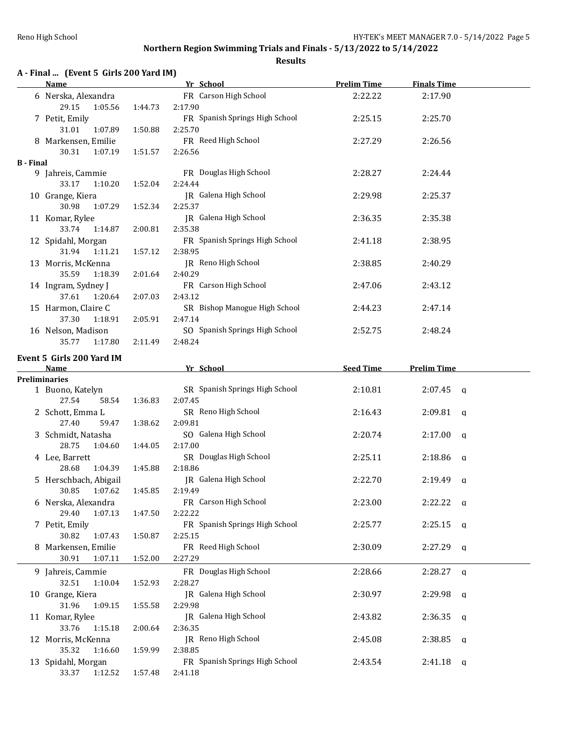## Northern Region Swimming Trials and Finals - 5/13/2022 to 5/14/2022

### Results

**A - Final ... (Event 5 Girls 200 Yard IM)**

| | Name | Yr | School | Prelim Time | Finals Time |
|---|---|---|---|---|---|
| 6 | Nerska, Alexandra | FR | Carson High School | 2:22.22 | 2:17.90 |
| | 29.15 1:05.56 1:44.73 2:17.90 | | | | |
| 7 | Petit, Emily | FR | Spanish Springs High School | 2:25.15 | 2:25.70 |
| | 31.01 1:07.89 1:50.88 2:25.70 | | | | |
| 8 | Markensen, Emilie | FR | Reed High School | 2:27.29 | 2:26.56 |
| | 30.31 1:07.19 1:51.57 2:26.56 | | | | |
| **B - Final** | | | | | |
| 9 | Jahreis, Cammie | FR | Douglas High School | 2:28.27 | 2:24.44 |
| | 33.17 1:10.20 1:52.04 2:24.44 | | | | |
| 10 | Grange, Kiera | JR | Galena High School | 2:29.98 | 2:25.37 |
| | 30.98 1:07.29 1:52.34 2:25.37 | | | | |
| 11 | Komar, Rylee | JR | Galena High School | 2:36.35 | 2:35.38 |
| | 33.74 1:14.87 2:00.81 2:35.38 | | | | |
| 12 | Spidahl, Morgan | FR | Spanish Springs High School | 2:41.18 | 2:38.95 |
| | 31.94 1:11.21 1:57.12 2:38.95 | | | | |
| 13 | Morris, McKenna | JR | Reno High School | 2:38.85 | 2:40.29 |
| | 35.59 1:18.39 2:01.64 2:40.29 | | | | |
| 14 | Ingram, Sydney J | FR | Carson High School | 2:47.06 | 2:43.12 |
| | 37.61 1:20.64 2:07.03 2:43.12 | | | | |
| 15 | Harmon, Claire C | SR | Bishop Manogue High School | 2:44.23 | 2:47.14 |
| | 37.30 1:18.91 2:05.91 2:47.14 | | | | |
| 16 | Nelson, Madison | SO | Spanish Springs High School | 2:52.75 | 2:48.24 |
| | 35.77 1:17.80 2:11.49 2:48.24 | | | | |

**Event 5 Girls 200 Yard IM**

| | Name | Yr | School | Seed Time | Prelim Time | |
|---|---|---|---|---|---|---|
| **Preliminaries** | | | | | | |
| 1 | Buono, Katelyn | SR | Spanish Springs High School | 2:10.81 | 2:07.45 | q |
| | 27.54 58.54 1:36.83 2:07.45 | | | | | |
| 2 | Schott, Emma L | SR | Reno High School | 2:16.43 | 2:09.81 | q |
| | 27.40 59.47 1:38.62 2:09.81 | | | | | |
| 3 | Schmidt, Natasha | SO | Galena High School | 2:20.74 | 2:17.00 | q |
| | 28.75 1:04.60 1:44.05 2:17.00 | | | | | |
| 4 | Lee, Barrett | SR | Douglas High School | 2:25.11 | 2:18.86 | q |
| | 28.68 1:04.39 1:45.88 2:18.86 | | | | | |
| 5 | Herschbach, Abigail | JR | Galena High School | 2:22.70 | 2:19.49 | q |
| | 30.85 1:07.62 1:45.85 2:19.49 | | | | | |
| 6 | Nerska, Alexandra | FR | Carson High School | 2:23.00 | 2:22.22 | q |
| | 29.40 1:07.13 1:47.50 2:22.22 | | | | | |
| 7 | Petit, Emily | FR | Spanish Springs High School | 2:25.77 | 2:25.15 | q |
| | 30.82 1:07.43 1:50.87 2:25.15 | | | | | |
| 8 | Markensen, Emilie | FR | Reed High School | 2:30.09 | 2:27.29 | q |
| | 30.91 1:07.11 1:52.00 2:27.29 | | | | | |
| 9 | Jahreis, Cammie | FR | Douglas High School | 2:28.66 | 2:28.27 | q |
| | 32.51 1:10.04 1:52.93 2:28.27 | | | | | |
| 10 | Grange, Kiera | JR | Galena High School | 2:30.97 | 2:29.98 | q |
| | 31.96 1:09.15 1:55.58 2:29.98 | | | | | |
| 11 | Komar, Rylee | JR | Galena High School | 2:43.82 | 2:36.35 | q |
| | 33.76 1:15.18 2:00.64 2:36.35 | | | | | |
| 12 | Morris, McKenna | JR | Reno High School | 2:45.08 | 2:38.85 | q |
| | 35.32 1:16.60 1:59.99 2:38.85 | | | | | |
| 13 | Spidahl, Morgan | FR | Spanish Springs High School | 2:43.54 | 2:41.18 | q |
| | 33.37 1:12.52 1:57.48 2:41.18 | | | | | |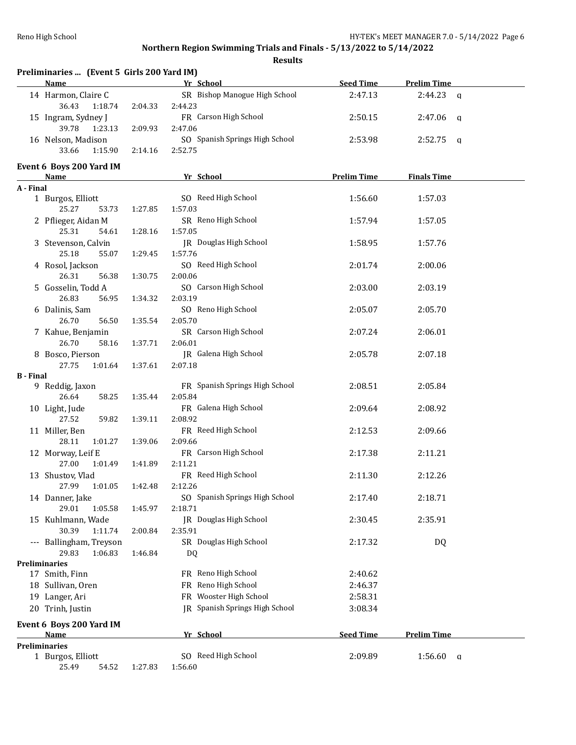## Northern Region Swimming Trials and Finals - 5/13/2022 to 5/14/2022

### Results

**Preliminaries ... (Event 5 Girls 200 Yard IM)**

| | Name | Yr | School | Seed Time | Prelim Time | |
|---|---|---|---|---|---|---|
| 14 | Harmon, Claire C | SR | Bishop Manogue High School | 2:47.13 | 2:44.23 | q |
| | 36.43 1:18.74 2:04.33 2:44.23 | | | | | |
| 15 | Ingram, Sydney J | FR | Carson High School | 2:50.15 | 2:47.06 | q |
| | 39.78 1:23.13 2:09.93 2:47.06 | | | | | |
| 16 | Nelson, Madison | SO | Spanish Springs High School | 2:53.98 | 2:52.75 | q |
| | 33.66 1:15.90 2:14.16 2:52.75 | | | | | |

**Event 6 Boys 200 Yard IM**

| | Name | Yr | School | Prelim Time | Finals Time |
|---|---|---|---|---|---|
| **A - Final** | | | | | |
| 1 | Burgos, Elliott | SO | Reed High School | 1:56.60 | 1:57.03 |
| | 25.27 53.73 1:27.85 1:57.03 | | | | |
| 2 | Pflieger, Aidan M | SR | Reno High School | 1:57.94 | 1:57.05 |
| | 25.31 54.61 1:28.16 1:57.05 | | | | |
| 3 | Stevenson, Calvin | JR | Douglas High School | 1:58.95 | 1:57.76 |
| | 25.18 55.07 1:29.45 1:57.76 | | | | |
| 4 | Rosol, Jackson | SO | Reed High School | 2:01.74 | 2:00.06 |
| | 26.31 56.38 1:30.75 2:00.06 | | | | |
| 5 | Gosselin, Todd A | SO | Carson High School | 2:03.00 | 2:03.19 |
| | 26.83 56.95 1:34.32 2:03.19 | | | | |
| 6 | Dalinis, Sam | SO | Reno High School | 2:05.07 | 2:05.70 |
| | 26.70 56.50 1:35.54 2:05.70 | | | | |
| 7 | Kahue, Benjamin | SR | Carson High School | 2:07.24 | 2:06.01 |
| | 26.70 58.16 1:37.71 2:06.01 | | | | |
| 8 | Bosco, Pierson | JR | Galena High School | 2:05.78 | 2:07.18 |
| | 27.75 1:01.64 1:37.61 2:07.18 | | | | |
| **B - Final** | | | | | |
| 9 | Reddig, Jaxon | FR | Spanish Springs High School | 2:08.51 | 2:05.84 |
| | 26.64 58.25 1:35.44 2:05.84 | | | | |
| 10 | Light, Jude | FR | Galena High School | 2:09.64 | 2:08.92 |
| | 27.52 59.82 1:39.11 2:08.92 | | | | |
| 11 | Miller, Ben | FR | Reed High School | 2:12.53 | 2:09.66 |
| | 28.11 1:01.27 1:39.06 2:09.66 | | | | |
| 12 | Morway, Leif E | FR | Carson High School | 2:17.38 | 2:11.21 |
| | 27.00 1:01.49 1:41.89 2:11.21 | | | | |
| 13 | Shustov, Vlad | FR | Reed High School | 2:11.30 | 2:12.26 |
| | 27.99 1:01.05 1:42.48 2:12.26 | | | | |
| 14 | Danner, Jake | SO | Spanish Springs High School | 2:17.40 | 2:18.71 |
| | 29.01 1:05.58 1:45.97 2:18.71 | | | | |
| 15 | Kuhlmann, Wade | JR | Douglas High School | 2:30.45 | 2:35.91 |
| | 30.39 1:11.74 2:00.84 2:35.91 | | | | |
| --- | Ballingham, Treyson | SR | Douglas High School | 2:17.32 | DQ |
| | 29.83 1:06.83 1:46.84 DQ | | | | |
| **Preliminaries** | | | | | |
| 17 | Smith, Finn | FR | Reno High School | 2:40.62 | |
| 18 | Sullivan, Oren | FR | Reno High School | 2:46.37 | |
| 19 | Langer, Ari | FR | Wooster High School | 2:58.31 | |
| 20 | Trinh, Justin | JR | Spanish Springs High School | 3:08.34 | |

**Event 6 Boys 200 Yard IM**

| | Name | Yr | School | Seed Time | Prelim Time | |
|---|---|---|---|---|---|---|
| **Preliminaries** | | | | | | |
| 1 | Burgos, Elliott | SO | Reed High School | 2:09.89 | 1:56.60 | q |
| | 25.49 54.52 1:27.83 1:56.60 | | | | | |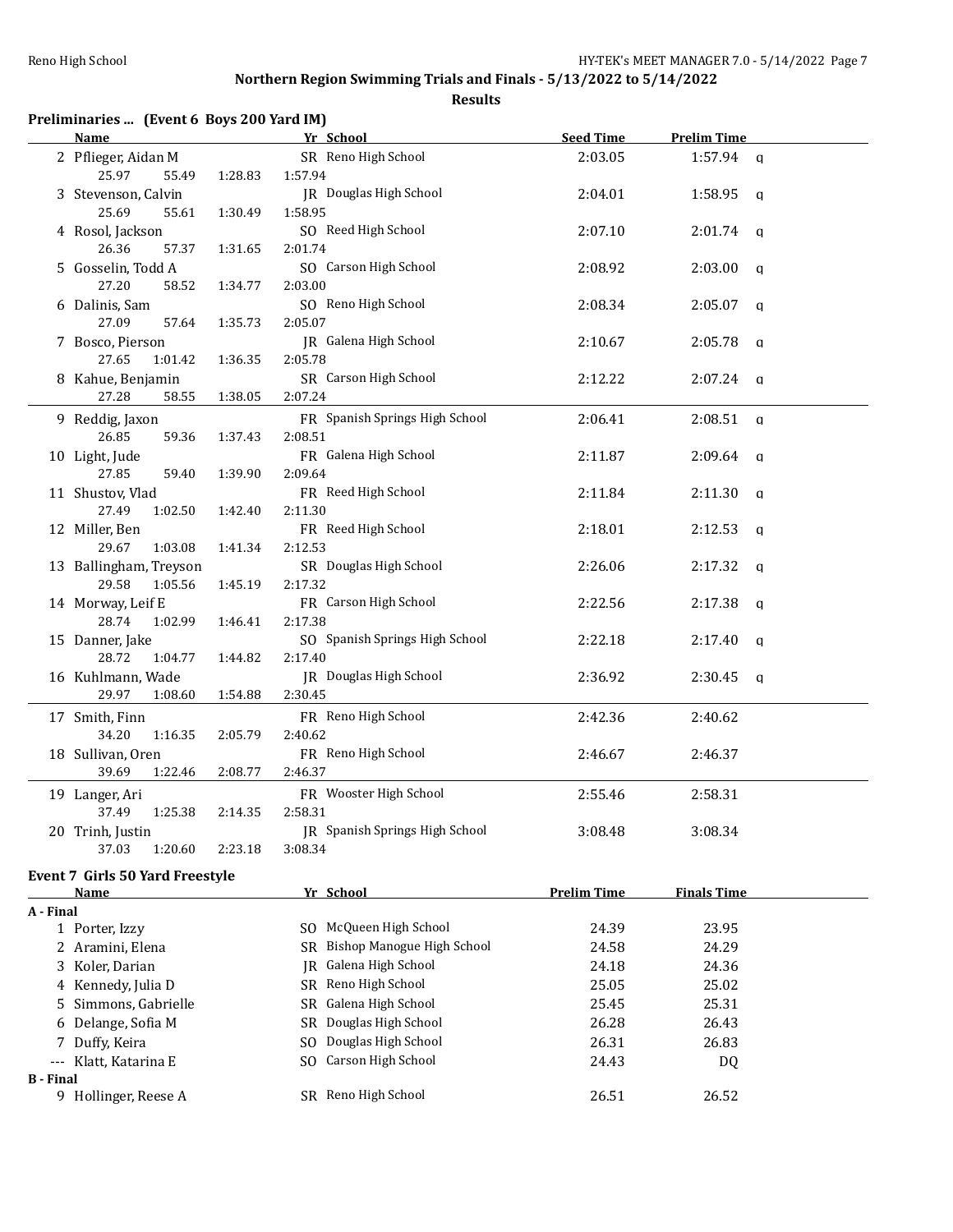## Northern Region Swimming Trials and Finals - 5/13/2022 to 5/14/2022

**Results**

### Preliminaries ... (Event 6 Boys 200 Yard IM)

| | Name | Yr | School | Seed Time | Prelim Time | |
|---|---|---|---|---|---|---|
| 2 | Pflieger, Aidan M | SR | Reno High School | 2:03.05 | 1:57.94 | q |
| | 25.97 55.49 1:28.83 1:57.94 | | | | | |
| 3 | Stevenson, Calvin | JR | Douglas High School | 2:04.01 | 1:58.95 | q |
| | 25.69 55.61 1:30.49 1:58.95 | | | | | |
| 4 | Rosol, Jackson | SO | Reed High School | 2:07.10 | 2:01.74 | q |
| | 26.36 57.37 1:31.65 2:01.74 | | | | | |
| 5 | Gosselin, Todd A | SO | Carson High School | 2:08.92 | 2:03.00 | q |
| | 27.20 58.52 1:34.77 2:03.00 | | | | | |
| 6 | Dalinis, Sam | SO | Reno High School | 2:08.34 | 2:05.07 | q |
| | 27.09 57.64 1:35.73 2:05.07 | | | | | |
| 7 | Bosco, Pierson | JR | Galena High School | 2:10.67 | 2:05.78 | q |
| | 27.65 1:01.42 1:36.35 2:05.78 | | | | | |
| 8 | Kahue, Benjamin | SR | Carson High School | 2:12.22 | 2:07.24 | q |
| | 27.28 58.55 1:38.05 2:07.24 | | | | | |
| 9 | Reddig, Jaxon | FR | Spanish Springs High School | 2:06.41 | 2:08.51 | q |
| | 26.85 59.36 1:37.43 2:08.51 | | | | | |
| 10 | Light, Jude | FR | Galena High School | 2:11.87 | 2:09.64 | q |
| | 27.85 59.40 1:39.90 2:09.64 | | | | | |
| 11 | Shustov, Vlad | FR | Reed High School | 2:11.84 | 2:11.30 | q |
| | 27.49 1:02.50 1:42.40 2:11.30 | | | | | |
| 12 | Miller, Ben | FR | Reed High School | 2:18.01 | 2:12.53 | q |
| | 29.67 1:03.08 1:41.34 2:12.53 | | | | | |
| 13 | Ballingham, Treyson | SR | Douglas High School | 2:26.06 | 2:17.32 | q |
| | 29.58 1:05.56 1:45.19 2:17.32 | | | | | |
| 14 | Morway, Leif E | FR | Carson High School | 2:22.56 | 2:17.38 | q |
| | 28.74 1:02.99 1:46.41 2:17.38 | | | | | |
| 15 | Danner, Jake | SO | Spanish Springs High School | 2:22.18 | 2:17.40 | q |
| | 28.72 1:04.77 1:44.82 2:17.40 | | | | | |
| 16 | Kuhlmann, Wade | JR | Douglas High School | 2:36.92 | 2:30.45 | q |
| | 29.97 1:08.60 1:54.88 2:30.45 | | | | | |
| 17 | Smith, Finn | FR | Reno High School | 2:42.36 | 2:40.62 | |
| | 34.20 1:16.35 2:05.79 2:40.62 | | | | | |
| 18 | Sullivan, Oren | FR | Reno High School | 2:46.67 | 2:46.37 | |
| | 39.69 1:22.46 2:08.77 2:46.37 | | | | | |
| 19 | Langer, Ari | FR | Wooster High School | 2:55.46 | 2:58.31 | |
| | 37.49 1:25.38 2:14.35 2:58.31 | | | | | |
| 20 | Trinh, Justin | JR | Spanish Springs High School | 3:08.48 | 3:08.34 | |
| | 37.03 1:20.60 2:23.18 3:08.34 | | | | | |

### Event 7 Girls 50 Yard Freestyle

| | Name | Yr | School | Prelim Time | Finals Time |
|---|---|---|---|---|---|
| **A - Final** | | | | | |
| 1 | Porter, Izzy | SO | McQueen High School | 24.39 | 23.95 |
| 2 | Aramini, Elena | SR | Bishop Manogue High School | 24.58 | 24.29 |
| 3 | Koler, Darian | JR | Galena High School | 24.18 | 24.36 |
| 4 | Kennedy, Julia D | SR | Reno High School | 25.05 | 25.02 |
| 5 | Simmons, Gabrielle | SR | Galena High School | 25.45 | 25.31 |
| 6 | Delange, Sofia M | SR | Douglas High School | 26.28 | 26.43 |
| 7 | Duffy, Keira | SO | Douglas High School | 26.31 | 26.83 |
| --- | Klatt, Katarina E | SO | Carson High School | 24.43 | DQ |
| **B - Final** | | | | | |
| 9 | Hollinger, Reese A | SR | Reno High School | 26.51 | 26.52 |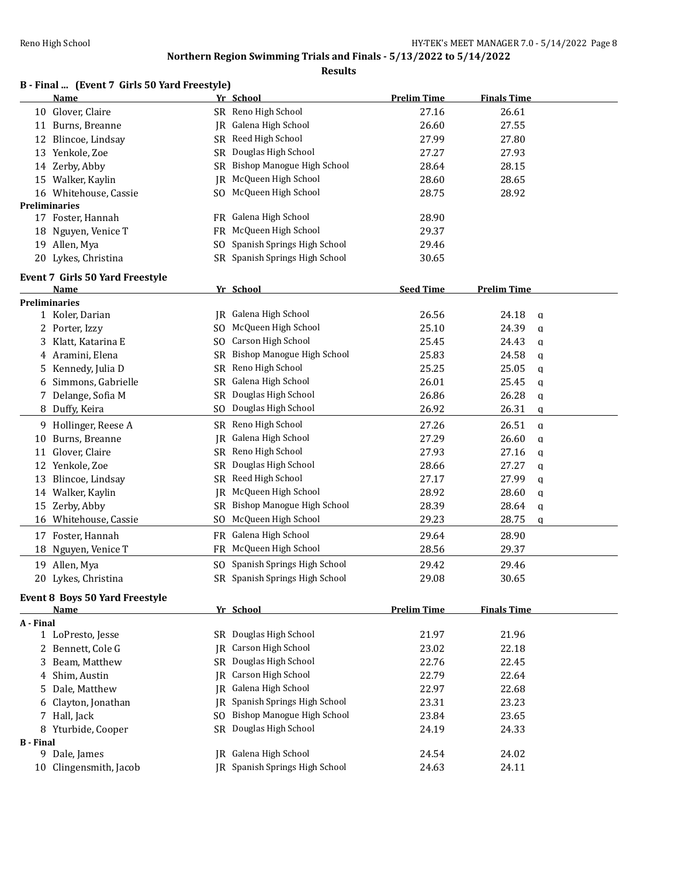## Northern Region Swimming Trials and Finals - 5/13/2022 to 5/14/2022

### Results

### B - Final ... (Event 7 Girls 50 Yard Freestyle)

| | Name | Yr | School | Prelim Time | Finals Time |
|---|---|---|---|---|---|
| 10 | Glover, Claire | SR | Reno High School | 27.16 | 26.61 |
| 11 | Burns, Breanne | JR | Galena High School | 26.60 | 27.55 |
| 12 | Blincoe, Lindsay | SR | Reed High School | 27.99 | 27.80 |
| 13 | Yenkole, Zoe | SR | Douglas High School | 27.27 | 27.93 |
| 14 | Zerby, Abby | SR | Bishop Manogue High School | 28.64 | 28.15 |
| 15 | Walker, Kaylin | JR | McQueen High School | 28.60 | 28.65 |
| 16 | Whitehouse, Cassie | SO | McQueen High School | 28.75 | 28.92 |
| **Preliminaries** | | | | | |
| 17 | Foster, Hannah | FR | Galena High School | 28.90 | |
| 18 | Nguyen, Venice T | FR | McQueen High School | 29.37 | |
| 19 | Allen, Mya | SO | Spanish Springs High School | 29.46 | |
| 20 | Lykes, Christina | SR | Spanish Springs High School | 30.65 | |

### Event 7 Girls 50 Yard Freestyle

| | Name | Yr | School | Seed Time | Prelim Time | |
|---|---|---|---|---|---|---|
| **Preliminaries** | | | | | | |
| 1 | Koler, Darian | JR | Galena High School | 26.56 | 24.18 | q |
| 2 | Porter, Izzy | SO | McQueen High School | 25.10 | 24.39 | q |
| 3 | Klatt, Katarina E | SO | Carson High School | 25.45 | 24.43 | q |
| 4 | Aramini, Elena | SR | Bishop Manogue High School | 25.83 | 24.58 | q |
| 5 | Kennedy, Julia D | SR | Reno High School | 25.25 | 25.05 | q |
| 6 | Simmons, Gabrielle | SR | Galena High School | 26.01 | 25.45 | q |
| 7 | Delange, Sofia M | SR | Douglas High School | 26.86 | 26.28 | q |
| 8 | Duffy, Keira | SO | Douglas High School | 26.92 | 26.31 | q |
| 9 | Hollinger, Reese A | SR | Reno High School | 27.26 | 26.51 | q |
| 10 | Burns, Breanne | JR | Galena High School | 27.29 | 26.60 | q |
| 11 | Glover, Claire | SR | Reno High School | 27.93 | 27.16 | q |
| 12 | Yenkole, Zoe | SR | Douglas High School | 28.66 | 27.27 | q |
| 13 | Blincoe, Lindsay | SR | Reed High School | 27.17 | 27.99 | q |
| 14 | Walker, Kaylin | JR | McQueen High School | 28.92 | 28.60 | q |
| 15 | Zerby, Abby | SR | Bishop Manogue High School | 28.39 | 28.64 | q |
| 16 | Whitehouse, Cassie | SO | McQueen High School | 29.23 | 28.75 | q |
| 17 | Foster, Hannah | FR | Galena High School | 29.64 | 28.90 | |
| 18 | Nguyen, Venice T | FR | McQueen High School | 28.56 | 29.37 | |
| 19 | Allen, Mya | SO | Spanish Springs High School | 29.42 | 29.46 | |
| 20 | Lykes, Christina | SR | Spanish Springs High School | 29.08 | 30.65 | |

### Event 8 Boys 50 Yard Freestyle

| | Name | Yr | School | Prelim Time | Finals Time |
|---|---|---|---|---|---|
| **A - Final** | | | | | |
| 1 | LoPresto, Jesse | SR | Douglas High School | 21.97 | 21.96 |
| 2 | Bennett, Cole G | JR | Carson High School | 23.02 | 22.18 |
| 3 | Beam, Matthew | SR | Douglas High School | 22.76 | 22.45 |
| 4 | Shim, Austin | JR | Carson High School | 22.79 | 22.64 |
| 5 | Dale, Matthew | JR | Galena High School | 22.97 | 22.68 |
| 6 | Clayton, Jonathan | JR | Spanish Springs High School | 23.31 | 23.23 |
| 7 | Hall, Jack | SO | Bishop Manogue High School | 23.84 | 23.65 |
| 8 | Yturbide, Cooper | SR | Douglas High School | 24.19 | 24.33 |
| **B - Final** | | | | | |
| 9 | Dale, James | JR | Galena High School | 24.54 | 24.02 |
| 10 | Clingensmith, Jacob | JR | Spanish Springs High School | 24.63 | 24.11 |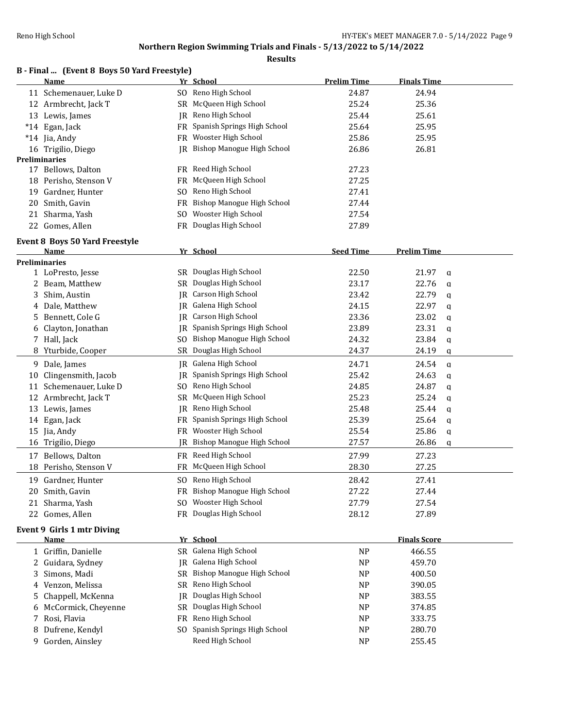## Northern Region Swimming Trials and Finals - 5/13/2022 to 5/14/2022

**Results**

### B - Final ... (Event 8 Boys 50 Yard Freestyle)

| | Name | Yr | School | Prelim Time | Finals Time |
|---|---|---|---|---|---|
| 11 | Schemenauer, Luke D | SO | Reno High School | 24.87 | 24.94 |
| 12 | Armbrecht, Jack T | SR | McQueen High School | 25.24 | 25.36 |
| 13 | Lewis, James | JR | Reno High School | 25.44 | 25.61 |
| *14 | Egan, Jack | FR | Spanish Springs High School | 25.64 | 25.95 |
| *14 | Jia, Andy | FR | Wooster High School | 25.86 | 25.95 |
| 16 | Trigilio, Diego | JR | Bishop Manogue High School | 26.86 | 26.81 |
| **Preliminaries** | | | | | |
| 17 | Bellows, Dalton | FR | Reed High School | 27.23 | |
| 18 | Perisho, Stenson V | FR | McQueen High School | 27.25 | |
| 19 | Gardner, Hunter | SO | Reno High School | 27.41 | |
| 20 | Smith, Gavin | FR | Bishop Manogue High School | 27.44 | |
| 21 | Sharma, Yash | SO | Wooster High School | 27.54 | |
| 22 | Gomes, Allen | FR | Douglas High School | 27.89 | |

### Event 8 Boys 50 Yard Freestyle

| | Name | Yr | School | Seed Time | Prelim Time | |
|---|---|---|---|---|---|---|
| **Preliminaries** | | | | | | |
| 1 | LoPresto, Jesse | SR | Douglas High School | 22.50 | 21.97 | q |
| 2 | Beam, Matthew | SR | Douglas High School | 23.17 | 22.76 | q |
| 3 | Shim, Austin | JR | Carson High School | 23.42 | 22.79 | q |
| 4 | Dale, Matthew | JR | Galena High School | 24.15 | 22.97 | q |
| 5 | Bennett, Cole G | JR | Carson High School | 23.36 | 23.02 | q |
| 6 | Clayton, Jonathan | JR | Spanish Springs High School | 23.89 | 23.31 | q |
| 7 | Hall, Jack | SO | Bishop Manogue High School | 24.32 | 23.84 | q |
| 8 | Yturbide, Cooper | SR | Douglas High School | 24.37 | 24.19 | q |
| 9 | Dale, James | JR | Galena High School | 24.71 | 24.54 | q |
| 10 | Clingensmith, Jacob | JR | Spanish Springs High School | 25.42 | 24.63 | q |
| 11 | Schemenauer, Luke D | SO | Reno High School | 24.85 | 24.87 | q |
| 12 | Armbrecht, Jack T | SR | McQueen High School | 25.23 | 25.24 | q |
| 13 | Lewis, James | JR | Reno High School | 25.48 | 25.44 | q |
| 14 | Egan, Jack | FR | Spanish Springs High School | 25.39 | 25.64 | q |
| 15 | Jia, Andy | FR | Wooster High School | 25.54 | 25.86 | q |
| 16 | Trigilio, Diego | JR | Bishop Manogue High School | 27.57 | 26.86 | q |
| 17 | Bellows, Dalton | FR | Reed High School | 27.99 | 27.23 | |
| 18 | Perisho, Stenson V | FR | McQueen High School | 28.30 | 27.25 | |
| 19 | Gardner, Hunter | SO | Reno High School | 28.42 | 27.41 | |
| 20 | Smith, Gavin | FR | Bishop Manogue High School | 27.22 | 27.44 | |
| 21 | Sharma, Yash | SO | Wooster High School | 27.79 | 27.54 | |
| 22 | Gomes, Allen | FR | Douglas High School | 28.12 | 27.89 | |

### Event 9 Girls 1 mtr Diving

| | Name | Yr | School | | Finals Score |
|---|---|---|---|---|---|
| 1 | Griffin, Danielle | SR | Galena High School | NP | 466.55 |
| 2 | Guidara, Sydney | JR | Galena High School | NP | 459.70 |
| 3 | Simons, Madi | SR | Bishop Manogue High School | NP | 400.50 |
| 4 | Venzon, Melissa | SR | Reno High School | NP | 390.05 |
| 5 | Chappell, McKenna | JR | Douglas High School | NP | 383.55 |
| 6 | McCormick, Cheyenne | SR | Douglas High School | NP | 374.85 |
| 7 | Rosi, Flavia | FR | Reno High School | NP | 333.75 |
| 8 | Dufrene, Kendyl | SO | Spanish Springs High School | NP | 280.70 |
| 9 | Gorden, Ainsley | | Reed High School | NP | 255.45 |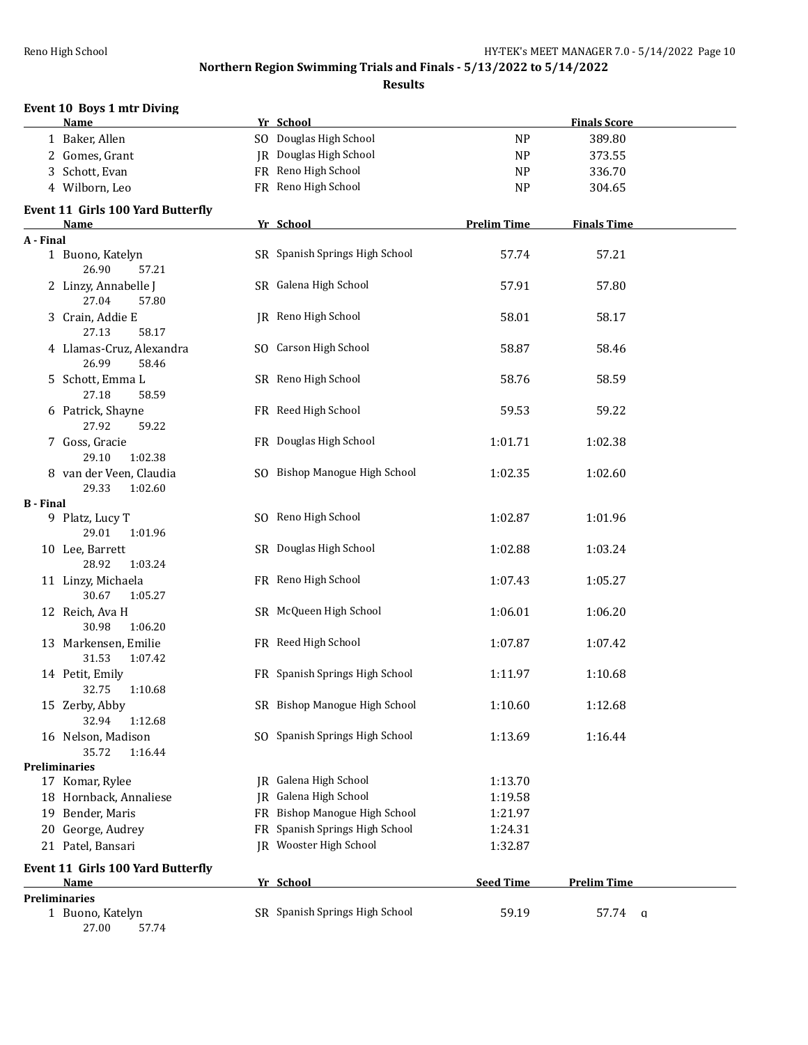## Northern Region Swimming Trials and Finals - 5/13/2022 to 5/14/2022

### Results

**Event 10 Boys 1 mtr Diving**

| | Name | Yr | School | | Finals Score |
|---|---|---|---|---|---|
| 1 | Baker, Allen | SO | Douglas High School | NP | 389.80 |
| 2 | Gomes, Grant | JR | Douglas High School | NP | 373.55 |
| 3 | Schott, Evan | FR | Reno High School | NP | 336.70 |
| 4 | Wilborn, Leo | FR | Reno High School | NP | 304.65 |

**Event 11 Girls 100 Yard Butterfly**

| | Name | Yr | School | Prelim Time | Finals Time |
|---|---|---|---|---|---|
| **A - Final** | | | | | |
| 1 | Buono, Katelyn | SR | Spanish Springs High School | 57.74 | 57.21 |
| | 26.90 57.21 | | | | |
| 2 | Linzy, Annabelle J | SR | Galena High School | 57.91 | 57.80 |
| | 27.04 57.80 | | | | |
| 3 | Crain, Addie E | JR | Reno High School | 58.01 | 58.17 |
| | 27.13 58.17 | | | | |
| 4 | Llamas-Cruz, Alexandra | SO | Carson High School | 58.87 | 58.46 |
| | 26.99 58.46 | | | | |
| 5 | Schott, Emma L | SR | Reno High School | 58.76 | 58.59 |
| | 27.18 58.59 | | | | |
| 6 | Patrick, Shayne | FR | Reed High School | 59.53 | 59.22 |
| | 27.92 59.22 | | | | |
| 7 | Goss, Gracie | FR | Douglas High School | 1:01.71 | 1:02.38 |
| | 29.10 1:02.38 | | | | |
| 8 | van der Veen, Claudia | SO | Bishop Manogue High School | 1:02.35 | 1:02.60 |
| | 29.33 1:02.60 | | | | |
| **B - Final** | | | | | |
| 9 | Platz, Lucy T | SO | Reno High School | 1:02.87 | 1:01.96 |
| | 29.01 1:01.96 | | | | |
| 10 | Lee, Barrett | SR | Douglas High School | 1:02.88 | 1:03.24 |
| | 28.92 1:03.24 | | | | |
| 11 | Linzy, Michaela | FR | Reno High School | 1:07.43 | 1:05.27 |
| | 30.67 1:05.27 | | | | |
| 12 | Reich, Ava H | SR | McQueen High School | 1:06.01 | 1:06.20 |
| | 30.98 1:06.20 | | | | |
| 13 | Markensen, Emilie | FR | Reed High School | 1:07.87 | 1:07.42 |
| | 31.53 1:07.42 | | | | |
| 14 | Petit, Emily | FR | Spanish Springs High School | 1:11.97 | 1:10.68 |
| | 32.75 1:10.68 | | | | |
| 15 | Zerby, Abby | SR | Bishop Manogue High School | 1:10.60 | 1:12.68 |
| | 32.94 1:12.68 | | | | |
| 16 | Nelson, Madison | SO | Spanish Springs High School | 1:13.69 | 1:16.44 |
| | 35.72 1:16.44 | | | | |
| **Preliminaries** | | | | | |
| 17 | Komar, Rylee | JR | Galena High School | 1:13.70 | |
| 18 | Hornback, Annaliese | JR | Galena High School | 1:19.58 | |
| 19 | Bender, Maris | FR | Bishop Manogue High School | 1:21.97 | |
| 20 | George, Audrey | FR | Spanish Springs High School | 1:24.31 | |
| 21 | Patel, Bansari | JR | Wooster High School | 1:32.87 | |

**Event 11 Girls 100 Yard Butterfly**

| | Name | Yr | School | Seed Time | Prelim Time |
|---|---|---|---|---|---|
| **Preliminaries** | | | | | |
| 1 | Buono, Katelyn | SR | Spanish Springs High School | 59.19 | 57.74 q |
| | 27.00 57.74 | | | | |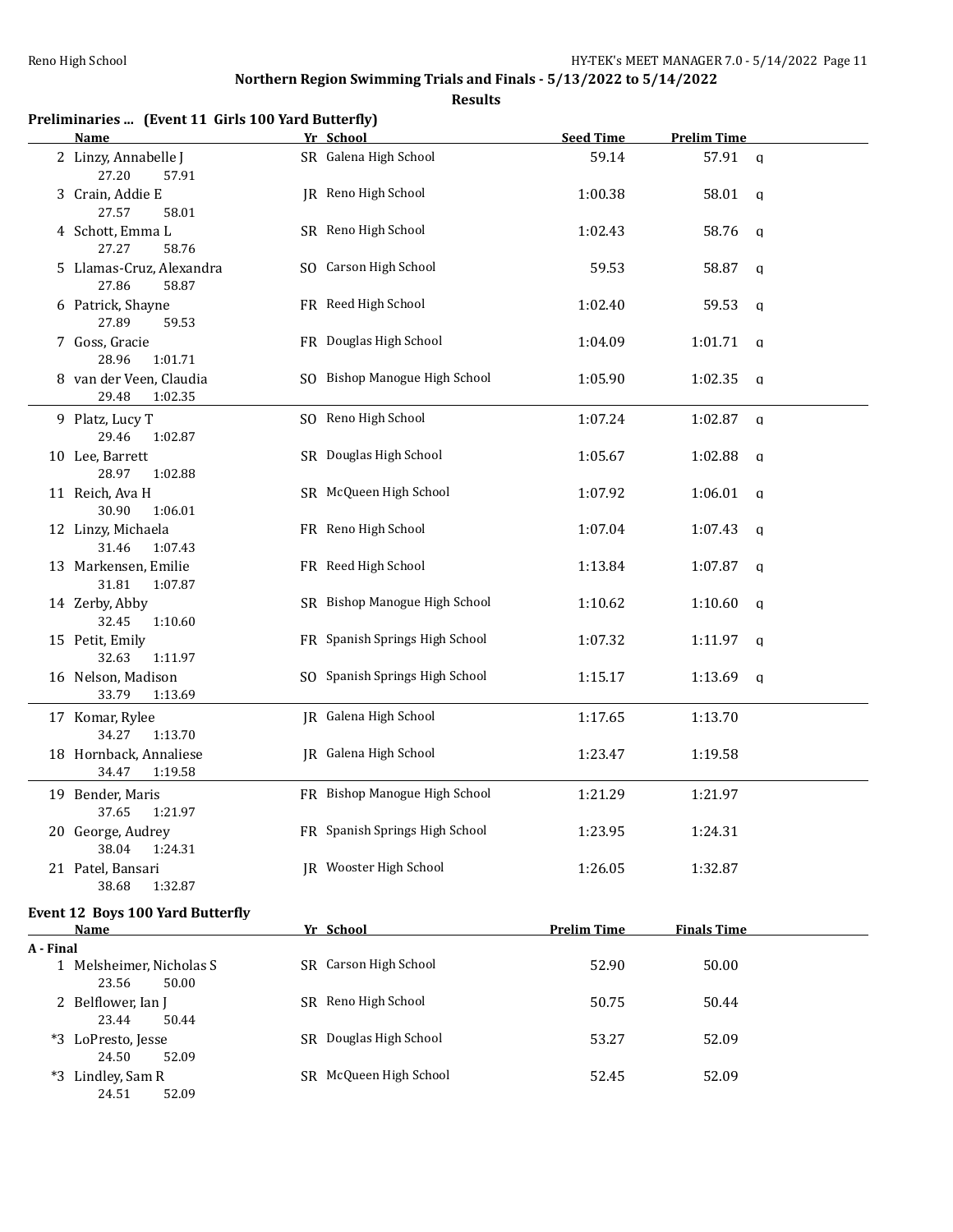## Northern Region Swimming Trials and Finals - 5/13/2022 to 5/14/2022

**Results**

### Preliminaries ... (Event 11 Girls 100 Yard Butterfly)

| | Name | Yr | School | Seed Time | Prelim Time | |
|---|---|---|---|---|---|---|
| 2 | Linzy, Annabelle J | SR | Galena High School | 59.14 | 57.91 | q |
| | 27.20 57.91 | | | | | |
| 3 | Crain, Addie E | JR | Reno High School | 1:00.38 | 58.01 | q |
| | 27.57 58.01 | | | | | |
| 4 | Schott, Emma L | SR | Reno High School | 1:02.43 | 58.76 | q |
| | 27.27 58.76 | | | | | |
| 5 | Llamas-Cruz, Alexandra | SO | Carson High School | 59.53 | 58.87 | q |
| | 27.86 58.87 | | | | | |
| 6 | Patrick, Shayne | FR | Reed High School | 1:02.40 | 59.53 | q |
| | 27.89 59.53 | | | | | |
| 7 | Goss, Gracie | FR | Douglas High School | 1:04.09 | 1:01.71 | q |
| | 28.96 1:01.71 | | | | | |
| 8 | van der Veen, Claudia | SO | Bishop Manogue High School | 1:05.90 | 1:02.35 | q |
| | 29.48 1:02.35 | | | | | |
| 9 | Platz, Lucy T | SO | Reno High School | 1:07.24 | 1:02.87 | q |
| | 29.46 1:02.87 | | | | | |
| 10 | Lee, Barrett | SR | Douglas High School | 1:05.67 | 1:02.88 | q |
| | 28.97 1:02.88 | | | | | |
| 11 | Reich, Ava H | SR | McQueen High School | 1:07.92 | 1:06.01 | q |
| | 30.90 1:06.01 | | | | | |
| 12 | Linzy, Michaela | FR | Reno High School | 1:07.04 | 1:07.43 | q |
| | 31.46 1:07.43 | | | | | |
| 13 | Markensen, Emilie | FR | Reed High School | 1:13.84 | 1:07.87 | q |
| | 31.81 1:07.87 | | | | | |
| 14 | Zerby, Abby | SR | Bishop Manogue High School | 1:10.62 | 1:10.60 | q |
| | 32.45 1:10.60 | | | | | |
| 15 | Petit, Emily | FR | Spanish Springs High School | 1:07.32 | 1:11.97 | q |
| | 32.63 1:11.97 | | | | | |
| 16 | Nelson, Madison | SO | Spanish Springs High School | 1:15.17 | 1:13.69 | q |
| | 33.79 1:13.69 | | | | | |
| 17 | Komar, Rylee | JR | Galena High School | 1:17.65 | 1:13.70 | |
| | 34.27 1:13.70 | | | | | |
| 18 | Hornback, Annaliese | JR | Galena High School | 1:23.47 | 1:19.58 | |
| | 34.47 1:19.58 | | | | | |
| 19 | Bender, Maris | FR | Bishop Manogue High School | 1:21.29 | 1:21.97 | |
| | 37.65 1:21.97 | | | | | |
| 20 | George, Audrey | FR | Spanish Springs High School | 1:23.95 | 1:24.31 | |
| | 38.04 1:24.31 | | | | | |
| 21 | Patel, Bansari | JR | Wooster High School | 1:26.05 | 1:32.87 | |
| | 38.68 1:32.87 | | | | | |

### Event 12 Boys 100 Yard Butterfly

| | Name | Yr | School | Prelim Time | Finals Time |
|---|---|---|---|---|---|
| **A - Final** | | | | | |
| 1 | Melsheimer, Nicholas S | SR | Carson High School | 52.90 | 50.00 |
| | 23.56 50.00 | | | | |
| 2 | Belflower, Ian J | SR | Reno High School | 50.75 | 50.44 |
| | 23.44 50.44 | | | | |
| *3 | LoPresto, Jesse | SR | Douglas High School | 53.27 | 52.09 |
| | 24.50 52.09 | | | | |
| *3 | Lindley, Sam R | SR | McQueen High School | 52.45 | 52.09 |
| | 24.51 52.09 | | | | |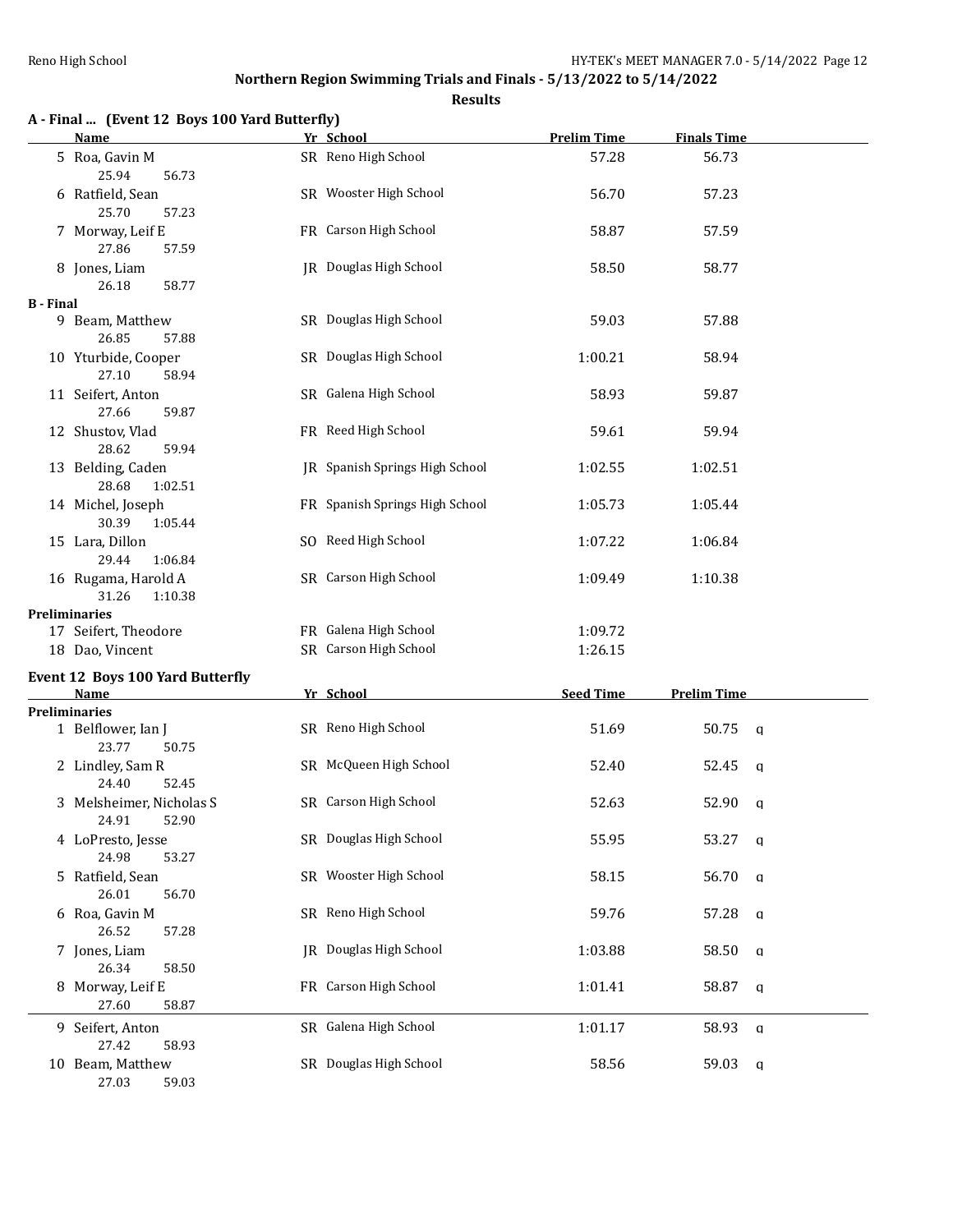## Northern Region Swimming Trials and Finals - 5/13/2022 to 5/14/2022

**Results**

### A - Final ... (Event 12 Boys 100 Yard Butterfly)

| | Name | Yr | School | Prelim Time | Finals Time | |
|---|---|---|---|---|---|---|
| 5 | Roa, Gavin M | SR | Reno High School | 57.28 | 56.73 | |
| | 25.94 56.73 | | | | | |
| 6 | Ratfield, Sean | SR | Wooster High School | 56.70 | 57.23 | |
| | 25.70 57.23 | | | | | |
| 7 | Morway, Leif E | FR | Carson High School | 58.87 | 57.59 | |
| | 27.86 57.59 | | | | | |
| 8 | Jones, Liam | JR | Douglas High School | 58.50 | 58.77 | |
| | 26.18 58.77 | | | | | |
| **B - Final** | | | | | | |
| 9 | Beam, Matthew | SR | Douglas High School | 59.03 | 57.88 | |
| | 26.85 57.88 | | | | | |
| 10 | Yturbide, Cooper | SR | Douglas High School | 1:00.21 | 58.94 | |
| | 27.10 58.94 | | | | | |
| 11 | Seifert, Anton | SR | Galena High School | 58.93 | 59.87 | |
| | 27.66 59.87 | | | | | |
| 12 | Shustov, Vlad | FR | Reed High School | 59.61 | 59.94 | |
| | 28.62 59.94 | | | | | |
| 13 | Belding, Caden | JR | Spanish Springs High School | 1:02.55 | 1:02.51 | |
| | 28.68 1:02.51 | | | | | |
| 14 | Michel, Joseph | FR | Spanish Springs High School | 1:05.73 | 1:05.44 | |
| | 30.39 1:05.44 | | | | | |
| 15 | Lara, Dillon | SO | Reed High School | 1:07.22 | 1:06.84 | |
| | 29.44 1:06.84 | | | | | |
| 16 | Rugama, Harold A | SR | Carson High School | 1:09.49 | 1:10.38 | |
| | 31.26 1:10.38 | | | | | |
| **Preliminaries** | | | | | | |
| 17 | Seifert, Theodore | FR | Galena High School | 1:09.72 | | |
| 18 | Dao, Vincent | SR | Carson High School | 1:26.15 | | |

### Event 12 Boys 100 Yard Butterfly

| | Name | Yr | School | Seed Time | Prelim Time | |
|---|---|---|---|---|---|---|
| **Preliminaries** | | | | | | |
| 1 | Belflower, Ian J | SR | Reno High School | 51.69 | 50.75 | q |
| | 23.77 50.75 | | | | | |
| 2 | Lindley, Sam R | SR | McQueen High School | 52.40 | 52.45 | q |
| | 24.40 52.45 | | | | | |
| 3 | Melsheimer, Nicholas S | SR | Carson High School | 52.63 | 52.90 | q |
| | 24.91 52.90 | | | | | |
| 4 | LoPresto, Jesse | SR | Douglas High School | 55.95 | 53.27 | q |
| | 24.98 53.27 | | | | | |
| 5 | Ratfield, Sean | SR | Wooster High School | 58.15 | 56.70 | q |
| | 26.01 56.70 | | | | | |
| 6 | Roa, Gavin M | SR | Reno High School | 59.76 | 57.28 | q |
| | 26.52 57.28 | | | | | |
| 7 | Jones, Liam | JR | Douglas High School | 1:03.88 | 58.50 | q |
| | 26.34 58.50 | | | | | |
| 8 | Morway, Leif E | FR | Carson High School | 1:01.41 | 58.87 | q |
| | 27.60 58.87 | | | | | |
| 9 | Seifert, Anton | SR | Galena High School | 1:01.17 | 58.93 | q |
| | 27.42 58.93 | | | | | |
| 10 | Beam, Matthew | SR | Douglas High School | 58.56 | 59.03 | q |
| | 27.03 59.03 | | | | | |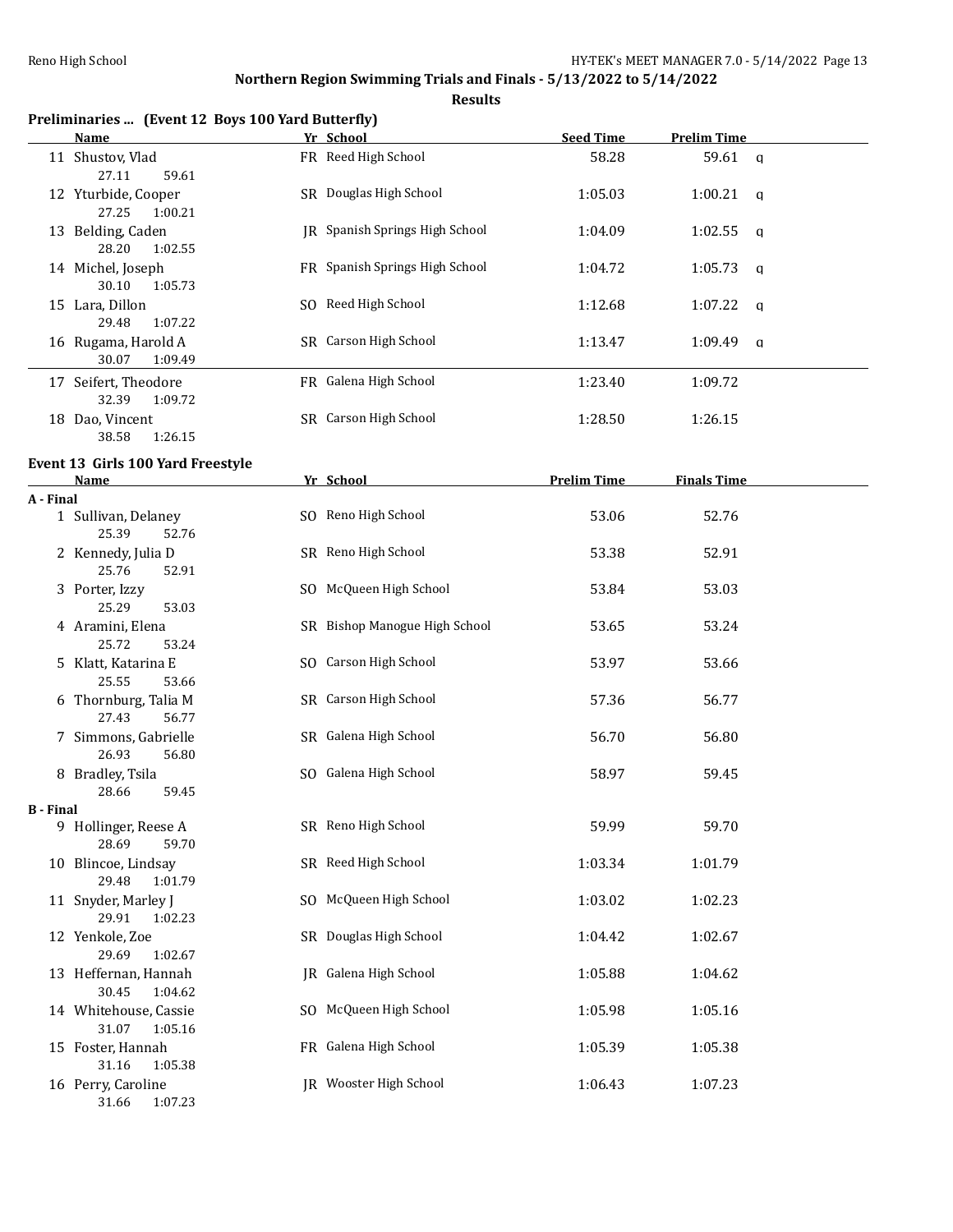## Northern Region Swimming Trials and Finals - 5/13/2022 to 5/14/2022

### Results

### Preliminaries ... (Event 12 Boys 100 Yard Butterfly)

| | Name | Yr | School | Seed Time | Prelim Time | |
|---|---|---|---|---|---|---|
| 11 | Shustov, Vlad | FR | Reed High School | 58.28 | 59.61 | q |
| | 27.11 59.61 | | | | | |
| 12 | Yturbide, Cooper | SR | Douglas High School | 1:05.03 | 1:00.21 | q |
| | 27.25 1:00.21 | | | | | |
| 13 | Belding, Caden | JR | Spanish Springs High School | 1:04.09 | 1:02.55 | q |
| | 28.20 1:02.55 | | | | | |
| 14 | Michel, Joseph | FR | Spanish Springs High School | 1:04.72 | 1:05.73 | q |
| | 30.10 1:05.73 | | | | | |
| 15 | Lara, Dillon | SO | Reed High School | 1:12.68 | 1:07.22 | q |
| | 29.48 1:07.22 | | | | | |
| 16 | Rugama, Harold A | SR | Carson High School | 1:13.47 | 1:09.49 | q |
| | 30.07 1:09.49 | | | | | |
| 17 | Seifert, Theodore | FR | Galena High School | 1:23.40 | 1:09.72 | |
| | 32.39 1:09.72 | | | | | |
| 18 | Dao, Vincent | SR | Carson High School | 1:28.50 | 1:26.15 | |
| | 38.58 1:26.15 | | | | | |

### Event 13 Girls 100 Yard Freestyle

| | Name | Yr | School | Prelim Time | Finals Time |
|---|---|---|---|---|---|
| **A - Final** | | | | | |
| 1 | Sullivan, Delaney | SO | Reno High School | 53.06 | 52.76 |
| | 25.39 52.76 | | | | |
| 2 | Kennedy, Julia D | SR | Reno High School | 53.38 | 52.91 |
| | 25.76 52.91 | | | | |
| 3 | Porter, Izzy | SO | McQueen High School | 53.84 | 53.03 |
| | 25.29 53.03 | | | | |
| 4 | Aramini, Elena | SR | Bishop Manogue High School | 53.65 | 53.24 |
| | 25.72 53.24 | | | | |
| 5 | Klatt, Katarina E | SO | Carson High School | 53.97 | 53.66 |
| | 25.55 53.66 | | | | |
| 6 | Thornburg, Talia M | SR | Carson High School | 57.36 | 56.77 |
| | 27.43 56.77 | | | | |
| 7 | Simmons, Gabrielle | SR | Galena High School | 56.70 | 56.80 |
| | 26.93 56.80 | | | | |
| 8 | Bradley, Tsila | SO | Galena High School | 58.97 | 59.45 |
| | 28.66 59.45 | | | | |
| **B - Final** | | | | | |
| 9 | Hollinger, Reese A | SR | Reno High School | 59.99 | 59.70 |
| | 28.69 59.70 | | | | |
| 10 | Blincoe, Lindsay | SR | Reed High School | 1:03.34 | 1:01.79 |
| | 29.48 1:01.79 | | | | |
| 11 | Snyder, Marley J | SO | McQueen High School | 1:03.02 | 1:02.23 |
| | 29.91 1:02.23 | | | | |
| 12 | Yenkole, Zoe | SR | Douglas High School | 1:04.42 | 1:02.67 |
| | 29.69 1:02.67 | | | | |
| 13 | Heffernan, Hannah | JR | Galena High School | 1:05.88 | 1:04.62 |
| | 30.45 1:04.62 | | | | |
| 14 | Whitehouse, Cassie | SO | McQueen High School | 1:05.98 | 1:05.16 |
| | 31.07 1:05.16 | | | | |
| 15 | Foster, Hannah | FR | Galena High School | 1:05.39 | 1:05.38 |
| | 31.16 1:05.38 | | | | |
| 16 | Perry, Caroline | JR | Wooster High School | 1:06.43 | 1:07.23 |
| | 31.66 1:07.23 | | | | |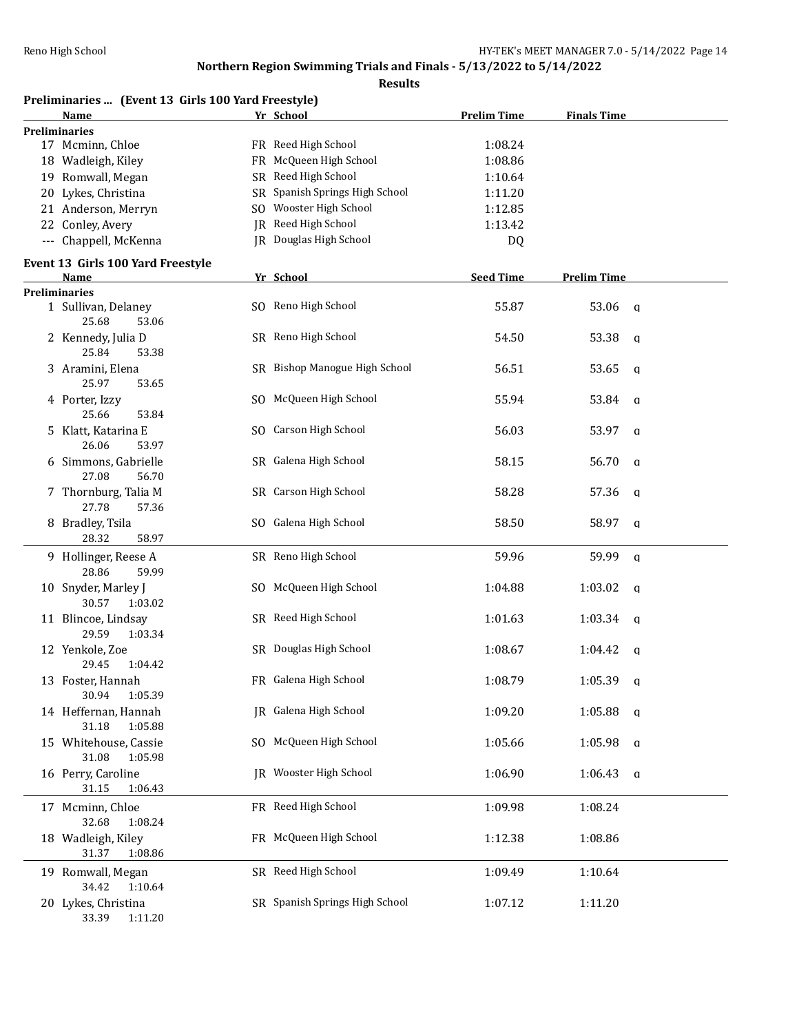Northern Region Swimming Trials and Finals - 5/13/2022 to 5/14/2022

Results

## Preliminaries ... (Event 13 Girls 100 Yard Freestyle)

| | Name | Yr | School | Prelim Time | Finals Time |
|---|---|---|---|---|---|
| **Preliminaries** | | | | | |
| 17 | Mcminn, Chloe | FR | Reed High School | 1:08.24 | |
| 18 | Wadleigh, Kiley | FR | McQueen High School | 1:08.86 | |
| 19 | Romwall, Megan | SR | Reed High School | 1:10.64 | |
| 20 | Lykes, Christina | SR | Spanish Springs High School | 1:11.20 | |
| 21 | Anderson, Merryn | SO | Wooster High School | 1:12.85 | |
| 22 | Conley, Avery | JR | Reed High School | 1:13.42 | |
| --- | Chappell, McKenna | JR | Douglas High School | DQ | |

## Event 13 Girls 100 Yard Freestyle

| | Name | Yr | School | Seed Time | Prelim Time | |
|---|---|---|---|---|---|---|
| **Preliminaries** | | | | | | |
| 1 | Sullivan, Delaney | SO | Reno High School | 55.87 | 53.06 | q |
| | 25.68 53.06 | | | | | |
| 2 | Kennedy, Julia D | SR | Reno High School | 54.50 | 53.38 | q |
| | 25.84 53.38 | | | | | |
| 3 | Aramini, Elena | SR | Bishop Manogue High School | 56.51 | 53.65 | q |
| | 25.97 53.65 | | | | | |
| 4 | Porter, Izzy | SO | McQueen High School | 55.94 | 53.84 | q |
| | 25.66 53.84 | | | | | |
| 5 | Klatt, Katarina E | SO | Carson High School | 56.03 | 53.97 | q |
| | 26.06 53.97 | | | | | |
| 6 | Simmons, Gabrielle | SR | Galena High School | 58.15 | 56.70 | q |
| | 27.08 56.70 | | | | | |
| 7 | Thornburg, Talia M | SR | Carson High School | 58.28 | 57.36 | q |
| | 27.78 57.36 | | | | | |
| 8 | Bradley, Tsila | SO | Galena High School | 58.50 | 58.97 | q |
| | 28.32 58.97 | | | | | |
| 9 | Hollinger, Reese A | SR | Reno High School | 59.96 | 59.99 | q |
| | 28.86 59.99 | | | | | |
| 10 | Snyder, Marley J | SO | McQueen High School | 1:04.88 | 1:03.02 | q |
| | 30.57 1:03.02 | | | | | |
| 11 | Blincoe, Lindsay | SR | Reed High School | 1:01.63 | 1:03.34 | q |
| | 29.59 1:03.34 | | | | | |
| 12 | Yenkole, Zoe | SR | Douglas High School | 1:08.67 | 1:04.42 | q |
| | 29.45 1:04.42 | | | | | |
| 13 | Foster, Hannah | FR | Galena High School | 1:08.79 | 1:05.39 | q |
| | 30.94 1:05.39 | | | | | |
| 14 | Heffernan, Hannah | JR | Galena High School | 1:09.20 | 1:05.88 | q |
| | 31.18 1:05.88 | | | | | |
| 15 | Whitehouse, Cassie | SO | McQueen High School | 1:05.66 | 1:05.98 | q |
| | 31.08 1:05.98 | | | | | |
| 16 | Perry, Caroline | JR | Wooster High School | 1:06.90 | 1:06.43 | q |
| | 31.15 1:06.43 | | | | | |
| 17 | Mcminn, Chloe | FR | Reed High School | 1:09.98 | 1:08.24 | |
| | 32.68 1:08.24 | | | | | |
| 18 | Wadleigh, Kiley | FR | McQueen High School | 1:12.38 | 1:08.86 | |
| | 31.37 1:08.86 | | | | | |
| 19 | Romwall, Megan | SR | Reed High School | 1:09.49 | 1:10.64 | |
| | 34.42 1:10.64 | | | | | |
| 20 | Lykes, Christina | SR | Spanish Springs High School | 1:07.12 | 1:11.20 | |
| | 33.39 1:11.20 | | | | | |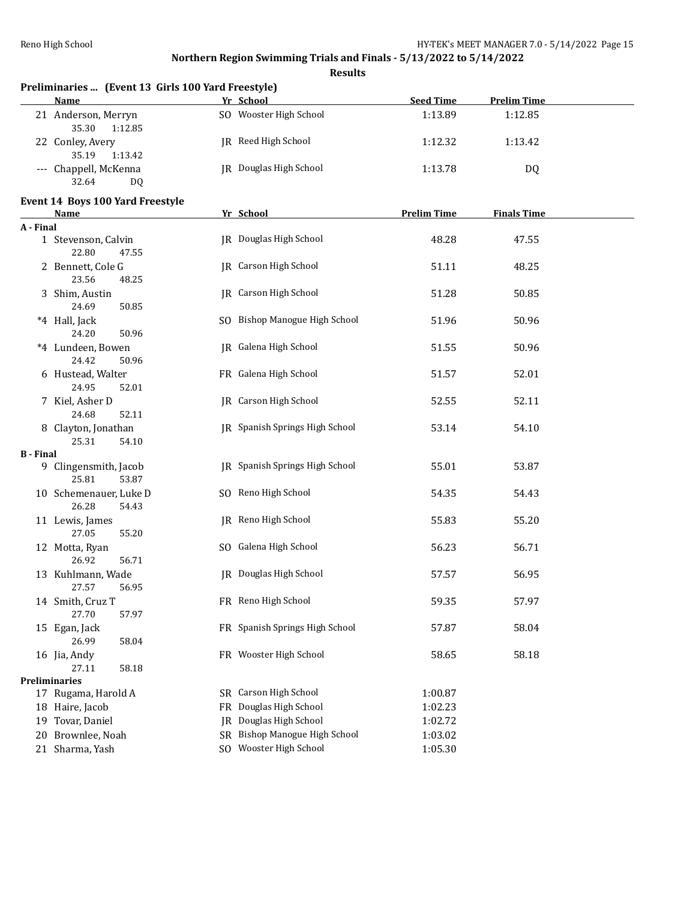## Northern Region Swimming Trials and Finals - 5/13/2022 to 5/14/2022

**Results**

### Preliminaries ... (Event 13 Girls 100 Yard Freestyle)

| | Name | Yr | School | Seed Time | Prelim Time |
|---|---|---|---|---|---|
| 21 | Anderson, Merryn | SO | Wooster High School | 1:13.89 | 1:12.85 |
| | 35.30 1:12.85 | | | | |
| 22 | Conley, Avery | JR | Reed High School | 1:12.32 | 1:13.42 |
| | 35.19 1:13.42 | | | | |
| --- | Chappell, McKenna | JR | Douglas High School | 1:13.78 | DQ |
| | 32.64 DQ | | | | |

### Event 14 Boys 100 Yard Freestyle

| | Name | Yr | School | Prelim Time | Finals Time |
|---|---|---|---|---|---|
| **A - Final** | | | | | |
| 1 | Stevenson, Calvin | JR | Douglas High School | 48.28 | 47.55 |
| | 22.80 47.55 | | | | |
| 2 | Bennett, Cole G | JR | Carson High School | 51.11 | 48.25 |
| | 23.56 48.25 | | | | |
| 3 | Shim, Austin | JR | Carson High School | 51.28 | 50.85 |
| | 24.69 50.85 | | | | |
| *4 | Hall, Jack | SO | Bishop Manogue High School | 51.96 | 50.96 |
| | 24.20 50.96 | | | | |
| *4 | Lundeen, Bowen | JR | Galena High School | 51.55 | 50.96 |
| | 24.42 50.96 | | | | |
| 6 | Hustead, Walter | FR | Galena High School | 51.57 | 52.01 |
| | 24.95 52.01 | | | | |
| 7 | Kiel, Asher D | JR | Carson High School | 52.55 | 52.11 |
| | 24.68 52.11 | | | | |
| 8 | Clayton, Jonathan | JR | Spanish Springs High School | 53.14 | 54.10 |
| | 25.31 54.10 | | | | |
| **B - Final** | | | | | |
| 9 | Clingensmith, Jacob | JR | Spanish Springs High School | 55.01 | 53.87 |
| | 25.81 53.87 | | | | |
| 10 | Schemenauer, Luke D | SO | Reno High School | 54.35 | 54.43 |
| | 26.28 54.43 | | | | |
| 11 | Lewis, James | JR | Reno High School | 55.83 | 55.20 |
| | 27.05 55.20 | | | | |
| 12 | Motta, Ryan | SO | Galena High School | 56.23 | 56.71 |
| | 26.92 56.71 | | | | |
| 13 | Kuhlmann, Wade | JR | Douglas High School | 57.57 | 56.95 |
| | 27.57 56.95 | | | | |
| 14 | Smith, Cruz T | FR | Reno High School | 59.35 | 57.97 |
| | 27.70 57.97 | | | | |
| 15 | Egan, Jack | FR | Spanish Springs High School | 57.87 | 58.04 |
| | 26.99 58.04 | | | | |
| 16 | Jia, Andy | FR | Wooster High School | 58.65 | 58.18 |
| | 27.11 58.18 | | | | |
| **Preliminaries** | | | | | |
| 17 | Rugama, Harold A | SR | Carson High School | 1:00.87 | |
| 18 | Haire, Jacob | FR | Douglas High School | 1:02.23 | |
| 19 | Tovar, Daniel | JR | Douglas High School | 1:02.72 | |
| 20 | Brownlee, Noah | SR | Bishop Manogue High School | 1:03.02 | |
| 21 | Sharma, Yash | SO | Wooster High School | 1:05.30 | |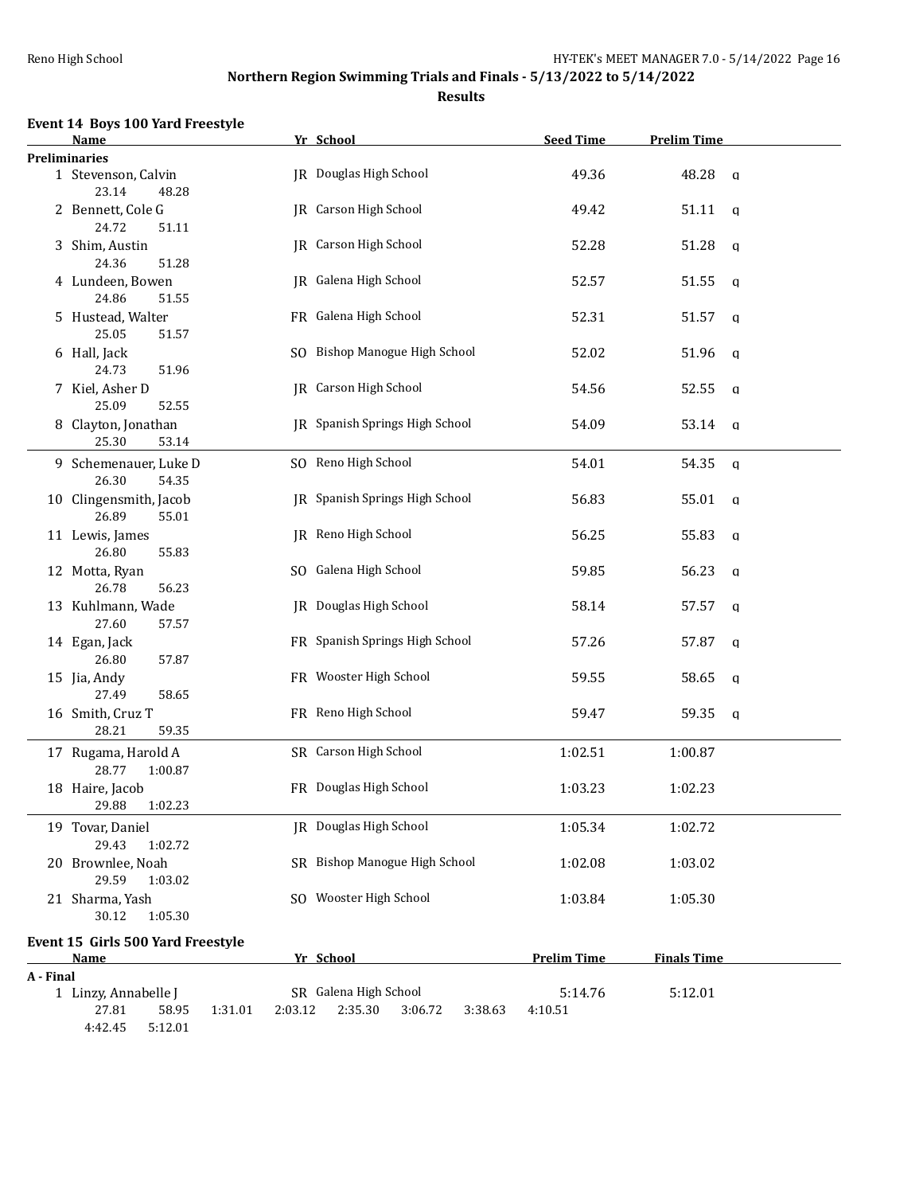## Northern Region Swimming Trials and Finals - 5/13/2022 to 5/14/2022

### Results

### Event 14 Boys 100 Yard Freestyle

| | Name | Yr | School | Seed Time | Prelim Time | |
|---|---|---|---|---|---|---|
| **Preliminaries** | | | | | | |
| 1 | Stevenson, Calvin | JR | Douglas High School | 49.36 | 48.28 | q |
| | 23.14 48.28 | | | | | |
| 2 | Bennett, Cole G | JR | Carson High School | 49.42 | 51.11 | q |
| | 24.72 51.11 | | | | | |
| 3 | Shim, Austin | JR | Carson High School | 52.28 | 51.28 | q |
| | 24.36 51.28 | | | | | |
| 4 | Lundeen, Bowen | JR | Galena High School | 52.57 | 51.55 | q |
| | 24.86 51.55 | | | | | |
| 5 | Hustead, Walter | FR | Galena High School | 52.31 | 51.57 | q |
| | 25.05 51.57 | | | | | |
| 6 | Hall, Jack | SO | Bishop Manogue High School | 52.02 | 51.96 | q |
| | 24.73 51.96 | | | | | |
| 7 | Kiel, Asher D | JR | Carson High School | 54.56 | 52.55 | q |
| | 25.09 52.55 | | | | | |
| 8 | Clayton, Jonathan | JR | Spanish Springs High School | 54.09 | 53.14 | q |
| | 25.30 53.14 | | | | | |
| 9 | Schemenauer, Luke D | SO | Reno High School | 54.01 | 54.35 | q |
| | 26.30 54.35 | | | | | |
| 10 | Clingensmith, Jacob | JR | Spanish Springs High School | 56.83 | 55.01 | q |
| | 26.89 55.01 | | | | | |
| 11 | Lewis, James | JR | Reno High School | 56.25 | 55.83 | q |
| | 26.80 55.83 | | | | | |
| 12 | Motta, Ryan | SO | Galena High School | 59.85 | 56.23 | q |
| | 26.78 56.23 | | | | | |
| 13 | Kuhlmann, Wade | JR | Douglas High School | 58.14 | 57.57 | q |
| | 27.60 57.57 | | | | | |
| 14 | Egan, Jack | FR | Spanish Springs High School | 57.26 | 57.87 | q |
| | 26.80 57.87 | | | | | |
| 15 | Jia, Andy | FR | Wooster High School | 59.55 | 58.65 | q |
| | 27.49 58.65 | | | | | |
| 16 | Smith, Cruz T | FR | Reno High School | 59.47 | 59.35 | q |
| | 28.21 59.35 | | | | | |
| 17 | Rugama, Harold A | SR | Carson High School | 1:02.51 | 1:00.87 | |
| | 28.77 1:00.87 | | | | | |
| 18 | Haire, Jacob | FR | Douglas High School | 1:03.23 | 1:02.23 | |
| | 29.88 1:02.23 | | | | | |
| 19 | Tovar, Daniel | JR | Douglas High School | 1:05.34 | 1:02.72 | |
| | 29.43 1:02.72 | | | | | |
| 20 | Brownlee, Noah | SR | Bishop Manogue High School | 1:02.08 | 1:03.02 | |
| | 29.59 1:03.02 | | | | | |
| 21 | Sharma, Yash | SO | Wooster High School | 1:03.84 | 1:05.30 | |
| | 30.12 1:05.30 | | | | | |

### Event 15 Girls 500 Yard Freestyle

| | Name | Yr | School | Prelim Time | Finals Time |
|---|---|---|---|---|---|
| **A - Final** | | | | | |
| 1 | Linzy, Annabelle J | SR | Galena High School | 5:14.76 | 5:12.01 |
| | 27.81 58.95 1:31.01 2:03.12 2:35.30 3:06.72 3:38.63 4:10.51 | | | | |
| | 4:42.45 5:12.01 | | | | |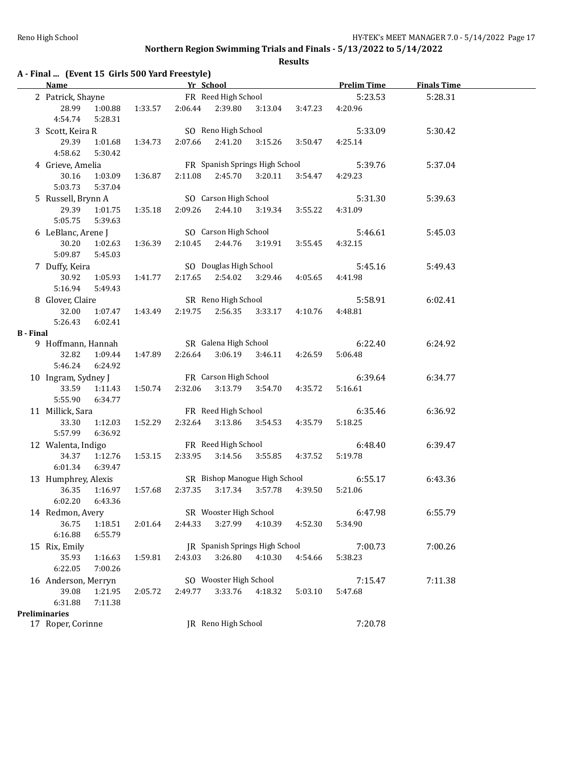**Northern Region Swimming Trials and Finals - 5/13/2022 to 5/14/2022**

**Results**

### A - Final ... (Event 15 Girls 500 Yard Freestyle)

| Name | Yr | School | Prelim Time | Finals Time |
|---|---|---|---|---|
| 2 Patrick, Shayne | FR | Reed High School | 5:23.53 | 5:28.31 |
| 28.99 1:00.88 1:33.57 2:06.44 2:39.80 3:13.04 3:47.23 4:20.96 4:54.74 5:28.31 | | | | |
| 3 Scott, Keira R | SO | Reno High School | 5:33.09 | 5:30.42 |
| 29.39 1:01.68 1:34.73 2:07.66 2:41.20 3:15.26 3:50.47 4:25.14 4:58.62 5:30.42 | | | | |
| 4 Grieve, Amelia | FR | Spanish Springs High School | 5:39.76 | 5:37.04 |
| 30.16 1:03.09 1:36.87 2:11.08 2:45.70 3:20.11 3:54.47 4:29.23 5:03.73 5:37.04 | | | | |
| 5 Russell, Brynn A | SO | Carson High School | 5:31.30 | 5:39.63 |
| 29.39 1:01.75 1:35.18 2:09.26 2:44.10 3:19.34 3:55.22 4:31.09 5:05.75 5:39.63 | | | | |
| 6 LeBlanc, Arene J | SO | Carson High School | 5:46.61 | 5:45.03 |
| 30.20 1:02.63 1:36.39 2:10.45 2:44.76 3:19.91 3:55.45 4:32.15 5:09.87 5:45.03 | | | | |
| 7 Duffy, Keira | SO | Douglas High School | 5:45.16 | 5:49.43 |
| 30.92 1:05.93 1:41.77 2:17.65 2:54.02 3:29.46 4:05.65 4:41.98 5:16.94 5:49.43 | | | | |
| 8 Glover, Claire | SR | Reno High School | 5:58.91 | 6:02.41 |
| 32.00 1:07.47 1:43.49 2:19.75 2:56.35 3:33.17 4:10.76 4:48.81 5:26.43 6:02.41 | | | | |

### B - Final

| Name | Yr | School | Prelim Time | Finals Time |
|---|---|---|---|---|
| 9 Hoffmann, Hannah | SR | Galena High School | 6:22.40 | 6:24.92 |
| 32.82 1:09.44 1:47.89 2:26.64 3:06.19 3:46.11 4:26.59 5:06.48 5:46.24 6:24.92 | | | | |
| 10 Ingram, Sydney J | FR | Carson High School | 6:39.64 | 6:34.77 |
| 33.59 1:11.43 1:50.74 2:32.06 3:13.79 3:54.70 4:35.72 5:16.61 5:55.90 6:34.77 | | | | |
| 11 Millick, Sara | FR | Reed High School | 6:35.46 | 6:36.92 |
| 33.30 1:12.03 1:52.29 2:32.64 3:13.86 3:54.53 4:35.79 5:18.25 5:57.99 6:36.92 | | | | |
| 12 Walenta, Indigo | FR | Reed High School | 6:48.40 | 6:39.47 |
| 34.37 1:12.76 1:53.15 2:33.95 3:14.56 3:55.85 4:37.52 5:19.78 6:01.34 6:39.47 | | | | |
| 13 Humphrey, Alexis | SR | Bishop Manogue High School | 6:55.17 | 6:43.36 |
| 36.35 1:16.97 1:57.68 2:37.35 3:17.34 3:57.78 4:39.50 5:21.06 6:02.20 6:43.36 | | | | |
| 14 Redmon, Avery | SR | Wooster High School | 6:47.98 | 6:55.79 |
| 36.75 1:18.51 2:01.64 2:44.33 3:27.99 4:10.39 4:52.30 5:34.90 6:16.88 6:55.79 | | | | |
| 15 Rix, Emily | JR | Spanish Springs High School | 7:00.73 | 7:00.26 |
| 35.93 1:16.63 1:59.81 2:43.03 3:26.80 4:10.30 4:54.66 5:38.23 6:22.05 7:00.26 | | | | |
| 16 Anderson, Merryn | SO | Wooster High School | 7:15.47 | 7:11.38 |
| 39.08 1:21.95 2:05.72 2:49.77 3:33.76 4:18.32 5:03.10 5:47.68 6:31.88 7:11.38 | | | | |

### Preliminaries

| Name | Yr | School | Prelim Time |
|---|---|---|---|
| 17 Roper, Corinne | JR | Reno High School | 7:20.78 |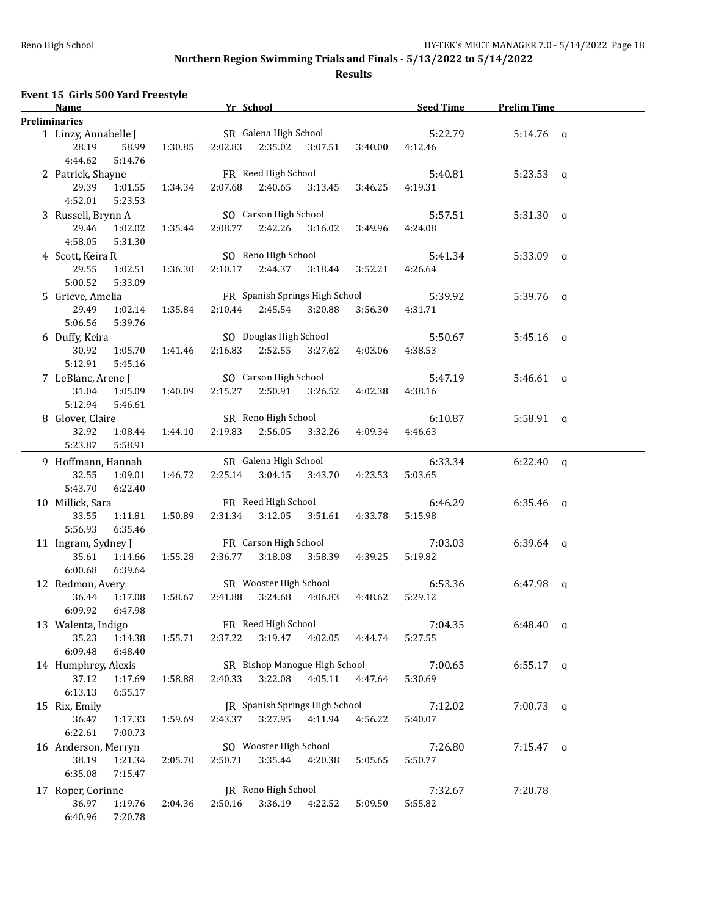## Northern Region Swimming Trials and Finals - 5/13/2022 to 5/14/2022

### Results

### Event 15 Girls 500 Yard Freestyle

| Name | Yr | School | Seed Time | Prelim Time | |
|---|---|---|---|---|---|
| **Preliminaries** | | | | | |
| 1 Linzy, Annabelle J | SR | Galena High School | 5:22.79 | 5:14.76 | q |
| 28.19 58.99 1:30.85 2:02.83 2:35.02 3:07.51 3:40.00 4:12.46 4:44.62 5:14.76 | | | | | |
| 2 Patrick, Shayne | FR | Reed High School | 5:40.81 | 5:23.53 | q |
| 29.39 1:01.55 1:34.34 2:07.68 2:40.65 3:13.45 3:46.25 4:19.31 4:52.01 5:23.53 | | | | | |
| 3 Russell, Brynn A | SO | Carson High School | 5:57.51 | 5:31.30 | q |
| 29.46 1:02.02 1:35.44 2:08.77 2:42.26 3:16.02 3:49.96 4:24.08 4:58.05 5:31.30 | | | | | |
| 4 Scott, Keira R | SO | Reno High School | 5:41.34 | 5:33.09 | q |
| 29.55 1:02.51 1:36.30 2:10.17 2:44.37 3:18.44 3:52.21 4:26.64 5:00.52 5:33.09 | | | | | |
| 5 Grieve, Amelia | FR | Spanish Springs High School | 5:39.92 | 5:39.76 | q |
| 29.49 1:02.14 1:35.84 2:10.44 2:45.54 3:20.88 3:56.30 4:31.71 5:06.56 5:39.76 | | | | | |
| 6 Duffy, Keira | SO | Douglas High School | 5:50.67 | 5:45.16 | q |
| 30.92 1:05.70 1:41.46 2:16.83 2:52.55 3:27.62 4:03.06 4:38.53 5:12.91 5:45.16 | | | | | |
| 7 LeBlanc, Arene J | SO | Carson High School | 5:47.19 | 5:46.61 | q |
| 31.04 1:05.09 1:40.09 2:15.27 2:50.91 3:26.52 4:02.38 4:38.16 5:12.94 5:46.61 | | | | | |
| 8 Glover, Claire | SR | Reno High School | 6:10.87 | 5:58.91 | q |
| 32.92 1:08.44 1:44.10 2:19.83 2:56.05 3:32.26 4:09.34 4:46.63 5:23.87 5:58.91 | | | | | |
| 9 Hoffmann, Hannah | SR | Galena High School | 6:33.34 | 6:22.40 | q |
| 32.55 1:09.01 1:46.72 2:25.14 3:04.15 3:43.70 4:23.53 5:03.65 5:43.70 6:22.40 | | | | | |
| 10 Millick, Sara | FR | Reed High School | 6:46.29 | 6:35.46 | q |
| 33.55 1:11.81 1:50.89 2:31.34 3:12.05 3:51.61 4:33.78 5:15.98 5:56.93 6:35.46 | | | | | |
| 11 Ingram, Sydney J | FR | Carson High School | 7:03.03 | 6:39.64 | q |
| 35.61 1:14.66 1:55.28 2:36.77 3:18.08 3:58.39 4:39.25 5:19.82 6:00.68 6:39.64 | | | | | |
| 12 Redmon, Avery | SR | Wooster High School | 6:53.36 | 6:47.98 | q |
| 36.44 1:17.08 1:58.67 2:41.88 3:24.68 4:06.83 4:48.62 5:29.12 6:09.92 6:47.98 | | | | | |
| 13 Walenta, Indigo | FR | Reed High School | 7:04.35 | 6:48.40 | q |
| 35.23 1:14.38 1:55.71 2:37.22 3:19.47 4:02.05 4:44.74 5:27.55 6:09.48 6:48.40 | | | | | |
| 14 Humphrey, Alexis | SR | Bishop Manogue High School | 7:00.65 | 6:55.17 | q |
| 37.12 1:17.69 1:58.88 2:40.33 3:22.08 4:05.11 4:47.64 5:30.69 6:13.13 6:55.17 | | | | | |
| 15 Rix, Emily | JR | Spanish Springs High School | 7:12.02 | 7:00.73 | q |
| 36.47 1:17.33 1:59.69 2:43.37 3:27.95 4:11.94 4:56.22 5:40.07 6:22.61 7:00.73 | | | | | |
| 16 Anderson, Merryn | SO | Wooster High School | 7:26.80 | 7:15.47 | q |
| 38.19 1:21.34 2:05.70 2:50.71 3:35.44 4:20.38 5:05.65 5:50.77 6:35.08 7:15.47 | | | | | |
| 17 Roper, Corinne | JR | Reno High School | 7:32.67 | 7:20.78 | |
| 36.97 1:19.76 2:04.36 2:50.16 3:36.19 4:22.52 5:09.50 5:55.82 6:40.96 7:20.78 | | | | | |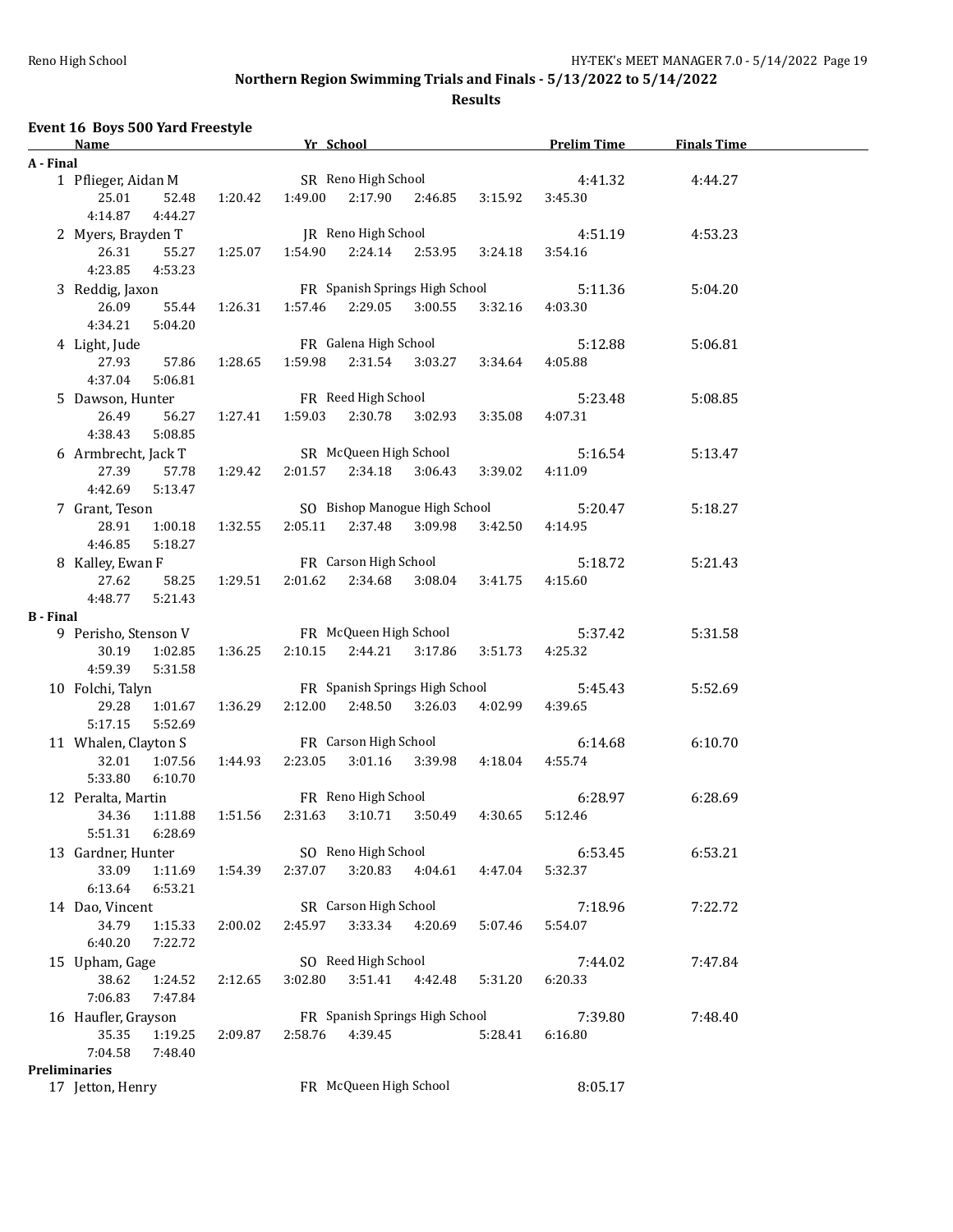## Northern Region Swimming Trials and Finals - 5/13/2022 to 5/14/2022

### Results

**Event 16 Boys 500 Yard Freestyle**

| Name | Yr | School | Prelim Time | Finals Time |
|---|---|---|---|---|
| **A - Final** | | | | |
| 1 Pflieger, Aidan M | SR | Reno High School | 4:41.32 | 4:44.27 |
| 25.01 52.48 1:20.42 1:49.00 2:17.90 2:46.85 3:15.92 3:45.30 4:14.87 4:44.27 | | | | |
| 2 Myers, Brayden T | JR | Reno High School | 4:51.19 | 4:53.23 |
| 26.31 55.27 1:25.07 1:54.90 2:24.14 2:53.95 3:24.18 3:54.16 4:23.85 4:53.23 | | | | |
| 3 Reddig, Jaxon | FR | Spanish Springs High School | 5:11.36 | 5:04.20 |
| 26.09 55.44 1:26.31 1:57.46 2:29.05 3:00.55 3:32.16 4:03.30 4:34.21 5:04.20 | | | | |
| 4 Light, Jude | FR | Galena High School | 5:12.88 | 5:06.81 |
| 27.93 57.86 1:28.65 1:59.98 2:31.54 3:03.27 3:34.64 4:05.88 4:37.04 5:06.81 | | | | |
| 5 Dawson, Hunter | FR | Reed High School | 5:23.48 | 5:08.85 |
| 26.49 56.27 1:27.41 1:59.03 2:30.78 3:02.93 3:35.08 4:07.31 4:38.43 5:08.85 | | | | |
| 6 Armbrecht, Jack T | SR | McQueen High School | 5:16.54 | 5:13.47 |
| 27.39 57.78 1:29.42 2:01.57 2:34.18 3:06.43 3:39.02 4:11.09 4:42.69 5:13.47 | | | | |
| 7 Grant, Teson | SO | Bishop Manogue High School | 5:20.47 | 5:18.27 |
| 28.91 1:00.18 1:32.55 2:05.11 2:37.48 3:09.98 3:42.50 4:14.95 4:46.85 5:18.27 | | | | |
| 8 Kalley, Ewan F | FR | Carson High School | 5:18.72 | 5:21.43 |
| 27.62 58.25 1:29.51 2:01.62 2:34.68 3:08.04 3:41.75 4:15.60 4:48.77 5:21.43 | | | | |
| **B - Final** | | | | |
| 9 Perisho, Stenson V | FR | McQueen High School | 5:37.42 | 5:31.58 |
| 30.19 1:02.85 1:36.25 2:10.15 2:44.21 3:17.86 3:51.73 4:25.32 4:59.39 5:31.58 | | | | |
| 10 Folchi, Talyn | FR | Spanish Springs High School | 5:45.43 | 5:52.69 |
| 29.28 1:01.67 1:36.29 2:12.00 2:48.50 3:26.03 4:02.99 4:39.65 5:17.15 5:52.69 | | | | |
| 11 Whalen, Clayton S | FR | Carson High School | 6:14.68 | 6:10.70 |
| 32.01 1:07.56 1:44.93 2:23.05 3:01.16 3:39.98 4:18.04 4:55.74 5:33.80 6:10.70 | | | | |
| 12 Peralta, Martin | FR | Reno High School | 6:28.97 | 6:28.69 |
| 34.36 1:11.88 1:51.56 2:31.63 3:10.71 3:50.49 4:30.65 5:12.46 5:51.31 6:28.69 | | | | |
| 13 Gardner, Hunter | SO | Reno High School | 6:53.45 | 6:53.21 |
| 33.09 1:11.69 1:54.39 2:37.07 3:20.83 4:04.61 4:47.04 5:32.37 6:13.64 6:53.21 | | | | |
| 14 Dao, Vincent | SR | Carson High School | 7:18.96 | 7:22.72 |
| 34.79 1:15.33 2:00.02 2:45.97 3:33.34 4:20.69 5:07.46 5:54.07 6:40.20 7:22.72 | | | | |
| 15 Upham, Gage | SO | Reed High School | 7:44.02 | 7:47.84 |
| 38.62 1:24.52 2:12.65 3:02.80 3:51.41 4:42.48 5:31.20 6:20.33 7:06.83 7:47.84 | | | | |
| 16 Haufler, Grayson | FR | Spanish Springs High School | 7:39.80 | 7:48.40 |
| 35.35 1:19.25 2:09.87 2:58.76 4:39.45 5:28.41 6:16.80 7:04.58 7:48.40 | | | | |
| **Preliminaries** | | | | |
| 17 Jetton, Henry | FR | McQueen High School | 8:05.17 | |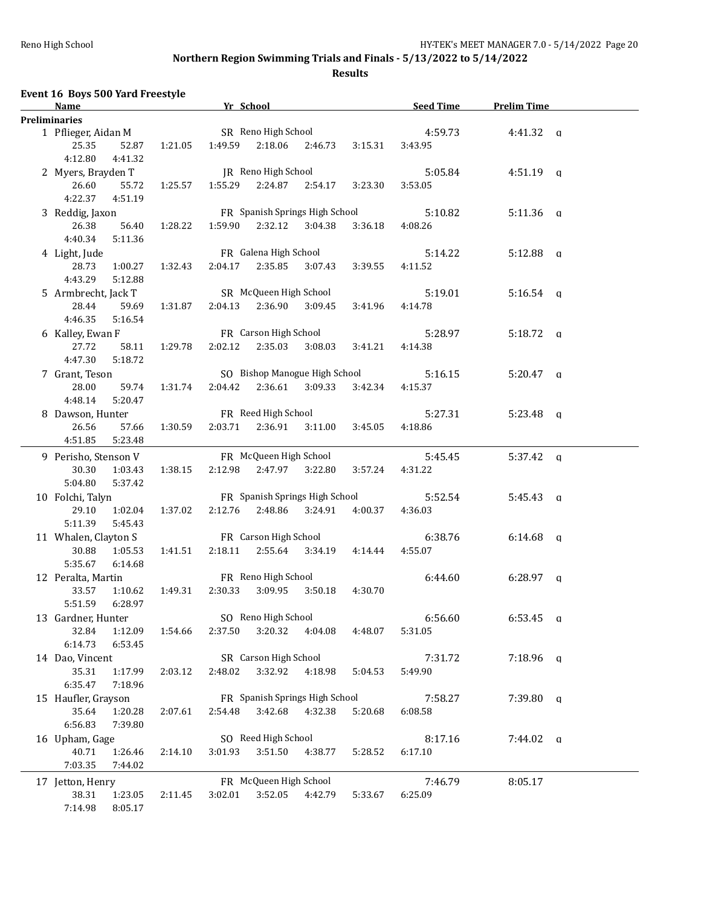Reno High School HY-TEK's MEET MANAGER 7.0 - 5/14/2022

**Northern Region Swimming Trials and Finals - 5/13/2022 to 5/14/2022**

**Results**

### Event 16 Boys 500 Yard Freestyle

| Name | Yr | School | Seed Time | Prelim Time | |
|---|---|---|---|---|---|
| **Preliminaries** | | | | | |
| 1 Pflieger, Aidan M | SR | Reno High School | 4:59.73 | 4:41.32 | q |
| 25.35 52.87 1:21.05 1:49.59 2:18.06 2:46.73 3:15.31 3:43.95 4:12.80 4:41.32 | | | | | |
| 2 Myers, Brayden T | JR | Reno High School | 5:05.84 | 4:51.19 | q |
| 26.60 55.72 1:25.57 1:55.29 2:24.87 2:54.17 3:23.30 3:53.05 4:22.37 4:51.19 | | | | | |
| 3 Reddig, Jaxon | FR | Spanish Springs High School | 5:10.82 | 5:11.36 | q |
| 26.38 56.40 1:28.22 1:59.90 2:32.12 3:04.38 3:36.18 4:08.26 4:40.34 5:11.36 | | | | | |
| 4 Light, Jude | FR | Galena High School | 5:14.22 | 5:12.88 | q |
| 28.73 1:00.27 1:32.43 2:04.17 2:35.85 3:07.43 3:39.55 4:11.52 4:43.29 5:12.88 | | | | | |
| 5 Armbrecht, Jack T | SR | McQueen High School | 5:19.01 | 5:16.54 | q |
| 28.44 59.69 1:31.87 2:04.13 2:36.90 3:09.45 3:41.96 4:14.78 4:46.35 5:16.54 | | | | | |
| 6 Kalley, Ewan F | FR | Carson High School | 5:28.97 | 5:18.72 | q |
| 27.72 58.11 1:29.78 2:02.12 2:35.03 3:08.03 3:41.21 4:14.38 4:47.30 5:18.72 | | | | | |
| 7 Grant, Teson | SO | Bishop Manogue High School | 5:16.15 | 5:20.47 | q |
| 28.00 59.74 1:31.74 2:04.42 2:36.61 3:09.33 3:42.34 4:15.37 4:48.14 5:20.47 | | | | | |
| 8 Dawson, Hunter | FR | Reed High School | 5:27.31 | 5:23.48 | q |
| 26.56 57.66 1:30.59 2:03.71 2:36.91 3:11.00 3:45.05 4:18.86 4:51.85 5:23.48 | | | | | |
| 9 Perisho, Stenson V | FR | McQueen High School | 5:45.45 | 5:37.42 | q |
| 30.30 1:03.43 1:38.15 2:12.98 2:47.97 3:22.80 3:57.24 4:31.22 5:04.80 5:37.42 | | | | | |
| 10 Folchi, Talyn | FR | Spanish Springs High School | 5:52.54 | 5:45.43 | q |
| 29.10 1:02.04 1:37.02 2:12.76 2:48.86 3:24.91 4:00.37 4:36.03 5:11.39 5:45.43 | | | | | |
| 11 Whalen, Clayton S | FR | Carson High School | 6:38.76 | 6:14.68 | q |
| 30.88 1:05.53 1:41.51 2:18.11 2:55.64 3:34.19 4:14.44 4:55.07 5:35.67 6:14.68 | | | | | |
| 12 Peralta, Martin | FR | Reno High School | 6:44.60 | 6:28.97 | q |
| 33.57 1:10.62 1:49.31 2:30.33 3:09.95 3:50.18 4:30.70 5:51.59 6:28.97 | | | | | |
| 13 Gardner, Hunter | SO | Reno High School | 6:56.60 | 6:53.45 | q |
| 32.84 1:12.09 1:54.66 2:37.50 3:20.32 4:04.08 4:48.07 5:31.05 6:14.73 6:53.45 | | | | | |
| 14 Dao, Vincent | SR | Carson High School | 7:31.72 | 7:18.96 | q |
| 35.31 1:17.99 2:03.12 2:48.02 3:32.92 4:18.98 5:04.53 5:49.90 6:35.47 7:18.96 | | | | | |
| 15 Haufler, Grayson | FR | Spanish Springs High School | 7:58.27 | 7:39.80 | q |
| 35.64 1:20.28 2:07.61 2:54.48 3:42.68 4:32.38 5:20.68 6:08.58 6:56.83 7:39.80 | | | | | |
| 16 Upham, Gage | SO | Reed High School | 8:17.16 | 7:44.02 | q |
| 40.71 1:26.46 2:14.10 3:01.93 3:51.50 4:38.77 5:28.52 6:17.10 7:03.35 7:44.02 | | | | | |
| 17 Jetton, Henry | FR | McQueen High School | 7:46.79 | 8:05.17 | |
| 38.31 1:23.05 2:11.45 3:02.01 3:52.05 4:42.79 5:33.67 6:25.09 7:14.98 8:05.17 | | | | | |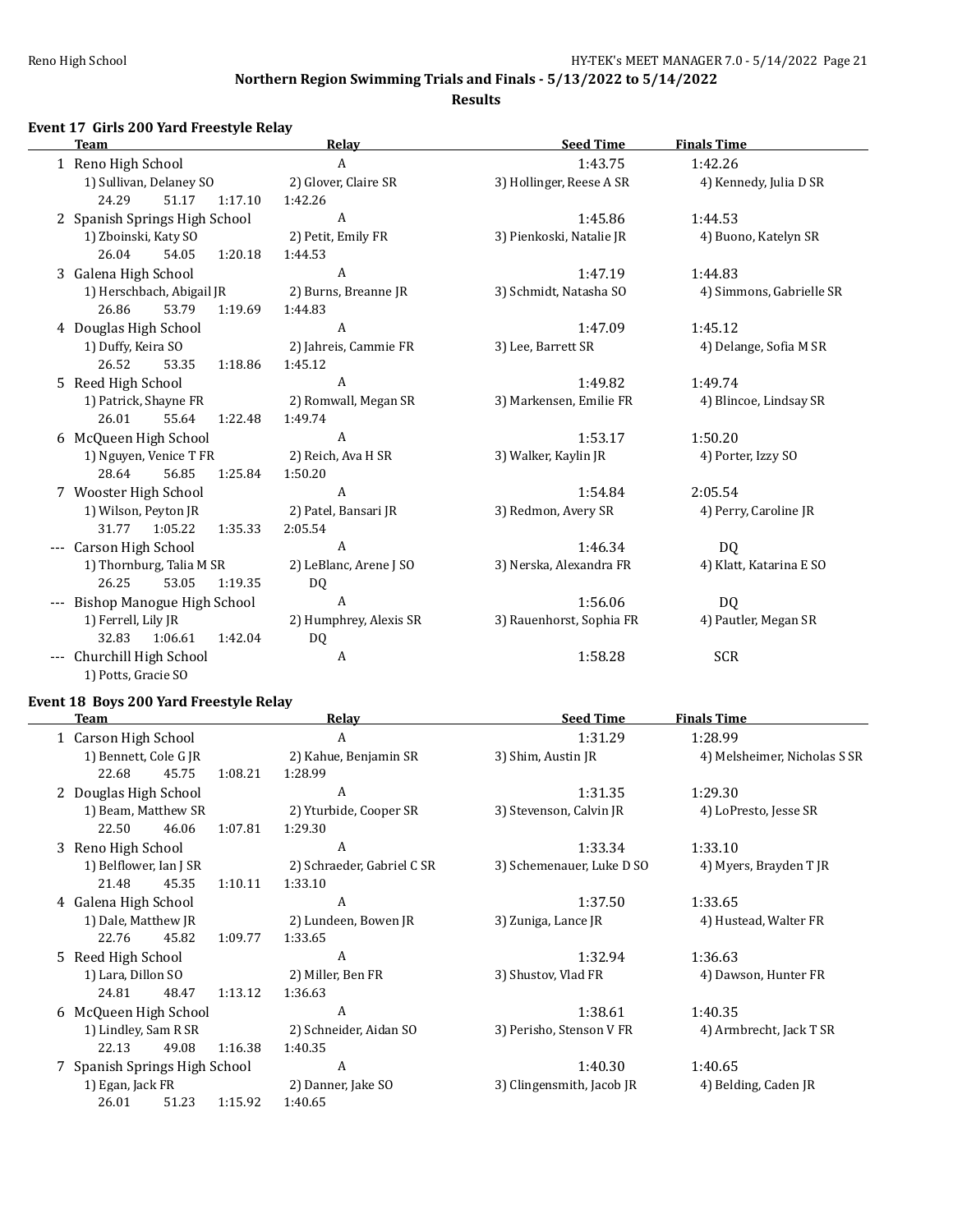## Northern Region Swimming Trials and Finals - 5/13/2022 to 5/14/2022

### Results

### Event 17 Girls 200 Yard Freestyle Relay

| | Team | Relay | Seed Time | Finals Time |
|---|---|---|---|---|
| 1 | Reno High School | A | 1:43.75 | 1:42.26 |
| | 1) Sullivan, Delaney SO | 2) Glover, Claire SR | 3) Hollinger, Reese A SR | 4) Kennedy, Julia D SR |
| | 24.29 51.17 1:17.10 | 1:42.26 | | |
| 2 | Spanish Springs High School | A | 1:45.86 | 1:44.53 |
| | 1) Zboinski, Katy SO | 2) Petit, Emily FR | 3) Pienkoski, Natalie JR | 4) Buono, Katelyn SR |
| | 26.04 54.05 1:20.18 | 1:44.53 | | |
| 3 | Galena High School | A | 1:47.19 | 1:44.83 |
| | 1) Herschbach, Abigail JR | 2) Burns, Breanne JR | 3) Schmidt, Natasha SO | 4) Simmons, Gabrielle SR |
| | 26.86 53.79 1:19.69 | 1:44.83 | | |
| 4 | Douglas High School | A | 1:47.09 | 1:45.12 |
| | 1) Duffy, Keira SO | 2) Jahreis, Cammie FR | 3) Lee, Barrett SR | 4) Delange, Sofia M SR |
| | 26.52 53.35 1:18.86 | 1:45.12 | | |
| 5 | Reed High School | A | 1:49.82 | 1:49.74 |
| | 1) Patrick, Shayne FR | 2) Romwall, Megan SR | 3) Markensen, Emilie FR | 4) Blincoe, Lindsay SR |
| | 26.01 55.64 1:22.48 | 1:49.74 | | |
| 6 | McQueen High School | A | 1:53.17 | 1:50.20 |
| | 1) Nguyen, Venice T FR | 2) Reich, Ava H SR | 3) Walker, Kaylin JR | 4) Porter, Izzy SO |
| | 28.64 56.85 1:25.84 | 1:50.20 | | |
| 7 | Wooster High School | A | 1:54.84 | 2:05.54 |
| | 1) Wilson, Peyton JR | 2) Patel, Bansari JR | 3) Redmon, Avery SR | 4) Perry, Caroline JR |
| | 31.77 1:05.22 1:35.33 | 2:05.54 | | |
| --- | Carson High School | A | 1:46.34 | DQ |
| | 1) Thornburg, Talia M SR | 2) LeBlanc, Arene J SO | 3) Nerska, Alexandra FR | 4) Klatt, Katarina E SO |
| | 26.25 53.05 1:19.35 | DQ | | |
| --- | Bishop Manogue High School | A | 1:56.06 | DQ |
| | 1) Ferrell, Lily JR | 2) Humphrey, Alexis SR | 3) Rauenhorst, Sophia FR | 4) Pautler, Megan SR |
| | 32.83 1:06.61 1:42.04 | DQ | | |
| --- | Churchill High School | A | 1:58.28 | SCR |
| | 1) Potts, Gracie SO | | | |

### Event 18 Boys 200 Yard Freestyle Relay

| | Team | Relay | Seed Time | Finals Time |
|---|---|---|---|---|
| 1 | Carson High School | A | 1:31.29 | 1:28.99 |
| | 1) Bennett, Cole G JR | 2) Kahue, Benjamin SR | 3) Shim, Austin JR | 4) Melsheimer, Nicholas S SR |
| | 22.68 45.75 1:08.21 | 1:28.99 | | |
| 2 | Douglas High School | A | 1:31.35 | 1:29.30 |
| | 1) Beam, Matthew SR | 2) Yturbide, Cooper SR | 3) Stevenson, Calvin JR | 4) LoPresto, Jesse SR |
| | 22.50 46.06 1:07.81 | 1:29.30 | | |
| 3 | Reno High School | A | 1:33.34 | 1:33.10 |
| | 1) Belflower, Ian J SR | 2) Schraeder, Gabriel C SR | 3) Schemenauer, Luke D SO | 4) Myers, Brayden T JR |
| | 21.48 45.35 1:10.11 | 1:33.10 | | |
| 4 | Galena High School | A | 1:37.50 | 1:33.65 |
| | 1) Dale, Matthew JR | 2) Lundeen, Bowen JR | 3) Zuniga, Lance JR | 4) Hustead, Walter FR |
| | 22.76 45.82 1:09.77 | 1:33.65 | | |
| 5 | Reed High School | A | 1:32.94 | 1:36.63 |
| | 1) Lara, Dillon SO | 2) Miller, Ben FR | 3) Shustov, Vlad FR | 4) Dawson, Hunter FR |
| | 24.81 48.47 1:13.12 | 1:36.63 | | |
| 6 | McQueen High School | A | 1:38.61 | 1:40.35 |
| | 1) Lindley, Sam R SR | 2) Schneider, Aidan SO | 3) Perisho, Stenson V FR | 4) Armbrecht, Jack T SR |
| | 22.13 49.08 1:16.38 | 1:40.35 | | |
| 7 | Spanish Springs High School | A | 1:40.30 | 1:40.65 |
| | 1) Egan, Jack FR | 2) Danner, Jake SO | 3) Clingensmith, Jacob JR | 4) Belding, Caden JR |
| | 26.01 51.23 1:15.92 | 1:40.65 | | |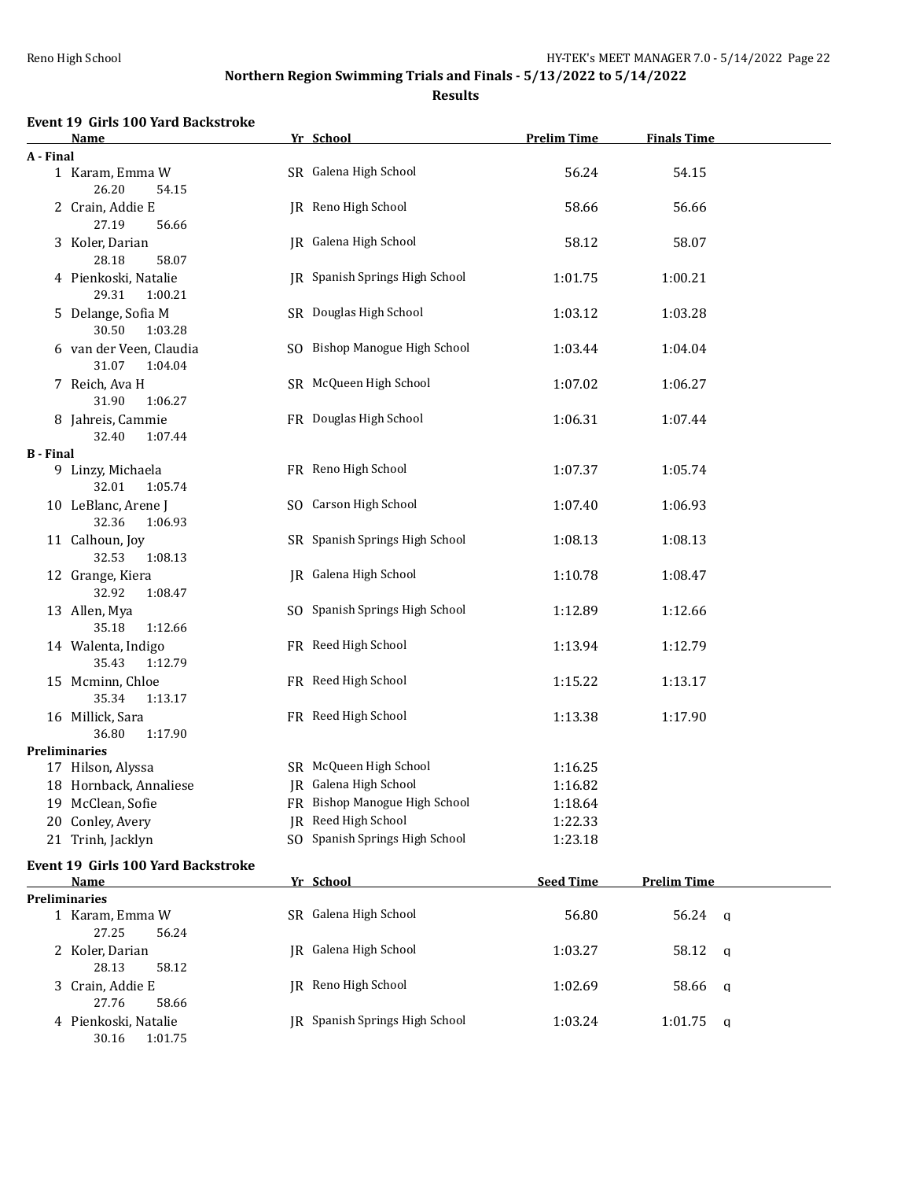Northern Region Swimming Trials and Finals - 5/13/2022 to 5/14/2022

Results

### Event 19 Girls 100 Yard Backstroke

| | Name | Yr | School | Prelim Time | Finals Time |
|---|---|---|---|---|---|
| **A - Final** | | | | | |
| 1 | Karam, Emma W | SR | Galena High School | 56.24 | 54.15 |
| | 26.20 54.15 | | | | |
| 2 | Crain, Addie E | JR | Reno High School | 58.66 | 56.66 |
| | 27.19 56.66 | | | | |
| 3 | Koler, Darian | JR | Galena High School | 58.12 | 58.07 |
| | 28.18 58.07 | | | | |
| 4 | Pienkoski, Natalie | JR | Spanish Springs High School | 1:01.75 | 1:00.21 |
| | 29.31 1:00.21 | | | | |
| 5 | Delange, Sofia M | SR | Douglas High School | 1:03.12 | 1:03.28 |
| | 30.50 1:03.28 | | | | |
| 6 | van der Veen, Claudia | SO | Bishop Manogue High School | 1:03.44 | 1:04.04 |
| | 31.07 1:04.04 | | | | |
| 7 | Reich, Ava H | SR | McQueen High School | 1:07.02 | 1:06.27 |
| | 31.90 1:06.27 | | | | |
| 8 | Jahreis, Cammie | FR | Douglas High School | 1:06.31 | 1:07.44 |
| | 32.40 1:07.44 | | | | |
| **B - Final** | | | | | |
| 9 | Linzy, Michaela | FR | Reno High School | 1:07.37 | 1:05.74 |
| | 32.01 1:05.74 | | | | |
| 10 | LeBlanc, Arene J | SO | Carson High School | 1:07.40 | 1:06.93 |
| | 32.36 1:06.93 | | | | |
| 11 | Calhoun, Joy | SR | Spanish Springs High School | 1:08.13 | 1:08.13 |
| | 32.53 1:08.13 | | | | |
| 12 | Grange, Kiera | JR | Galena High School | 1:10.78 | 1:08.47 |
| | 32.92 1:08.47 | | | | |
| 13 | Allen, Mya | SO | Spanish Springs High School | 1:12.89 | 1:12.66 |
| | 35.18 1:12.66 | | | | |
| 14 | Walenta, Indigo | FR | Reed High School | 1:13.94 | 1:12.79 |
| | 35.43 1:12.79 | | | | |
| 15 | Mcminn, Chloe | FR | Reed High School | 1:15.22 | 1:13.17 |
| | 35.34 1:13.17 | | | | |
| 16 | Millick, Sara | FR | Reed High School | 1:13.38 | 1:17.90 |
| | 36.80 1:17.90 | | | | |
| **Preliminaries** | | | | | |
| 17 | Hilson, Alyssa | SR | McQueen High School | 1:16.25 | |
| 18 | Hornback, Annaliese | JR | Galena High School | 1:16.82 | |
| 19 | McClean, Sofie | FR | Bishop Manogue High School | 1:18.64 | |
| 20 | Conley, Avery | JR | Reed High School | 1:22.33 | |
| 21 | Trinh, Jacklyn | SO | Spanish Springs High School | 1:23.18 | |

### Event 19 Girls 100 Yard Backstroke

| | Name | Yr | School | Seed Time | Prelim Time | |
|---|---|---|---|---|---|---|
| **Preliminaries** | | | | | | |
| 1 | Karam, Emma W | SR | Galena High School | 56.80 | 56.24 | q |
| | 27.25 56.24 | | | | | |
| 2 | Koler, Darian | JR | Galena High School | 1:03.27 | 58.12 | q |
| | 28.13 58.12 | | | | | |
| 3 | Crain, Addie E | JR | Reno High School | 1:02.69 | 58.66 | q |
| | 27.76 58.66 | | | | | |
| 4 | Pienkoski, Natalie | JR | Spanish Springs High School | 1:03.24 | 1:01.75 | q |
| | 30.16 1:01.75 | | | | | |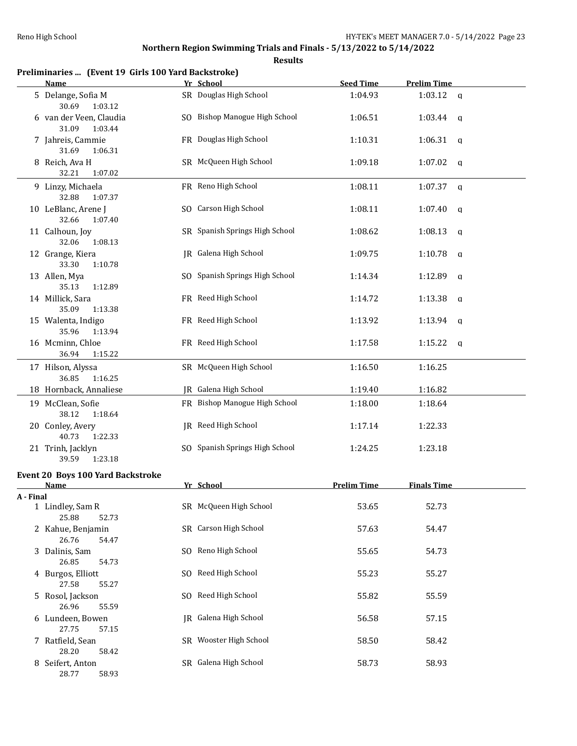**Northern Region Swimming Trials and Finals - 5/13/2022 to 5/14/2022**

**Results**

### Preliminaries ... (Event 19 Girls 100 Yard Backstroke)

| | Name | Yr | School | Seed Time | Prelim Time | |
|---|---|---|---|---|---|---|
| 5 | Delange, Sofia M | SR | Douglas High School | 1:04.93 | 1:03.12 | q |
| | 30.69 1:03.12 | | | | | |
| 6 | van der Veen, Claudia | SO | Bishop Manogue High School | 1:06.51 | 1:03.44 | q |
| | 31.09 1:03.44 | | | | | |
| 7 | Jahreis, Cammie | FR | Douglas High School | 1:10.31 | 1:06.31 | q |
| | 31.69 1:06.31 | | | | | |
| 8 | Reich, Ava H | SR | McQueen High School | 1:09.18 | 1:07.02 | q |
| | 32.21 1:07.02 | | | | | |
| 9 | Linzy, Michaela | FR | Reno High School | 1:08.11 | 1:07.37 | q |
| | 32.88 1:07.37 | | | | | |
| 10 | LeBlanc, Arene J | SO | Carson High School | 1:08.11 | 1:07.40 | q |
| | 32.66 1:07.40 | | | | | |
| 11 | Calhoun, Joy | SR | Spanish Springs High School | 1:08.62 | 1:08.13 | q |
| | 32.06 1:08.13 | | | | | |
| 12 | Grange, Kiera | JR | Galena High School | 1:09.75 | 1:10.78 | q |
| | 33.30 1:10.78 | | | | | |
| 13 | Allen, Mya | SO | Spanish Springs High School | 1:14.34 | 1:12.89 | q |
| | 35.13 1:12.89 | | | | | |
| 14 | Millick, Sara | FR | Reed High School | 1:14.72 | 1:13.38 | q |
| | 35.09 1:13.38 | | | | | |
| 15 | Walenta, Indigo | FR | Reed High School | 1:13.92 | 1:13.94 | q |
| | 35.96 1:13.94 | | | | | |
| 16 | Mcminn, Chloe | FR | Reed High School | 1:17.58 | 1:15.22 | q |
| | 36.94 1:15.22 | | | | | |
| 17 | Hilson, Alyssa | SR | McQueen High School | 1:16.50 | 1:16.25 | |
| | 36.85 1:16.25 | | | | | |
| 18 | Hornback, Annaliese | JR | Galena High School | 1:19.40 | 1:16.82 | |
| 19 | McClean, Sofie | FR | Bishop Manogue High School | 1:18.00 | 1:18.64 | |
| | 38.12 1:18.64 | | | | | |
| 20 | Conley, Avery | JR | Reed High School | 1:17.14 | 1:22.33 | |
| | 40.73 1:22.33 | | | | | |
| 21 | Trinh, Jacklyn | SO | Spanish Springs High School | 1:24.25 | 1:23.18 | |
| | 39.59 1:23.18 | | | | | |

### Event 20 Boys 100 Yard Backstroke

| | Name | Yr | School | Prelim Time | Finals Time |
|---|---|---|---|---|---|
| **A - Final** | | | | | |
| 1 | Lindley, Sam R | SR | McQueen High School | 53.65 | 52.73 |
| | 25.88 52.73 | | | | |
| 2 | Kahue, Benjamin | SR | Carson High School | 57.63 | 54.47 |
| | 26.76 54.47 | | | | |
| 3 | Dalinis, Sam | SO | Reno High School | 55.65 | 54.73 |
| | 26.85 54.73 | | | | |
| 4 | Burgos, Elliott | SO | Reed High School | 55.23 | 55.27 |
| | 27.58 55.27 | | | | |
| 5 | Rosol, Jackson | SO | Reed High School | 55.82 | 55.59 |
| | 26.96 55.59 | | | | |
| 6 | Lundeen, Bowen | JR | Galena High School | 56.58 | 57.15 |
| | 27.75 57.15 | | | | |
| 7 | Ratfield, Sean | SR | Wooster High School | 58.50 | 58.42 |
| | 28.20 58.42 | | | | |
| 8 | Seifert, Anton | SR | Galena High School | 58.73 | 58.93 |
| | 28.77 58.93 | | | | |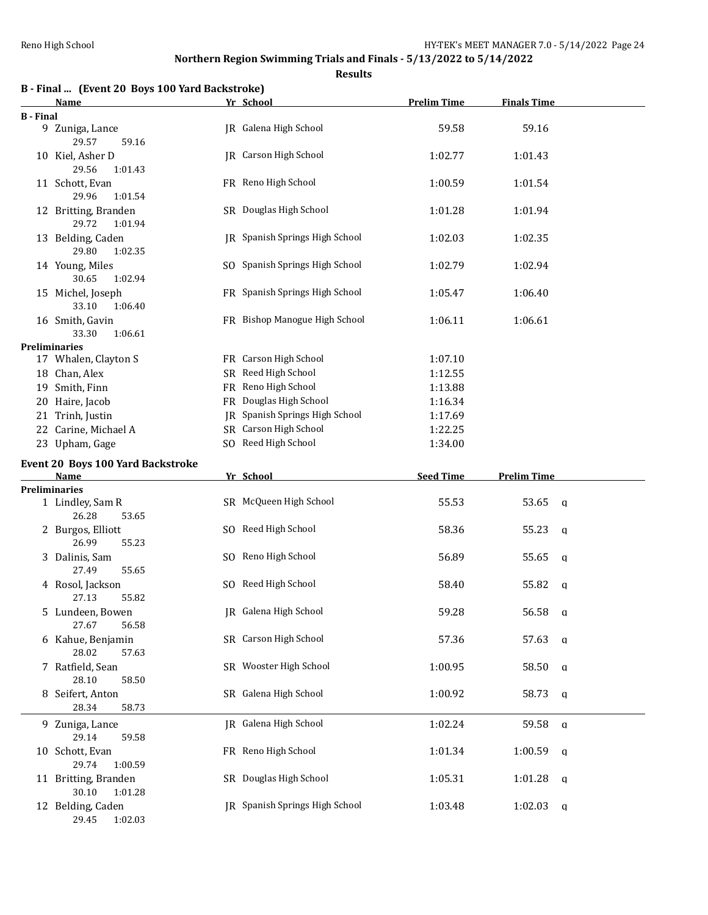**Northern Region Swimming Trials and Finals - 5/13/2022 to 5/14/2022**

**Results**

## B - Final ... (Event 20 Boys 100 Yard Backstroke)

| | Name | Yr | School | Prelim Time | Finals Time |
|---|---|---|---|---|---|
| **B - Final** | | | | | |
| 9 | Zuniga, Lance | JR | Galena High School | 59.58 | 59.16 |
| | 29.57 59.16 | | | | |
| 10 | Kiel, Asher D | JR | Carson High School | 1:02.77 | 1:01.43 |
| | 29.56 1:01.43 | | | | |
| 11 | Schott, Evan | FR | Reno High School | 1:00.59 | 1:01.54 |
| | 29.96 1:01.54 | | | | |
| 12 | Britting, Branden | SR | Douglas High School | 1:01.28 | 1:01.94 |
| | 29.72 1:01.94 | | | | |
| 13 | Belding, Caden | JR | Spanish Springs High School | 1:02.03 | 1:02.35 |
| | 29.80 1:02.35 | | | | |
| 14 | Young, Miles | SO | Spanish Springs High School | 1:02.79 | 1:02.94 |
| | 30.65 1:02.94 | | | | |
| 15 | Michel, Joseph | FR | Spanish Springs High School | 1:05.47 | 1:06.40 |
| | 33.10 1:06.40 | | | | |
| 16 | Smith, Gavin | FR | Bishop Manogue High School | 1:06.11 | 1:06.61 |
| | 33.30 1:06.61 | | | | |
| **Preliminaries** | | | | | |
| 17 | Whalen, Clayton S | FR | Carson High School | 1:07.10 | |
| 18 | Chan, Alex | SR | Reed High School | 1:12.55 | |
| 19 | Smith, Finn | FR | Reno High School | 1:13.88 | |
| 20 | Haire, Jacob | FR | Douglas High School | 1:16.34 | |
| 21 | Trinh, Justin | JR | Spanish Springs High School | 1:17.69 | |
| 22 | Carine, Michael A | SR | Carson High School | 1:22.25 | |
| 23 | Upham, Gage | SO | Reed High School | 1:34.00 | |

## Event 20 Boys 100 Yard Backstroke

| | Name | Yr | School | Seed Time | Prelim Time | |
|---|---|---|---|---|---|---|
| **Preliminaries** | | | | | | |
| 1 | Lindley, Sam R | SR | McQueen High School | 55.53 | 53.65 | q |
| | 26.28 53.65 | | | | | |
| 2 | Burgos, Elliott | SO | Reed High School | 58.36 | 55.23 | q |
| | 26.99 55.23 | | | | | |
| 3 | Dalinis, Sam | SO | Reno High School | 56.89 | 55.65 | q |
| | 27.49 55.65 | | | | | |
| 4 | Rosol, Jackson | SO | Reed High School | 58.40 | 55.82 | q |
| | 27.13 55.82 | | | | | |
| 5 | Lundeen, Bowen | JR | Galena High School | 59.28 | 56.58 | q |
| | 27.67 56.58 | | | | | |
| 6 | Kahue, Benjamin | SR | Carson High School | 57.36 | 57.63 | q |
| | 28.02 57.63 | | | | | |
| 7 | Ratfield, Sean | SR | Wooster High School | 1:00.95 | 58.50 | q |
| | 28.10 58.50 | | | | | |
| 8 | Seifert, Anton | SR | Galena High School | 1:00.92 | 58.73 | q |
| | 28.34 58.73 | | | | | |
| 9 | Zuniga, Lance | JR | Galena High School | 1:02.24 | 59.58 | q |
| | 29.14 59.58 | | | | | |
| 10 | Schott, Evan | FR | Reno High School | 1:01.34 | 1:00.59 | q |
| | 29.74 1:00.59 | | | | | |
| 11 | Britting, Branden | SR | Douglas High School | 1:05.31 | 1:01.28 | q |
| | 30.10 1:01.28 | | | | | |
| 12 | Belding, Caden | JR | Spanish Springs High School | 1:03.48 | 1:02.03 | q |
| | 29.45 1:02.03 | | | | | |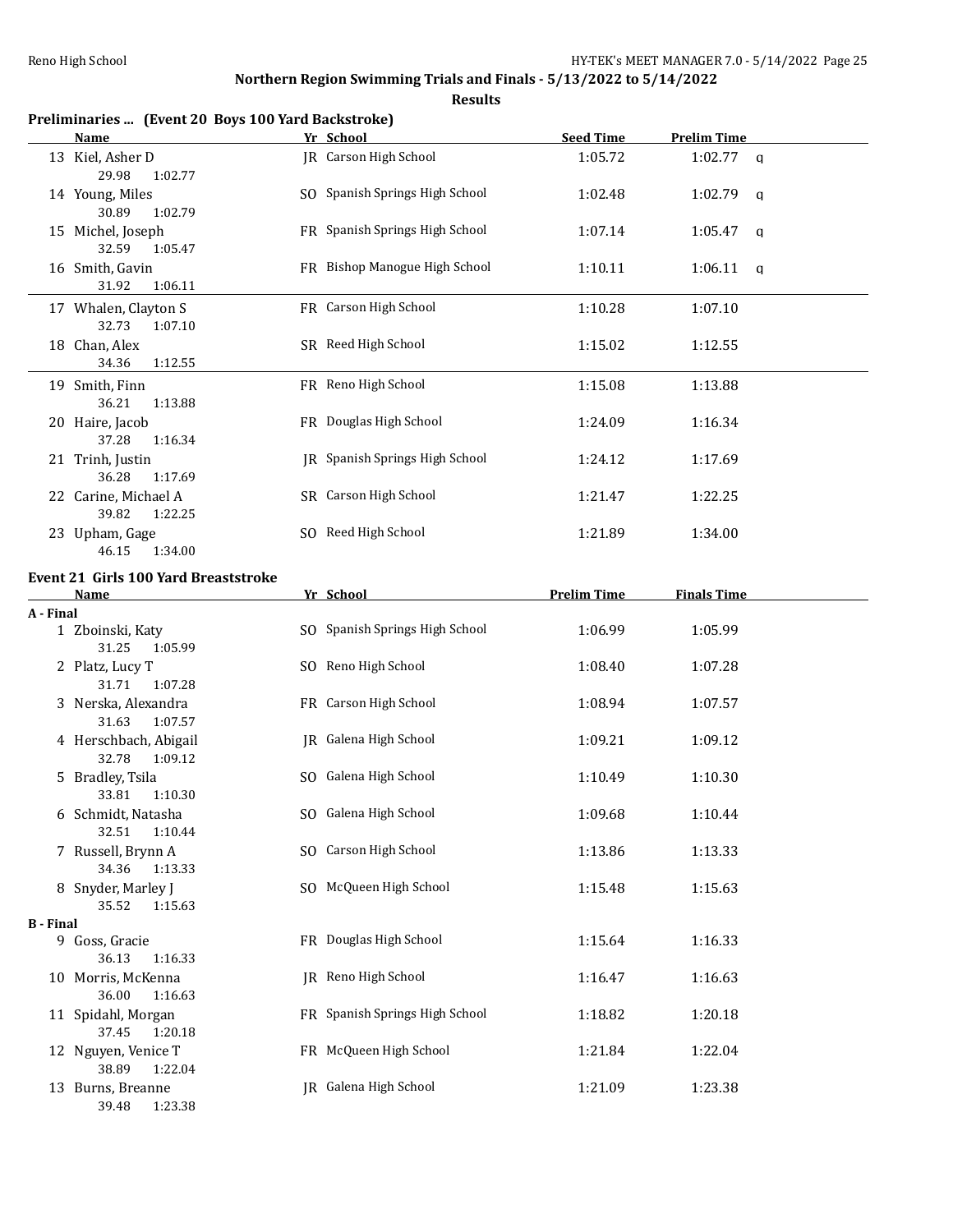## Northern Region Swimming Trials and Finals - 5/13/2022 to 5/14/2022

**Results**

### Preliminaries ... (Event 20 Boys 100 Yard Backstroke)

| | Name | Yr | School | Seed Time | Prelim Time | |
|---|---|---|---|---|---|---|
| 13 | Kiel, Asher D | JR | Carson High School | 1:05.72 | 1:02.77 | q |
| | 29.98 1:02.77 | | | | | |
| 14 | Young, Miles | SO | Spanish Springs High School | 1:02.48 | 1:02.79 | q |
| | 30.89 1:02.79 | | | | | |
| 15 | Michel, Joseph | FR | Spanish Springs High School | 1:07.14 | 1:05.47 | q |
| | 32.59 1:05.47 | | | | | |
| 16 | Smith, Gavin | FR | Bishop Manogue High School | 1:10.11 | 1:06.11 | q |
| | 31.92 1:06.11 | | | | | |
| 17 | Whalen, Clayton S | FR | Carson High School | 1:10.28 | 1:07.10 | |
| | 32.73 1:07.10 | | | | | |
| 18 | Chan, Alex | SR | Reed High School | 1:15.02 | 1:12.55 | |
| | 34.36 1:12.55 | | | | | |
| 19 | Smith, Finn | FR | Reno High School | 1:15.08 | 1:13.88 | |
| | 36.21 1:13.88 | | | | | |
| 20 | Haire, Jacob | FR | Douglas High School | 1:24.09 | 1:16.34 | |
| | 37.28 1:16.34 | | | | | |
| 21 | Trinh, Justin | JR | Spanish Springs High School | 1:24.12 | 1:17.69 | |
| | 36.28 1:17.69 | | | | | |
| 22 | Carine, Michael A | SR | Carson High School | 1:21.47 | 1:22.25 | |
| | 39.82 1:22.25 | | | | | |
| 23 | Upham, Gage | SO | Reed High School | 1:21.89 | 1:34.00 | |
| | 46.15 1:34.00 | | | | | |

### Event 21 Girls 100 Yard Breaststroke

| | Name | Yr | School | Prelim Time | Finals Time |
|---|---|---|---|---|---|
| **A - Final** | | | | | |
| 1 | Zboinski, Katy | SO | Spanish Springs High School | 1:06.99 | 1:05.99 |
| | 31.25 1:05.99 | | | | |
| 2 | Platz, Lucy T | SO | Reno High School | 1:08.40 | 1:07.28 |
| | 31.71 1:07.28 | | | | |
| 3 | Nerska, Alexandra | FR | Carson High School | 1:08.94 | 1:07.57 |
| | 31.63 1:07.57 | | | | |
| 4 | Herschbach, Abigail | JR | Galena High School | 1:09.21 | 1:09.12 |
| | 32.78 1:09.12 | | | | |
| 5 | Bradley, Tsila | SO | Galena High School | 1:10.49 | 1:10.30 |
| | 33.81 1:10.30 | | | | |
| 6 | Schmidt, Natasha | SO | Galena High School | 1:09.68 | 1:10.44 |
| | 32.51 1:10.44 | | | | |
| 7 | Russell, Brynn A | SO | Carson High School | 1:13.86 | 1:13.33 |
| | 34.36 1:13.33 | | | | |
| 8 | Snyder, Marley J | SO | McQueen High School | 1:15.48 | 1:15.63 |
| | 35.52 1:15.63 | | | | |
| **B - Final** | | | | | |
| 9 | Goss, Gracie | FR | Douglas High School | 1:15.64 | 1:16.33 |
| | 36.13 1:16.33 | | | | |
| 10 | Morris, McKenna | JR | Reno High School | 1:16.47 | 1:16.63 |
| | 36.00 1:16.63 | | | | |
| 11 | Spidahl, Morgan | FR | Spanish Springs High School | 1:18.82 | 1:20.18 |
| | 37.45 1:20.18 | | | | |
| 12 | Nguyen, Venice T | FR | McQueen High School | 1:21.84 | 1:22.04 |
| | 38.89 1:22.04 | | | | |
| 13 | Burns, Breanne | JR | Galena High School | 1:21.09 | 1:23.38 |
| | 39.48 1:23.38 | | | | |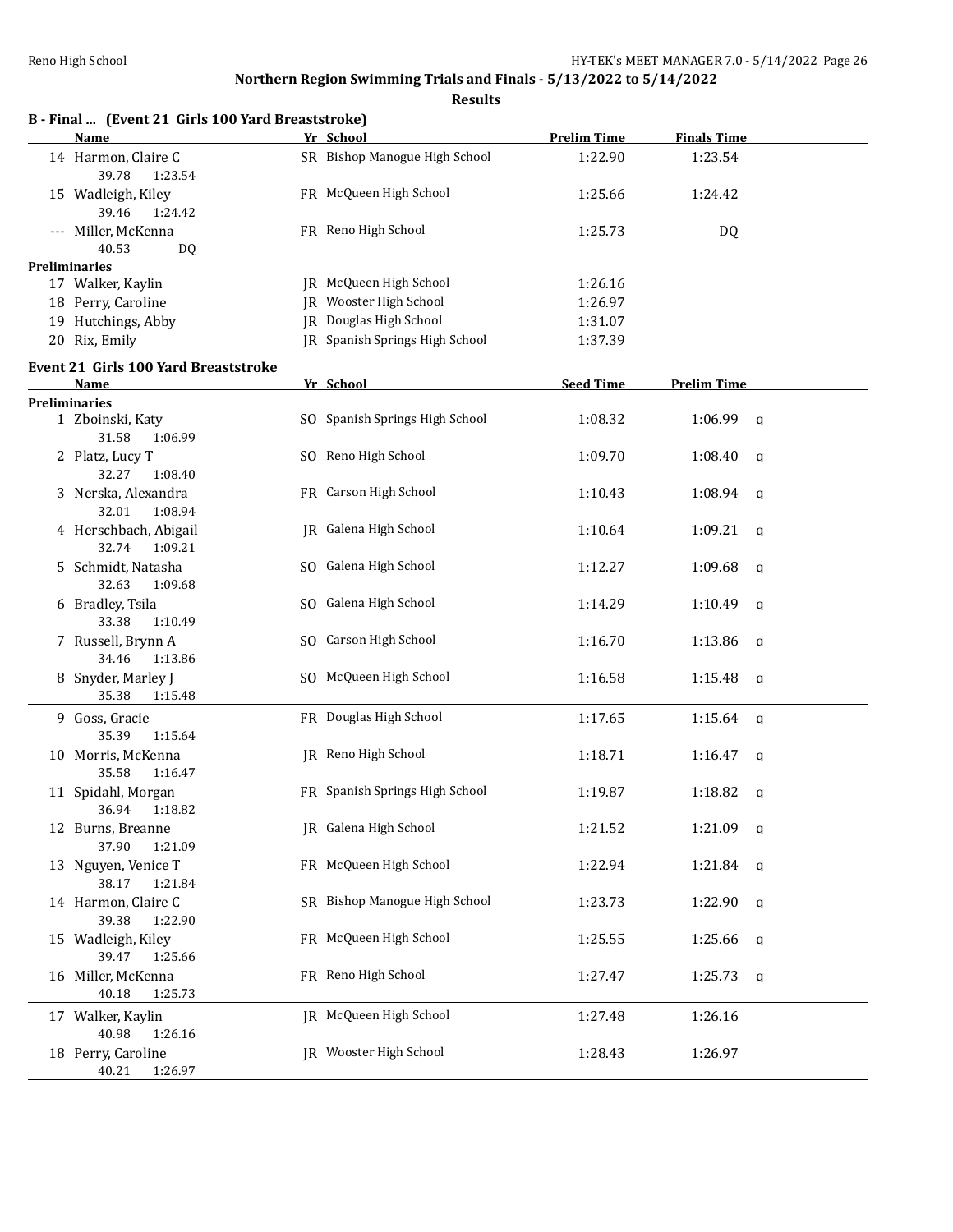## Northern Region Swimming Trials and Finals - 5/13/2022 to 5/14/2022

**Results**

### B - Final ... (Event 21 Girls 100 Yard Breaststroke)

| | Name | Yr | School | Prelim Time | Finals Time |
|---|---|---|---|---|---|
| 14 | Harmon, Claire C | SR | Bishop Manogue High School | 1:22.90 | 1:23.54 |
| | 39.78 1:23.54 | | | | |
| 15 | Wadleigh, Kiley | FR | McQueen High School | 1:25.66 | 1:24.42 |
| | 39.46 1:24.42 | | | | |
| --- | Miller, McKenna | FR | Reno High School | 1:25.73 | DQ |
| | 40.53 DQ | | | | |
| **Preliminaries** | | | | | |
| 17 | Walker, Kaylin | JR | McQueen High School | 1:26.16 | |
| 18 | Perry, Caroline | JR | Wooster High School | 1:26.97 | |
| 19 | Hutchings, Abby | JR | Douglas High School | 1:31.07 | |
| 20 | Rix, Emily | JR | Spanish Springs High School | 1:37.39 | |

### Event 21 Girls 100 Yard Breaststroke

| | Name | Yr | School | Seed Time | Prelim Time | |
|---|---|---|---|---|---|---|
| **Preliminaries** | | | | | | |
| 1 | Zboinski, Katy | SO | Spanish Springs High School | 1:08.32 | 1:06.99 | q |
| | 31.58 1:06.99 | | | | | |
| 2 | Platz, Lucy T | SO | Reno High School | 1:09.70 | 1:08.40 | q |
| | 32.27 1:08.40 | | | | | |
| 3 | Nerska, Alexandra | FR | Carson High School | 1:10.43 | 1:08.94 | q |
| | 32.01 1:08.94 | | | | | |
| 4 | Herschbach, Abigail | JR | Galena High School | 1:10.64 | 1:09.21 | q |
| | 32.74 1:09.21 | | | | | |
| 5 | Schmidt, Natasha | SO | Galena High School | 1:12.27 | 1:09.68 | q |
| | 32.63 1:09.68 | | | | | |
| 6 | Bradley, Tsila | SO | Galena High School | 1:14.29 | 1:10.49 | q |
| | 33.38 1:10.49 | | | | | |
| 7 | Russell, Brynn A | SO | Carson High School | 1:16.70 | 1:13.86 | q |
| | 34.46 1:13.86 | | | | | |
| 8 | Snyder, Marley J | SO | McQueen High School | 1:16.58 | 1:15.48 | q |
| | 35.38 1:15.48 | | | | | |
| 9 | Goss, Gracie | FR | Douglas High School | 1:17.65 | 1:15.64 | q |
| | 35.39 1:15.64 | | | | | |
| 10 | Morris, McKenna | JR | Reno High School | 1:18.71 | 1:16.47 | q |
| | 35.58 1:16.47 | | | | | |
| 11 | Spidahl, Morgan | FR | Spanish Springs High School | 1:19.87 | 1:18.82 | q |
| | 36.94 1:18.82 | | | | | |
| 12 | Burns, Breanne | JR | Galena High School | 1:21.52 | 1:21.09 | q |
| | 37.90 1:21.09 | | | | | |
| 13 | Nguyen, Venice T | FR | McQueen High School | 1:22.94 | 1:21.84 | q |
| | 38.17 1:21.84 | | | | | |
| 14 | Harmon, Claire C | SR | Bishop Manogue High School | 1:23.73 | 1:22.90 | q |
| | 39.38 1:22.90 | | | | | |
| 15 | Wadleigh, Kiley | FR | McQueen High School | 1:25.55 | 1:25.66 | q |
| | 39.47 1:25.66 | | | | | |
| 16 | Miller, McKenna | FR | Reno High School | 1:27.47 | 1:25.73 | q |
| | 40.18 1:25.73 | | | | | |
| 17 | Walker, Kaylin | JR | McQueen High School | 1:27.48 | 1:26.16 | |
| | 40.98 1:26.16 | | | | | |
| 18 | Perry, Caroline | JR | Wooster High School | 1:28.43 | 1:26.97 | |
| | 40.21 1:26.97 | | | | | |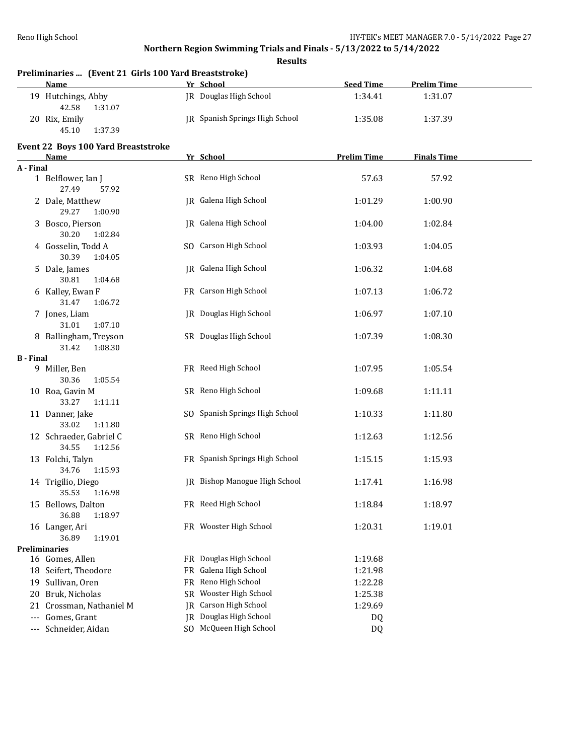## Northern Region Swimming Trials and Finals - 5/13/2022 to 5/14/2022

**Results**

### Preliminaries ... (Event 21 Girls 100 Yard Breaststroke)

| | Name | Yr | School | Seed Time | Prelim Time |
|---|---|---|---|---|---|
| 19 | Hutchings, Abby | JR | Douglas High School | 1:34.41 | 1:31.07 |
| | 42.58 1:31.07 | | | | |
| 20 | Rix, Emily | JR | Spanish Springs High School | 1:35.08 | 1:37.39 |
| | 45.10 1:37.39 | | | | |

### Event 22 Boys 100 Yard Breaststroke

| | Name | Yr | School | Prelim Time | Finals Time |
|---|---|---|---|---|---|
| **A - Final** | | | | | |
| 1 | Belflower, Ian J | SR | Reno High School | 57.63 | 57.92 |
| | 27.49 57.92 | | | | |
| 2 | Dale, Matthew | JR | Galena High School | 1:01.29 | 1:00.90 |
| | 29.27 1:00.90 | | | | |
| 3 | Bosco, Pierson | JR | Galena High School | 1:04.00 | 1:02.84 |
| | 30.20 1:02.84 | | | | |
| 4 | Gosselin, Todd A | SO | Carson High School | 1:03.93 | 1:04.05 |
| | 30.39 1:04.05 | | | | |
| 5 | Dale, James | JR | Galena High School | 1:06.32 | 1:04.68 |
| | 30.81 1:04.68 | | | | |
| 6 | Kalley, Ewan F | FR | Carson High School | 1:07.13 | 1:06.72 |
| | 31.47 1:06.72 | | | | |
| 7 | Jones, Liam | JR | Douglas High School | 1:06.97 | 1:07.10 |
| | 31.01 1:07.10 | | | | |
| 8 | Ballingham, Treyson | SR | Douglas High School | 1:07.39 | 1:08.30 |
| | 31.42 1:08.30 | | | | |
| **B - Final** | | | | | |
| 9 | Miller, Ben | FR | Reed High School | 1:07.95 | 1:05.54 |
| | 30.36 1:05.54 | | | | |
| 10 | Roa, Gavin M | SR | Reno High School | 1:09.68 | 1:11.11 |
| | 33.27 1:11.11 | | | | |
| 11 | Danner, Jake | SO | Spanish Springs High School | 1:10.33 | 1:11.80 |
| | 33.02 1:11.80 | | | | |
| 12 | Schraeder, Gabriel C | SR | Reno High School | 1:12.63 | 1:12.56 |
| | 34.55 1:12.56 | | | | |
| 13 | Folchi, Talyn | FR | Spanish Springs High School | 1:15.15 | 1:15.93 |
| | 34.76 1:15.93 | | | | |
| 14 | Trigilio, Diego | JR | Bishop Manogue High School | 1:17.41 | 1:16.98 |
| | 35.53 1:16.98 | | | | |
| 15 | Bellows, Dalton | FR | Reed High School | 1:18.84 | 1:18.97 |
| | 36.88 1:18.97 | | | | |
| 16 | Langer, Ari | FR | Wooster High School | 1:20.31 | 1:19.01 |
| | 36.89 1:19.01 | | | | |
| **Preliminaries** | | | | | |
| 16 | Gomes, Allen | FR | Douglas High School | 1:19.68 | |
| 18 | Seifert, Theodore | FR | Galena High School | 1:21.98 | |
| 19 | Sullivan, Oren | FR | Reno High School | 1:22.28 | |
| 20 | Bruk, Nicholas | SR | Wooster High School | 1:25.38 | |
| 21 | Crossman, Nathaniel M | JR | Carson High School | 1:29.69 | |
| --- | Gomes, Grant | JR | Douglas High School | DQ | |
| --- | Schneider, Aidan | SO | McQueen High School | DQ | |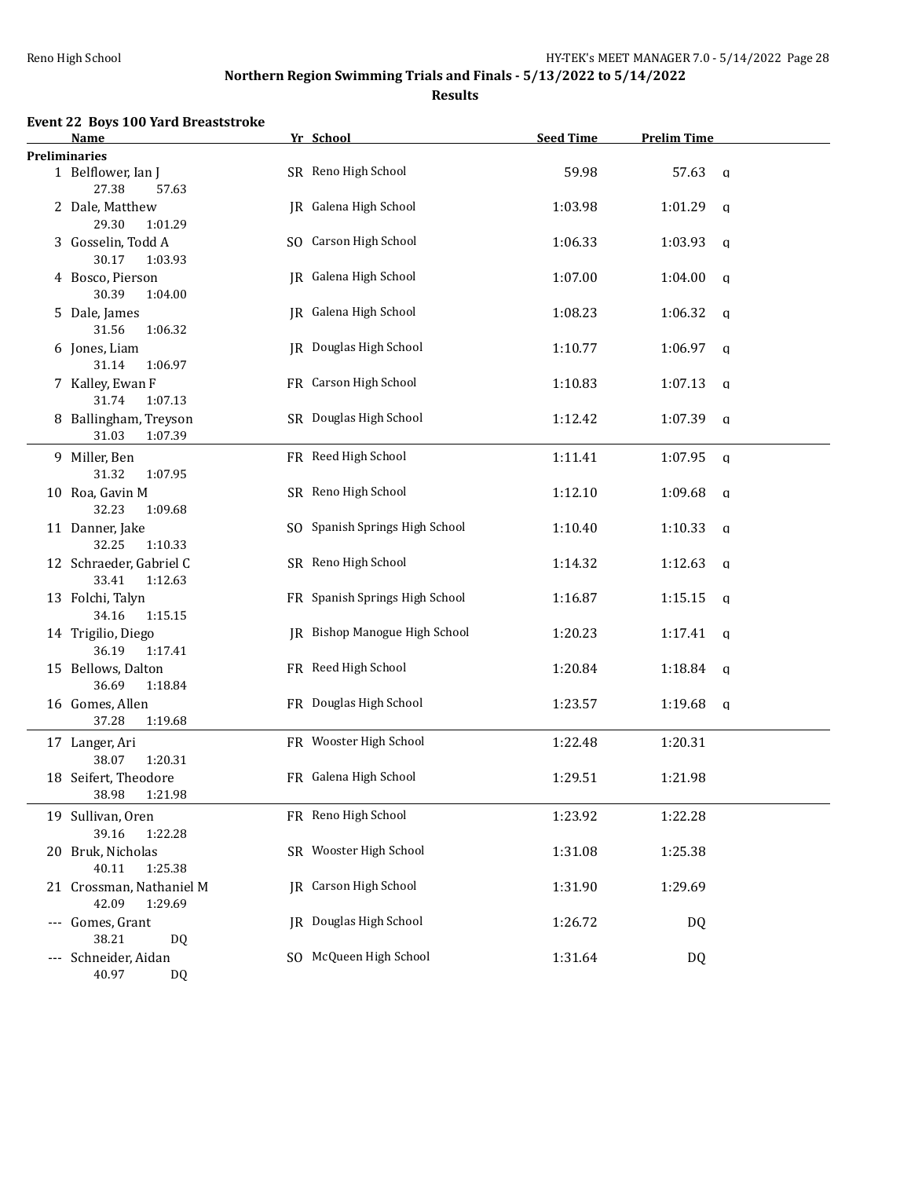## Northern Region Swimming Trials and Finals - 5/13/2022 to 5/14/2022

### Results

#### Event 22 Boys 100 Yard Breaststroke

| | Name | Yr | School | Seed Time | Prelim Time | |
|---|---|---|---|---|---|---|
| **Preliminaries** | | | | | | |
| 1 | Belflower, Ian J | SR | Reno High School | 59.98 | 57.63 | q |
| | 27.38 57.63 | | | | | |
| 2 | Dale, Matthew | JR | Galena High School | 1:03.98 | 1:01.29 | q |
| | 29.30 1:01.29 | | | | | |
| 3 | Gosselin, Todd A | SO | Carson High School | 1:06.33 | 1:03.93 | q |
| | 30.17 1:03.93 | | | | | |
| 4 | Bosco, Pierson | JR | Galena High School | 1:07.00 | 1:04.00 | q |
| | 30.39 1:04.00 | | | | | |
| 5 | Dale, James | JR | Galena High School | 1:08.23 | 1:06.32 | q |
| | 31.56 1:06.32 | | | | | |
| 6 | Jones, Liam | JR | Douglas High School | 1:10.77 | 1:06.97 | q |
| | 31.14 1:06.97 | | | | | |
| 7 | Kalley, Ewan F | FR | Carson High School | 1:10.83 | 1:07.13 | q |
| | 31.74 1:07.13 | | | | | |
| 8 | Ballingham, Treyson | SR | Douglas High School | 1:12.42 | 1:07.39 | q |
| | 31.03 1:07.39 | | | | | |
| 9 | Miller, Ben | FR | Reed High School | 1:11.41 | 1:07.95 | q |
| | 31.32 1:07.95 | | | | | |
| 10 | Roa, Gavin M | SR | Reno High School | 1:12.10 | 1:09.68 | q |
| | 32.23 1:09.68 | | | | | |
| 11 | Danner, Jake | SO | Spanish Springs High School | 1:10.40 | 1:10.33 | q |
| | 32.25 1:10.33 | | | | | |
| 12 | Schraeder, Gabriel C | SR | Reno High School | 1:14.32 | 1:12.63 | q |
| | 33.41 1:12.63 | | | | | |
| 13 | Folchi, Talyn | FR | Spanish Springs High School | 1:16.87 | 1:15.15 | q |
| | 34.16 1:15.15 | | | | | |
| 14 | Trigilio, Diego | JR | Bishop Manogue High School | 1:20.23 | 1:17.41 | q |
| | 36.19 1:17.41 | | | | | |
| 15 | Bellows, Dalton | FR | Reed High School | 1:20.84 | 1:18.84 | q |
| | 36.69 1:18.84 | | | | | |
| 16 | Gomes, Allen | FR | Douglas High School | 1:23.57 | 1:19.68 | q |
| | 37.28 1:19.68 | | | | | |
| 17 | Langer, Ari | FR | Wooster High School | 1:22.48 | 1:20.31 | |
| | 38.07 1:20.31 | | | | | |
| 18 | Seifert, Theodore | FR | Galena High School | 1:29.51 | 1:21.98 | |
| | 38.98 1:21.98 | | | | | |
| 19 | Sullivan, Oren | FR | Reno High School | 1:23.92 | 1:22.28 | |
| | 39.16 1:22.28 | | | | | |
| 20 | Bruk, Nicholas | SR | Wooster High School | 1:31.08 | 1:25.38 | |
| | 40.11 1:25.38 | | | | | |
| 21 | Crossman, Nathaniel M | JR | Carson High School | 1:31.90 | 1:29.69 | |
| | 42.09 1:29.69 | | | | | |
| --- | Gomes, Grant | JR | Douglas High School | 1:26.72 | DQ | |
| | 38.21 DQ | | | | | |
| --- | Schneider, Aidan | SO | McQueen High School | 1:31.64 | DQ | |
| | 40.97 DQ | | | | | |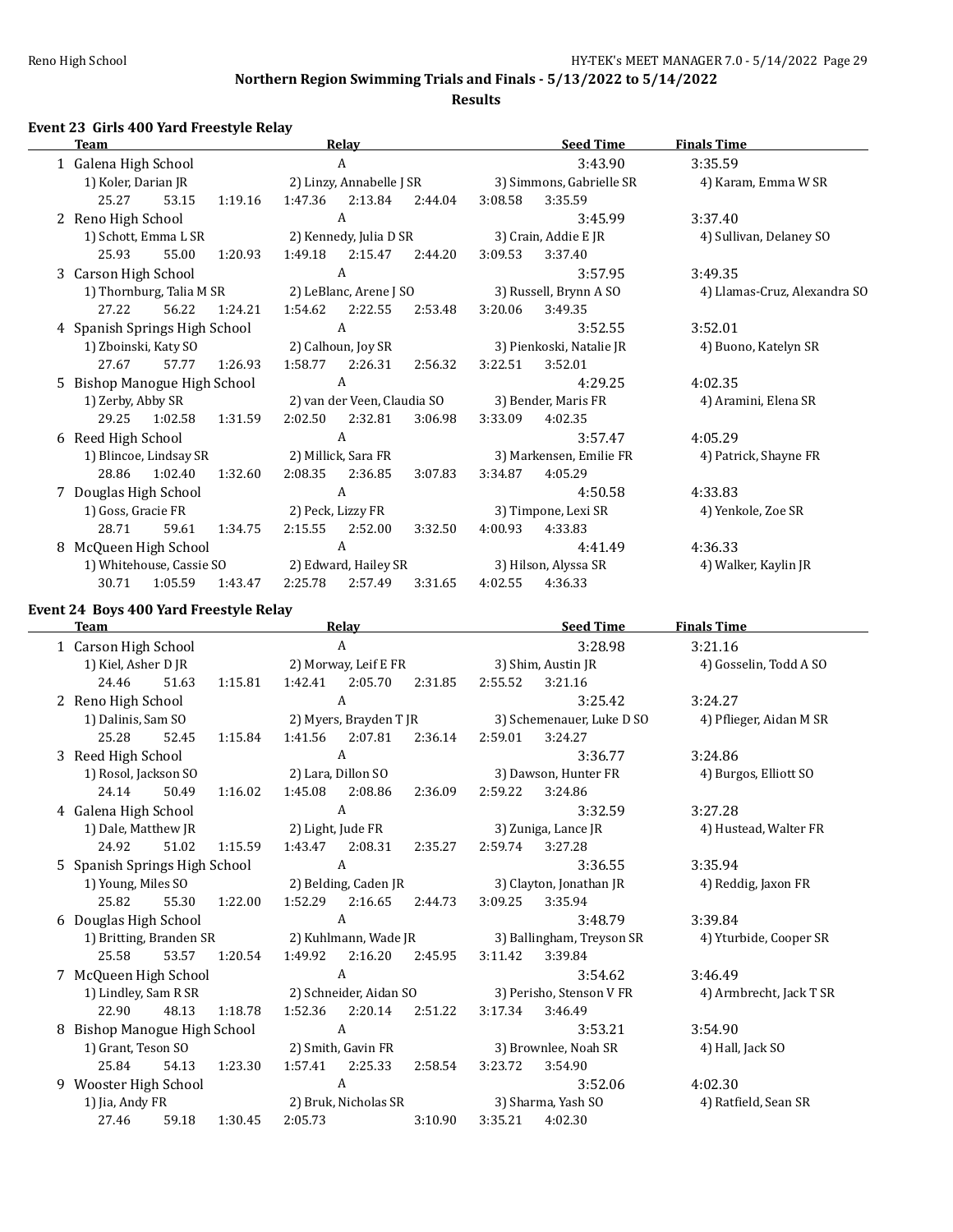Northern Region Swimming Trials and Finals - 5/13/2022 to 5/14/2022

**Results**

### Event 23 Girls 400 Yard Freestyle Relay

| | Team | Relay | Seed Time | Finals Time |
|---|---|---|---|---|
| 1 | Galena High School | A | 3:43.90 | 3:35.59 |
| | 1) Koler, Darian JR | 2) Linzy, Annabelle J SR | 3) Simmons, Gabrielle SR | 4) Karam, Emma W SR |
| | 25.27 53.15 1:19.16 1:47.36 2:13.84 2:44.04 3:08.58 3:35.59 | | | |
| 2 | Reno High School | A | 3:45.99 | 3:37.40 |
| | 1) Schott, Emma L SR | 2) Kennedy, Julia D SR | 3) Crain, Addie E JR | 4) Sullivan, Delaney SO |
| | 25.93 55.00 1:20.93 1:49.18 2:15.47 2:44.20 3:09.53 3:37.40 | | | |
| 3 | Carson High School | A | 3:57.95 | 3:49.35 |
| | 1) Thornburg, Talia M SR | 2) LeBlanc, Arene J SO | 3) Russell, Brynn A SO | 4) Llamas-Cruz, Alexandra SO |
| | 27.22 56.22 1:24.21 1:54.62 2:22.55 2:53.48 3:20.06 3:49.35 | | | |
| 4 | Spanish Springs High School | A | 3:52.55 | 3:52.01 |
| | 1) Zboinski, Katy SO | 2) Calhoun, Joy SR | 3) Pienkoski, Natalie JR | 4) Buono, Katelyn SR |
| | 27.67 57.77 1:26.93 1:58.77 2:26.31 2:56.32 3:22.51 3:52.01 | | | |
| 5 | Bishop Manogue High School | A | 4:29.25 | 4:02.35 |
| | 1) Zerby, Abby SR | 2) van der Veen, Claudia SO | 3) Bender, Maris FR | 4) Aramini, Elena SR |
| | 29.25 1:02.58 1:31.59 2:02.50 2:32.81 3:06.98 3:33.09 4:02.35 | | | |
| 6 | Reed High School | A | 3:57.47 | 4:05.29 |
| | 1) Blincoe, Lindsay SR | 2) Millick, Sara FR | 3) Markensen, Emilie FR | 4) Patrick, Shayne FR |
| | 28.86 1:02.40 1:32.60 2:08.35 2:36.85 3:07.83 3:34.87 4:05.29 | | | |
| 7 | Douglas High School | A | 4:50.58 | 4:33.83 |
| | 1) Goss, Gracie FR | 2) Peck, Lizzy FR | 3) Timpone, Lexi SR | 4) Yenkole, Zoe SR |
| | 28.71 59.61 1:34.75 2:15.55 2:52.00 3:32.50 4:00.93 4:33.83 | | | |
| 8 | McQueen High School | A | 4:41.49 | 4:36.33 |
| | 1) Whitehouse, Cassie SO | 2) Edward, Hailey SR | 3) Hilson, Alyssa SR | 4) Walker, Kaylin JR |
| | 30.71 1:05.59 1:43.47 2:25.78 2:57.49 3:31.65 4:02.55 4:36.33 | | | |

### Event 24 Boys 400 Yard Freestyle Relay

| | Team | Relay | Seed Time | Finals Time |
|---|---|---|---|---|
| 1 | Carson High School | A | 3:28.98 | 3:21.16 |
| | 1) Kiel, Asher D JR | 2) Morway, Leif E FR | 3) Shim, Austin JR | 4) Gosselin, Todd A SO |
| | 24.46 51.63 1:15.81 1:42.41 2:05.70 2:31.85 2:55.52 3:21.16 | | | |
| 2 | Reno High School | A | 3:25.42 | 3:24.27 |
| | 1) Dalinis, Sam SO | 2) Myers, Brayden T JR | 3) Schemenauer, Luke D SO | 4) Pflieger, Aidan M SR |
| | 25.28 52.45 1:15.84 1:41.56 2:07.81 2:36.14 2:59.01 3:24.27 | | | |
| 3 | Reed High School | A | 3:36.77 | 3:24.86 |
| | 1) Rosol, Jackson SO | 2) Lara, Dillon SO | 3) Dawson, Hunter FR | 4) Burgos, Elliott SO |
| | 24.14 50.49 1:16.02 1:45.08 2:08.86 2:36.09 2:59.22 3:24.86 | | | |
| 4 | Galena High School | A | 3:32.59 | 3:27.28 |
| | 1) Dale, Matthew JR | 2) Light, Jude FR | 3) Zuniga, Lance JR | 4) Hustead, Walter FR |
| | 24.92 51.02 1:15.59 1:43.47 2:08.31 2:35.27 2:59.74 3:27.28 | | | |
| 5 | Spanish Springs High School | A | 3:36.55 | 3:35.94 |
| | 1) Young, Miles SO | 2) Belding, Caden JR | 3) Clayton, Jonathan JR | 4) Reddig, Jaxon FR |
| | 25.82 55.30 1:22.00 1:52.29 2:16.65 2:44.73 3:09.25 3:35.94 | | | |
| 6 | Douglas High School | A | 3:48.79 | 3:39.84 |
| | 1) Britting, Branden SR | 2) Kuhlmann, Wade JR | 3) Ballingham, Treyson SR | 4) Yturbide, Cooper SR |
| | 25.58 53.57 1:20.54 1:49.92 2:16.20 2:45.95 3:11.42 3:39.84 | | | |
| 7 | McQueen High School | A | 3:54.62 | 3:46.49 |
| | 1) Lindley, Sam R SR | 2) Schneider, Aidan SO | 3) Perisho, Stenson V FR | 4) Armbrecht, Jack T SR |
| | 22.90 48.13 1:18.78 1:52.36 2:20.14 2:51.22 3:17.34 3:46.49 | | | |
| 8 | Bishop Manogue High School | A | 3:53.21 | 3:54.90 |
| | 1) Grant, Teson SO | 2) Smith, Gavin FR | 3) Brownlee, Noah SR | 4) Hall, Jack SO |
| | 25.84 54.13 1:23.30 1:57.41 2:25.33 2:58.54 3:23.72 3:54.90 | | | |
| 9 | Wooster High School | A | 3:52.06 | 4:02.30 |
| | 1) Jia, Andy FR | 2) Bruk, Nicholas SR | 3) Sharma, Yash SO | 4) Ratfield, Sean SR |
| | 27.46 59.18 1:30.45 2:05.73 3:10.90 3:35.21 4:02.30 | | | |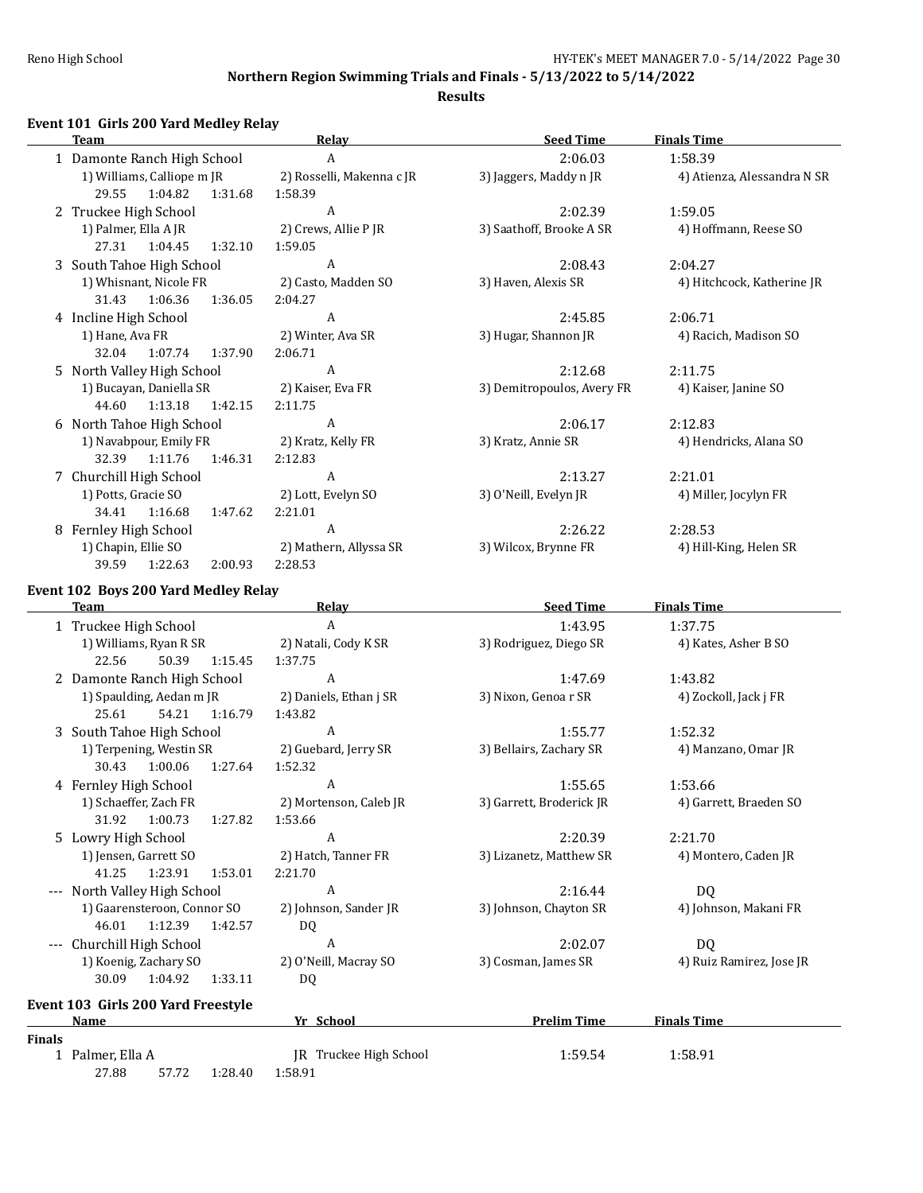## Northern Region Swimming Trials and Finals - 5/13/2022 to 5/14/2022

### Results

### Event 101 Girls 200 Yard Medley Relay

| | Team | Relay | Seed Time | Finals Time |
|---|---|---|---|---|
| 1 | Damonte Ranch High School | A | 2:06.03 | 1:58.39 |
| | 1) Williams, Calliope m JR | 2) Rosselli, Makenna c JR | 3) Jaggers, Maddy n JR | 4) Atienza, Alessandra N SR |
| | 29.55 1:04.82 1:31.68 | 1:58.39 | | |
| 2 | Truckee High School | A | 2:02.39 | 1:59.05 |
| | 1) Palmer, Ella A JR | 2) Crews, Allie P JR | 3) Saathoff, Brooke A SR | 4) Hoffmann, Reese SO |
| | 27.31 1:04.45 1:32.10 | 1:59.05 | | |
| 3 | South Tahoe High School | A | 2:08.43 | 2:04.27 |
| | 1) Whisnant, Nicole FR | 2) Casto, Madden SO | 3) Haven, Alexis SR | 4) Hitchcock, Katherine JR |
| | 31.43 1:06.36 1:36.05 | 2:04.27 | | |
| 4 | Incline High School | A | 2:45.85 | 2:06.71 |
| | 1) Hane, Ava FR | 2) Winter, Ava SR | 3) Hugar, Shannon JR | 4) Racich, Madison SO |
| | 32.04 1:07.74 1:37.90 | 2:06.71 | | |
| 5 | North Valley High School | A | 2:12.68 | 2:11.75 |
| | 1) Bucayan, Daniella SR | 2) Kaiser, Eva FR | 3) Demitropoulos, Avery FR | 4) Kaiser, Janine SO |
| | 44.60 1:13.18 1:42.15 | 2:11.75 | | |
| 6 | North Tahoe High School | A | 2:06.17 | 2:12.83 |
| | 1) Navabpour, Emily FR | 2) Kratz, Kelly FR | 3) Kratz, Annie SR | 4) Hendricks, Alana SO |
| | 32.39 1:11.76 1:46.31 | 2:12.83 | | |
| 7 | Churchill High School | A | 2:13.27 | 2:21.01 |
| | 1) Potts, Gracie SO | 2) Lott, Evelyn SO | 3) O'Neill, Evelyn JR | 4) Miller, Jocylyn FR |
| | 34.41 1:16.68 1:47.62 | 2:21.01 | | |
| 8 | Fernley High School | A | 2:26.22 | 2:28.53 |
| | 1) Chapin, Ellie SO | 2) Mathern, Allyssa SR | 3) Wilcox, Brynne FR | 4) Hill-King, Helen SR |
| | 39.59 1:22.63 2:00.93 | 2:28.53 | | |

### Event 102 Boys 200 Yard Medley Relay

| | Team | Relay | Seed Time | Finals Time |
|---|---|---|---|---|
| 1 | Truckee High School | A | 1:43.95 | 1:37.75 |
| | 1) Williams, Ryan R SR | 2) Natali, Cody K SR | 3) Rodriguez, Diego SR | 4) Kates, Asher B SO |
| | 22.56 50.39 1:15.45 | 1:37.75 | | |
| 2 | Damonte Ranch High School | A | 1:47.69 | 1:43.82 |
| | 1) Spaulding, Aedan m JR | 2) Daniels, Ethan j SR | 3) Nixon, Genoa r SR | 4) Zockoll, Jack j FR |
| | 25.61 54.21 1:16.79 | 1:43.82 | | |
| 3 | South Tahoe High School | A | 1:55.77 | 1:52.32 |
| | 1) Terpening, Westin SR | 2) Guebard, Jerry SR | 3) Bellairs, Zachary SR | 4) Manzano, Omar JR |
| | 30.43 1:00.06 1:27.64 | 1:52.32 | | |
| 4 | Fernley High School | A | 1:55.65 | 1:53.66 |
| | 1) Schaeffer, Zach FR | 2) Mortenson, Caleb JR | 3) Garrett, Broderick JR | 4) Garrett, Braeden SO |
| | 31.92 1:00.73 1:27.82 | 1:53.66 | | |
| 5 | Lowry High School | A | 2:20.39 | 2:21.70 |
| | 1) Jensen, Garrett SO | 2) Hatch, Tanner FR | 3) Lizanetz, Matthew SR | 4) Montero, Caden JR |
| | 41.25 1:23.91 1:53.01 | 2:21.70 | | |
| --- | North Valley High School | A | 2:16.44 | DQ |
| | 1) Gaarensteroon, Connor SO | 2) Johnson, Sander JR | 3) Johnson, Chayton SR | 4) Johnson, Makani FR |
| | 46.01 1:12.39 1:42.57 | DQ | | |
| --- | Churchill High School | A | 2:02.07 | DQ |
| | 1) Koenig, Zachary SO | 2) O'Neill, Macray SO | 3) Cosman, James SR | 4) Ruiz Ramirez, Jose JR |
| | 30.09 1:04.92 1:33.11 | DQ | | |

### Event 103 Girls 200 Yard Freestyle

| | Name | Yr | School | Prelim Time | Finals Time |
|---|---|---|---|---|---|
| **Finals** | | | | | |
| 1 | Palmer, Ella A | JR | Truckee High School | 1:59.54 | 1:58.91 |
| | 27.88 57.72 1:28.40 1:58.91 | | | | |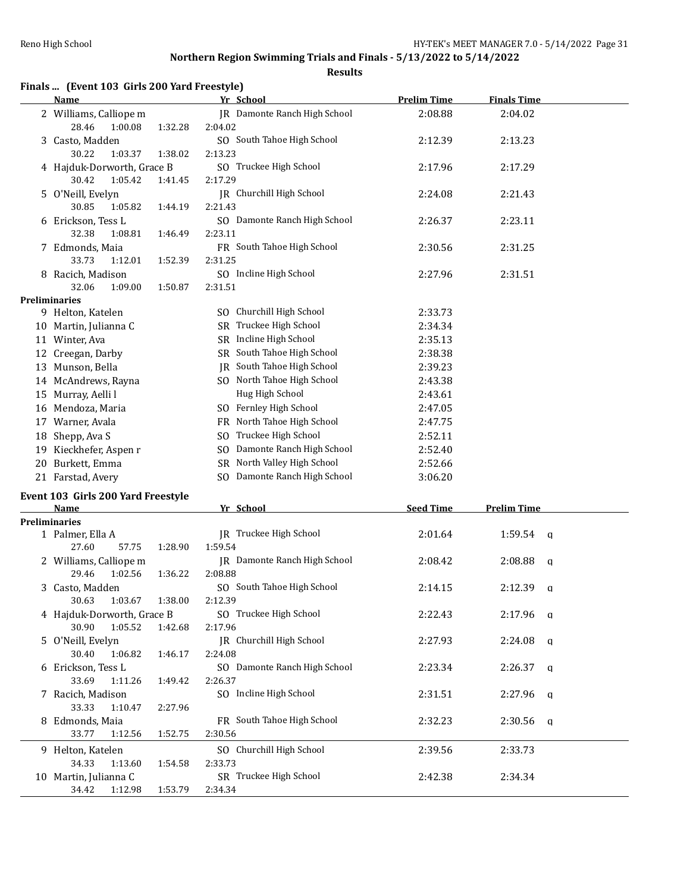## Northern Region Swimming Trials and Finals - 5/13/2022 to 5/14/2022

**Results**

### Finals ... (Event 103 Girls 200 Yard Freestyle)

| | Name | Yr | School | Prelim Time | Finals Time |
|---|---|---|---|---|---|
| 2 | Williams, Calliope m | JR | Damonte Ranch High School | 2:08.88 | 2:04.02 |
| | 28.46 1:00.08 1:32.28 2:04.02 | | | | |
| 3 | Casto, Madden | SO | South Tahoe High School | 2:12.39 | 2:13.23 |
| | 30.22 1:03.37 1:38.02 2:13.23 | | | | |
| 4 | Hajduk-Dorworth, Grace B | SO | Truckee High School | 2:17.96 | 2:17.29 |
| | 30.42 1:05.42 1:41.45 2:17.29 | | | | |
| 5 | O'Neill, Evelyn | JR | Churchill High School | 2:24.08 | 2:21.43 |
| | 30.85 1:05.82 1:44.19 2:21.43 | | | | |
| 6 | Erickson, Tess L | SO | Damonte Ranch High School | 2:26.37 | 2:23.11 |
| | 32.38 1:08.81 1:46.49 2:23.11 | | | | |
| 7 | Edmonds, Maia | FR | South Tahoe High School | 2:30.56 | 2:31.25 |
| | 33.73 1:12.01 1:52.39 2:31.25 | | | | |
| 8 | Racich, Madison | SO | Incline High School | 2:27.96 | 2:31.51 |
| | 32.06 1:09.00 1:50.87 2:31.51 | | | | |
| **Preliminaries** | | | | | |
| 9 | Helton, Katelen | SO | Churchill High School | 2:33.73 | |
| 10 | Martin, Julianna C | SR | Truckee High School | 2:34.34 | |
| 11 | Winter, Ava | SR | Incline High School | 2:35.13 | |
| 12 | Creegan, Darby | SR | South Tahoe High School | 2:38.38 | |
| 13 | Munson, Bella | JR | South Tahoe High School | 2:39.23 | |
| 14 | McAndrews, Rayna | SO | North Tahoe High School | 2:43.38 | |
| 15 | Murray, Aelli l | | Hug High School | 2:43.61 | |
| 16 | Mendoza, Maria | SO | Fernley High School | 2:47.05 | |
| 17 | Warner, Avala | FR | North Tahoe High School | 2:47.75 | |
| 18 | Shepp, Ava S | SO | Truckee High School | 2:52.11 | |
| 19 | Kieckhefer, Aspen r | SO | Damonte Ranch High School | 2:52.40 | |
| 20 | Burkett, Emma | SR | North Valley High School | 2:52.66 | |
| 21 | Farstad, Avery | SO | Damonte Ranch High School | 3:06.20 | |

### Event 103 Girls 200 Yard Freestyle

| | Name | Yr | School | Seed Time | Prelim Time | |
|---|---|---|---|---|---|---|
| **Preliminaries** | | | | | | |
| 1 | Palmer, Ella A | JR | Truckee High School | 2:01.64 | 1:59.54 | q |
| | 27.60 57.75 1:28.90 1:59.54 | | | | | |
| 2 | Williams, Calliope m | JR | Damonte Ranch High School | 2:08.42 | 2:08.88 | q |
| | 29.46 1:02.56 1:36.22 2:08.88 | | | | | |
| 3 | Casto, Madden | SO | South Tahoe High School | 2:14.15 | 2:12.39 | q |
| | 30.63 1:03.67 1:38.00 2:12.39 | | | | | |
| 4 | Hajduk-Dorworth, Grace B | SO | Truckee High School | 2:22.43 | 2:17.96 | q |
| | 30.90 1:05.52 1:42.68 2:17.96 | | | | | |
| 5 | O'Neill, Evelyn | JR | Churchill High School | 2:27.93 | 2:24.08 | q |
| | 30.40 1:06.82 1:46.17 2:24.08 | | | | | |
| 6 | Erickson, Tess L | SO | Damonte Ranch High School | 2:23.34 | 2:26.37 | q |
| | 33.69 1:11.26 1:49.42 2:26.37 | | | | | |
| 7 | Racich, Madison | SO | Incline High School | 2:31.51 | 2:27.96 | q |
| | 33.33 1:10.47 2:27.96 | | | | | |
| 8 | Edmonds, Maia | FR | South Tahoe High School | 2:32.23 | 2:30.56 | q |
| | 33.77 1:12.56 1:52.75 2:30.56 | | | | | |
| 9 | Helton, Katelen | SO | Churchill High School | 2:39.56 | 2:33.73 | |
| | 34.33 1:13.60 1:54.58 2:33.73 | | | | | |
| 10 | Martin, Julianna C | SR | Truckee High School | 2:42.38 | 2:34.34 | |
| | 34.42 1:12.98 1:53.79 2:34.34 | | | | | |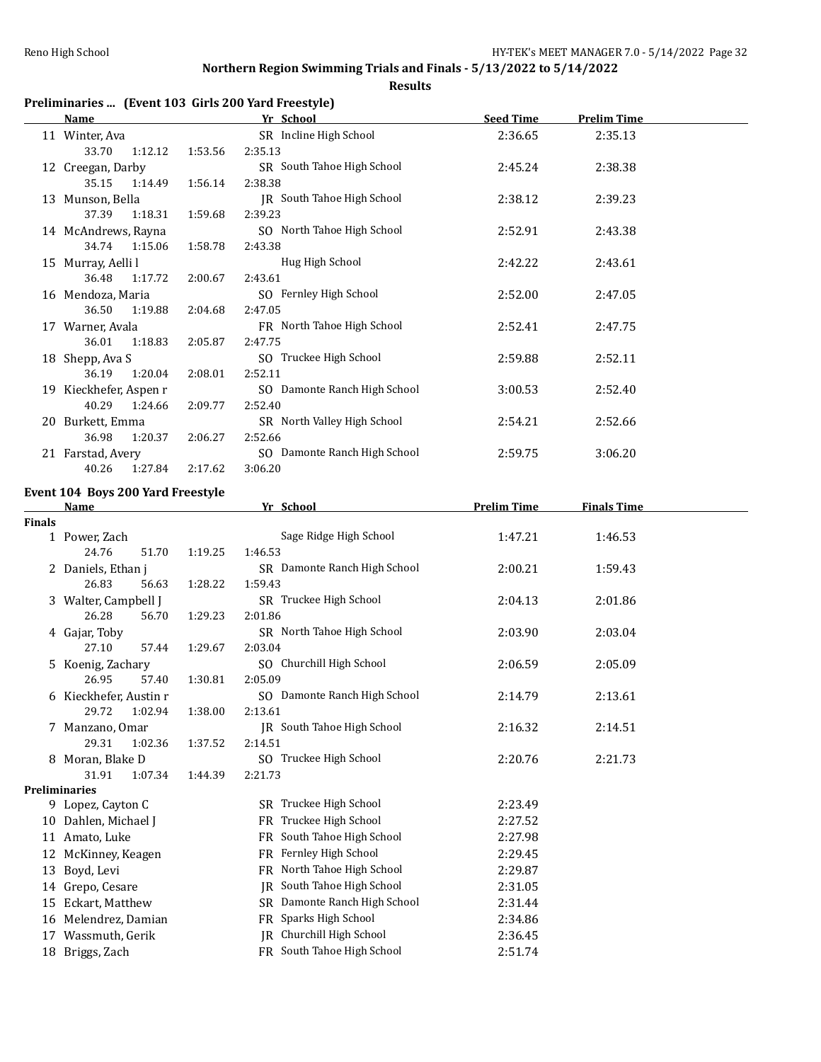## Northern Region Swimming Trials and Finals - 5/13/2022 to 5/14/2022

**Results**

### Preliminaries ... (Event 103 Girls 200 Yard Freestyle)

| | Name | Yr | School | Seed Time | Prelim Time |
|---|---|---|---|---|---|
| 11 | Winter, Ava | SR | Incline High School | 2:36.65 | 2:35.13 |
| | 33.70 1:12.12 1:53.56 2:35.13 | | | | |
| 12 | Creegan, Darby | SR | South Tahoe High School | 2:45.24 | 2:38.38 |
| | 35.15 1:14.49 1:56.14 2:38.38 | | | | |
| 13 | Munson, Bella | JR | South Tahoe High School | 2:38.12 | 2:39.23 |
| | 37.39 1:18.31 1:59.68 2:39.23 | | | | |
| 14 | McAndrews, Rayna | SO | North Tahoe High School | 2:52.91 | 2:43.38 |
| | 34.74 1:15.06 1:58.78 2:43.38 | | | | |
| 15 | Murray, Aelli l | | Hug High School | 2:42.22 | 2:43.61 |
| | 36.48 1:17.72 2:00.67 2:43.61 | | | | |
| 16 | Mendoza, Maria | SO | Fernley High School | 2:52.00 | 2:47.05 |
| | 36.50 1:19.88 2:04.68 2:47.05 | | | | |
| 17 | Warner, Avala | FR | North Tahoe High School | 2:52.41 | 2:47.75 |
| | 36.01 1:18.83 2:05.87 2:47.75 | | | | |
| 18 | Shepp, Ava S | SO | Truckee High School | 2:59.88 | 2:52.11 |
| | 36.19 1:20.04 2:08.01 2:52.11 | | | | |
| 19 | Kieckhefer, Aspen r | SO | Damonte Ranch High School | 3:00.53 | 2:52.40 |
| | 40.29 1:24.66 2:09.77 2:52.40 | | | | |
| 20 | Burkett, Emma | SR | North Valley High School | 2:54.21 | 2:52.66 |
| | 36.98 1:20.37 2:06.27 2:52.66 | | | | |
| 21 | Farstad, Avery | SO | Damonte Ranch High School | 2:59.75 | 3:06.20 |
| | 40.26 1:27.84 2:17.62 3:06.20 | | | | |

### Event 104 Boys 200 Yard Freestyle

| | Name | Yr | School | Prelim Time | Finals Time |
|---|---|---|---|---|---|
| **Finals** | | | | | |
| 1 | Power, Zach | | Sage Ridge High School | 1:47.21 | 1:46.53 |
| | 24.76 51.70 1:19.25 1:46.53 | | | | |
| 2 | Daniels, Ethan j | SR | Damonte Ranch High School | 2:00.21 | 1:59.43 |
| | 26.83 56.63 1:28.22 1:59.43 | | | | |
| 3 | Walter, Campbell J | SR | Truckee High School | 2:04.13 | 2:01.86 |
| | 26.28 56.70 1:29.23 2:01.86 | | | | |
| 4 | Gajar, Toby | SR | North Tahoe High School | 2:03.90 | 2:03.04 |
| | 27.10 57.44 1:29.67 2:03.04 | | | | |
| 5 | Koenig, Zachary | SO | Churchill High School | 2:06.59 | 2:05.09 |
| | 26.95 57.40 1:30.81 2:05.09 | | | | |
| 6 | Kieckhefer, Austin r | SO | Damonte Ranch High School | 2:14.79 | 2:13.61 |
| | 29.72 1:02.94 1:38.00 2:13.61 | | | | |
| 7 | Manzano, Omar | JR | South Tahoe High School | 2:16.32 | 2:14.51 |
| | 29.31 1:02.36 1:37.52 2:14.51 | | | | |
| 8 | Moran, Blake D | SO | Truckee High School | 2:20.76 | 2:21.73 |
| | 31.91 1:07.34 1:44.39 2:21.73 | | | | |
| **Preliminaries** | | | | | |
| 9 | Lopez, Cayton C | SR | Truckee High School | 2:23.49 | |
| 10 | Dahlen, Michael J | FR | Truckee High School | 2:27.52 | |
| 11 | Amato, Luke | FR | South Tahoe High School | 2:27.98 | |
| 12 | McKinney, Keagen | FR | Fernley High School | 2:29.45 | |
| 13 | Boyd, Levi | FR | North Tahoe High School | 2:29.87 | |
| 14 | Grepo, Cesare | JR | South Tahoe High School | 2:31.05 | |
| 15 | Eckart, Matthew | SR | Damonte Ranch High School | 2:31.44 | |
| 16 | Melendrez, Damian | FR | Sparks High School | 2:34.86 | |
| 17 | Wassmuth, Gerik | JR | Churchill High School | 2:36.45 | |
| 18 | Briggs, Zach | FR | South Tahoe High School | 2:51.74 | |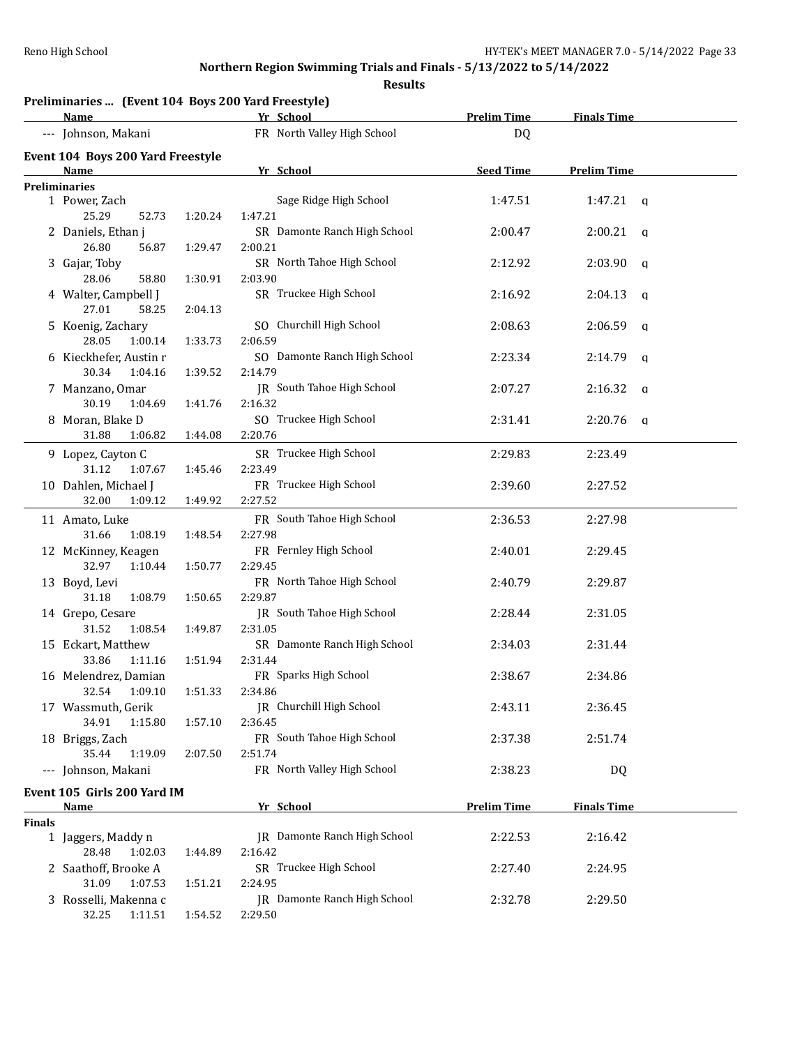## Northern Region Swimming Trials and Finals - 5/13/2022 to 5/14/2022

**Results**

### Preliminaries ... (Event 104 Boys 200 Yard Freestyle)

| | Name | Yr | School | Prelim Time | Finals Time |
|---|---|---|---|---|---|
| --- | Johnson, Makani | FR | North Valley High School | DQ | |

### Event 104 Boys 200 Yard Freestyle

| | Name | Yr | School | Seed Time | Prelim Time | |
|---|---|---|---|---|---|---|
| **Preliminaries** | | | | | | |
| 1 | Power, Zach | | Sage Ridge High School | 1:47.51 | 1:47.21 | q |
| | 25.29 52.73 1:20.24 1:47.21 | | | | | |
| 2 | Daniels, Ethan j | SR | Damonte Ranch High School | 2:00.47 | 2:00.21 | q |
| | 26.80 56.87 1:29.47 2:00.21 | | | | | |
| 3 | Gajar, Toby | SR | North Tahoe High School | 2:12.92 | 2:03.90 | q |
| | 28.06 58.80 1:30.91 2:03.90 | | | | | |
| 4 | Walter, Campbell J | SR | Truckee High School | 2:16.92 | 2:04.13 | q |
| | 27.01 58.25 2:04.13 | | | | | |
| 5 | Koenig, Zachary | SO | Churchill High School | 2:08.63 | 2:06.59 | q |
| | 28.05 1:00.14 1:33.73 2:06.59 | | | | | |
| 6 | Kieckhefer, Austin r | SO | Damonte Ranch High School | 2:23.34 | 2:14.79 | q |
| | 30.34 1:04.16 1:39.52 2:14.79 | | | | | |
| 7 | Manzano, Omar | JR | South Tahoe High School | 2:07.27 | 2:16.32 | q |
| | 30.19 1:04.69 1:41.76 2:16.32 | | | | | |
| 8 | Moran, Blake D | SO | Truckee High School | 2:31.41 | 2:20.76 | q |
| | 31.88 1:06.82 1:44.08 2:20.76 | | | | | |
| 9 | Lopez, Cayton C | SR | Truckee High School | 2:29.83 | 2:23.49 | |
| | 31.12 1:07.67 1:45.46 2:23.49 | | | | | |
| 10 | Dahlen, Michael J | FR | Truckee High School | 2:39.60 | 2:27.52 | |
| | 32.00 1:09.12 1:49.92 2:27.52 | | | | | |
| 11 | Amato, Luke | FR | South Tahoe High School | 2:36.53 | 2:27.98 | |
| | 31.66 1:08.19 1:48.54 2:27.98 | | | | | |
| 12 | McKinney, Keagen | FR | Fernley High School | 2:40.01 | 2:29.45 | |
| | 32.97 1:10.44 1:50.77 2:29.45 | | | | | |
| 13 | Boyd, Levi | FR | North Tahoe High School | 2:40.79 | 2:29.87 | |
| | 31.18 1:08.79 1:50.65 2:29.87 | | | | | |
| 14 | Grepo, Cesare | JR | South Tahoe High School | 2:28.44 | 2:31.05 | |
| | 31.52 1:08.54 1:49.87 2:31.05 | | | | | |
| 15 | Eckart, Matthew | SR | Damonte Ranch High School | 2:34.03 | 2:31.44 | |
| | 33.86 1:11.16 1:51.94 2:31.44 | | | | | |
| 16 | Melendrez, Damian | FR | Sparks High School | 2:38.67 | 2:34.86 | |
| | 32.54 1:09.10 1:51.33 2:34.86 | | | | | |
| 17 | Wassmuth, Gerik | JR | Churchill High School | 2:43.11 | 2:36.45 | |
| | 34.91 1:15.80 1:57.10 2:36.45 | | | | | |
| 18 | Briggs, Zach | FR | South Tahoe High School | 2:37.38 | 2:51.74 | |
| | 35.44 1:19.09 2:07.50 2:51.74 | | | | | |
| --- | Johnson, Makani | FR | North Valley High School | 2:38.23 | DQ | |

### Event 105 Girls 200 Yard IM

| | Name | Yr | School | Prelim Time | Finals Time |
|---|---|---|---|---|---|
| **Finals** | | | | | |
| 1 | Jaggers, Maddy n | JR | Damonte Ranch High School | 2:22.53 | 2:16.42 |
| | 28.48 1:02.03 1:44.89 2:16.42 | | | | |
| 2 | Saathoff, Brooke A | SR | Truckee High School | 2:27.40 | 2:24.95 |
| | 31.09 1:07.53 1:51.21 2:24.95 | | | | |
| 3 | Rosselli, Makenna c | JR | Damonte Ranch High School | 2:32.78 | 2:29.50 |
| | 32.25 1:11.51 1:54.52 2:29.50 | | | | |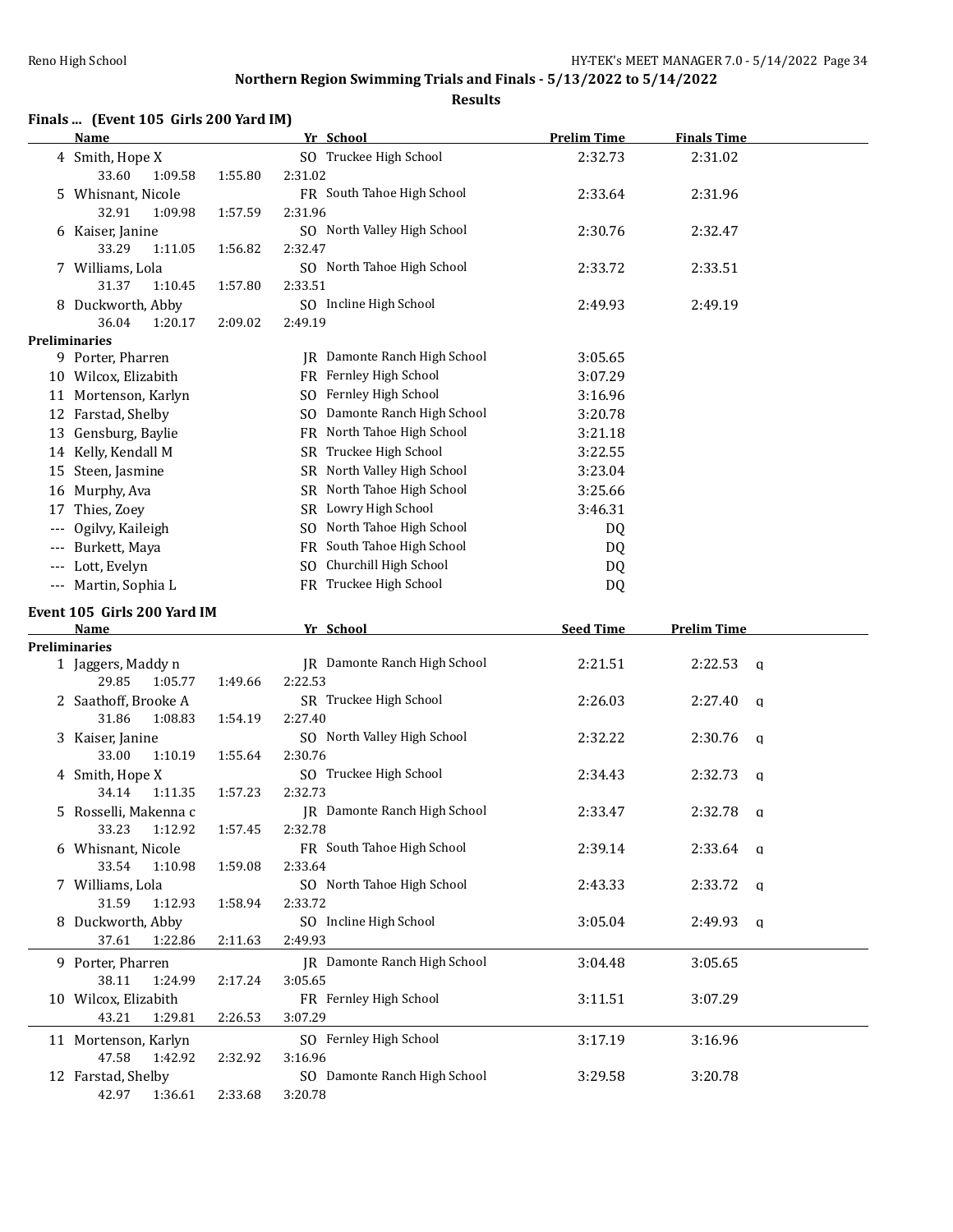## Northern Region Swimming Trials and Finals - 5/13/2022 to 5/14/2022

### Results

#### Finals ... (Event 105 Girls 200 Yard IM)

| | Name | Yr | School | Prelim Time | Finals Time |
|---|---|---|---|---|---|
| 4 | Smith, Hope X | SO | Truckee High School | 2:32.73 | 2:31.02 |
| | 33.60 / 1:09.58 / 1:55.80 / 2:31.02 | | | | |
| 5 | Whisnant, Nicole | FR | South Tahoe High School | 2:33.64 | 2:31.96 |
| | 32.91 / 1:09.98 / 1:57.59 / 2:31.96 | | | | |
| 6 | Kaiser, Janine | SO | North Valley High School | 2:30.76 | 2:32.47 |
| | 33.29 / 1:11.05 / 1:56.82 / 2:32.47 | | | | |
| 7 | Williams, Lola | SO | North Tahoe High School | 2:33.72 | 2:33.51 |
| | 31.37 / 1:10.45 / 1:57.80 / 2:33.51 | | | | |
| 8 | Duckworth, Abby | SO | Incline High School | 2:49.93 | 2:49.19 |
| | 36.04 / 1:20.17 / 2:09.02 / 2:49.19 | | | | |
| **Preliminaries** | | | | | |
| 9 | Porter, Pharren | JR | Damonte Ranch High School | 3:05.65 | |
| 10 | Wilcox, Elizabith | FR | Fernley High School | 3:07.29 | |
| 11 | Mortenson, Karlyn | SO | Fernley High School | 3:16.96 | |
| 12 | Farstad, Shelby | SO | Damonte Ranch High School | 3:20.78 | |
| 13 | Gensburg, Baylie | FR | North Tahoe High School | 3:21.18 | |
| 14 | Kelly, Kendall M | SR | Truckee High School | 3:22.55 | |
| 15 | Steen, Jasmine | SR | North Valley High School | 3:23.04 | |
| 16 | Murphy, Ava | SR | North Tahoe High School | 3:25.66 | |
| 17 | Thies, Zoey | SR | Lowry High School | 3:46.31 | |
| --- | Ogilvy, Kaileigh | SO | North Tahoe High School | DQ | |
| --- | Burkett, Maya | FR | South Tahoe High School | DQ | |
| --- | Lott, Evelyn | SO | Churchill High School | DQ | |
| --- | Martin, Sophia L | FR | Truckee High School | DQ | |

#### Event 105 Girls 200 Yard IM

| | Name | Yr | School | Seed Time | Prelim Time | |
|---|---|---|---|---|---|---|
| **Preliminaries** | | | | | | |
| 1 | Jaggers, Maddy n | JR | Damonte Ranch High School | 2:21.51 | 2:22.53 | q |
| | 29.85 / 1:05.77 / 1:49.66 / 2:22.53 | | | | | |
| 2 | Saathoff, Brooke A | SR | Truckee High School | 2:26.03 | 2:27.40 | q |
| | 31.86 / 1:08.83 / 1:54.19 / 2:27.40 | | | | | |
| 3 | Kaiser, Janine | SO | North Valley High School | 2:32.22 | 2:30.76 | q |
| | 33.00 / 1:10.19 / 1:55.64 / 2:30.76 | | | | | |
| 4 | Smith, Hope X | SO | Truckee High School | 2:34.43 | 2:32.73 | q |
| | 34.14 / 1:11.35 / 1:57.23 / 2:32.73 | | | | | |
| 5 | Rosselli, Makenna c | JR | Damonte Ranch High School | 2:33.47 | 2:32.78 | q |
| | 33.23 / 1:12.92 / 1:57.45 / 2:32.78 | | | | | |
| 6 | Whisnant, Nicole | FR | South Tahoe High School | 2:39.14 | 2:33.64 | q |
| | 33.54 / 1:10.98 / 1:59.08 / 2:33.64 | | | | | |
| 7 | Williams, Lola | SO | North Tahoe High School | 2:43.33 | 2:33.72 | q |
| | 31.59 / 1:12.93 / 1:58.94 / 2:33.72 | | | | | |
| 8 | Duckworth, Abby | SO | Incline High School | 3:05.04 | 2:49.93 | q |
| | 37.61 / 1:22.86 / 2:11.63 / 2:49.93 | | | | | |
| 9 | Porter, Pharren | JR | Damonte Ranch High School | 3:04.48 | 3:05.65 | |
| | 38.11 / 1:24.99 / 2:17.24 / 3:05.65 | | | | | |
| 10 | Wilcox, Elizabith | FR | Fernley High School | 3:11.51 | 3:07.29 | |
| | 43.21 / 1:29.81 / 2:26.53 / 3:07.29 | | | | | |
| 11 | Mortenson, Karlyn | SO | Fernley High School | 3:17.19 | 3:16.96 | |
| | 47.58 / 1:42.92 / 2:32.92 / 3:16.96 | | | | | |
| 12 | Farstad, Shelby | SO | Damonte Ranch High School | 3:29.58 | 3:20.78 | |
| | 42.97 / 1:36.61 / 2:33.68 / 3:20.78 | | | | | |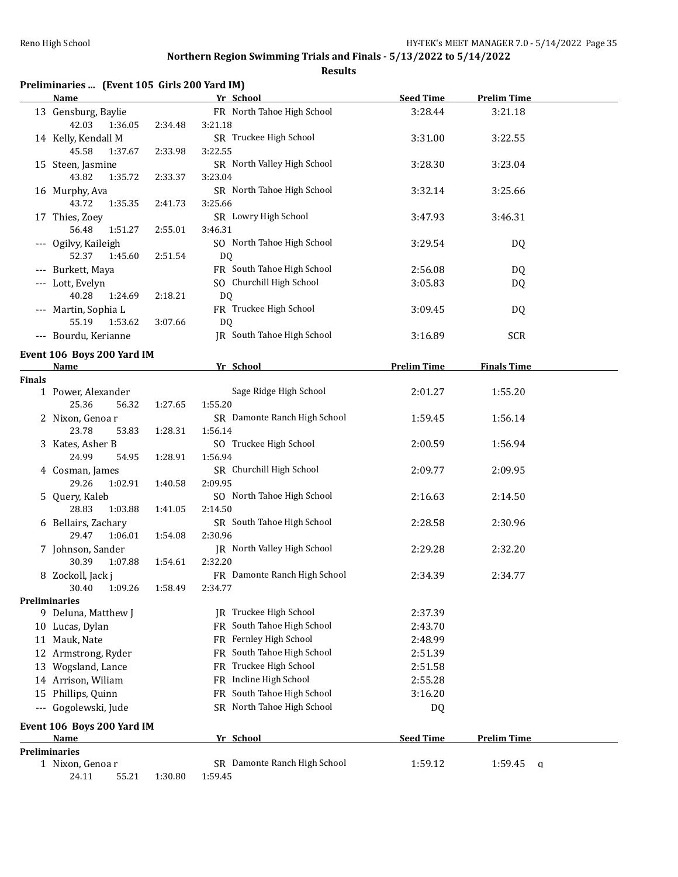## Northern Region Swimming Trials and Finals - 5/13/2022 to 5/14/2022

### Results

### Preliminaries ... (Event 105 Girls 200 Yard IM)

| | Name | Yr | School | Seed Time | Prelim Time |
|---|---|---|---|---|---|
| 13 | Gensburg, Baylie | FR | North Tahoe High School | 3:28.44 | 3:21.18 |
| | 42.03 1:36.05 2:34.48 3:21.18 | | | | |
| 14 | Kelly, Kendall M | SR | Truckee High School | 3:31.00 | 3:22.55 |
| | 45.58 1:37.67 2:33.98 3:22.55 | | | | |
| 15 | Steen, Jasmine | SR | North Valley High School | 3:28.30 | 3:23.04 |
| | 43.82 1:35.72 2:33.37 3:23.04 | | | | |
| 16 | Murphy, Ava | SR | North Tahoe High School | 3:32.14 | 3:25.66 |
| | 43.72 1:35.35 2:41.73 3:25.66 | | | | |
| 17 | Thies, Zoey | SR | Lowry High School | 3:47.93 | 3:46.31 |
| | 56.48 1:51.27 2:55.01 3:46.31 | | | | |
| --- | Ogilvy, Kaileigh | SO | North Tahoe High School | 3:29.54 | DQ |
| | 52.37 1:45.60 2:51.54 DQ | | | | |
| --- | Burkett, Maya | FR | South Tahoe High School | 2:56.08 | DQ |
| --- | Lott, Evelyn | SO | Churchill High School | 3:05.83 | DQ |
| | 40.28 1:24.69 2:18.21 DQ | | | | |
| --- | Martin, Sophia L | FR | Truckee High School | 3:09.45 | DQ |
| | 55.19 1:53.62 3:07.66 DQ | | | | |
| --- | Bourdu, Kerianne | JR | South Tahoe High School | 3:16.89 | SCR |

### Event 106 Boys 200 Yard IM

| | Name | Yr | School | Prelim Time | Finals Time |
|---|---|---|---|---|---|
| **Finals** | | | | | |
| 1 | Power, Alexander | | Sage Ridge High School | 2:01.27 | 1:55.20 |
| | 25.36 56.32 1:27.65 1:55.20 | | | | |
| 2 | Nixon, Genoa r | SR | Damonte Ranch High School | 1:59.45 | 1:56.14 |
| | 23.78 53.83 1:28.31 1:56.14 | | | | |
| 3 | Kates, Asher B | SO | Truckee High School | 2:00.59 | 1:56.94 |
| | 24.99 54.95 1:28.91 1:56.94 | | | | |
| 4 | Cosman, James | SR | Churchill High School | 2:09.77 | 2:09.95 |
| | 29.26 1:02.91 1:40.58 2:09.95 | | | | |
| 5 | Query, Kaleb | SO | North Tahoe High School | 2:16.63 | 2:14.50 |
| | 28.83 1:03.88 1:41.05 2:14.50 | | | | |
| 6 | Bellairs, Zachary | SR | South Tahoe High School | 2:28.58 | 2:30.96 |
| | 29.47 1:06.01 1:54.08 2:30.96 | | | | |
| 7 | Johnson, Sander | JR | North Valley High School | 2:29.28 | 2:32.20 |
| | 30.39 1:07.88 1:54.61 2:32.20 | | | | |
| 8 | Zockoll, Jack j | FR | Damonte Ranch High School | 2:34.39 | 2:34.77 |
| | 30.40 1:09.26 1:58.49 2:34.77 | | | | |
| **Preliminaries** | | | | | |
| 9 | Deluna, Matthew J | JR | Truckee High School | 2:37.39 | |
| 10 | Lucas, Dylan | FR | South Tahoe High School | 2:43.70 | |
| 11 | Mauk, Nate | FR | Fernley High School | 2:48.99 | |
| 12 | Armstrong, Ryder | FR | South Tahoe High School | 2:51.39 | |
| 13 | Wogsland, Lance | FR | Truckee High School | 2:51.58 | |
| 14 | Arrison, Wiliam | FR | Incline High School | 2:55.28 | |
| 15 | Phillips, Quinn | FR | South Tahoe High School | 3:16.20 | |
| --- | Gogolewski, Jude | SR | North Tahoe High School | DQ | |

### Event 106 Boys 200 Yard IM

| | Name | Yr | School | Seed Time | Prelim Time |
|---|---|---|---|---|---|
| **Preliminaries** | | | | | |
| 1 | Nixon, Genoa r | SR | Damonte Ranch High School | 1:59.12 | 1:59.45 q |
| | 24.11 55.21 1:30.80 1:59.45 | | | | |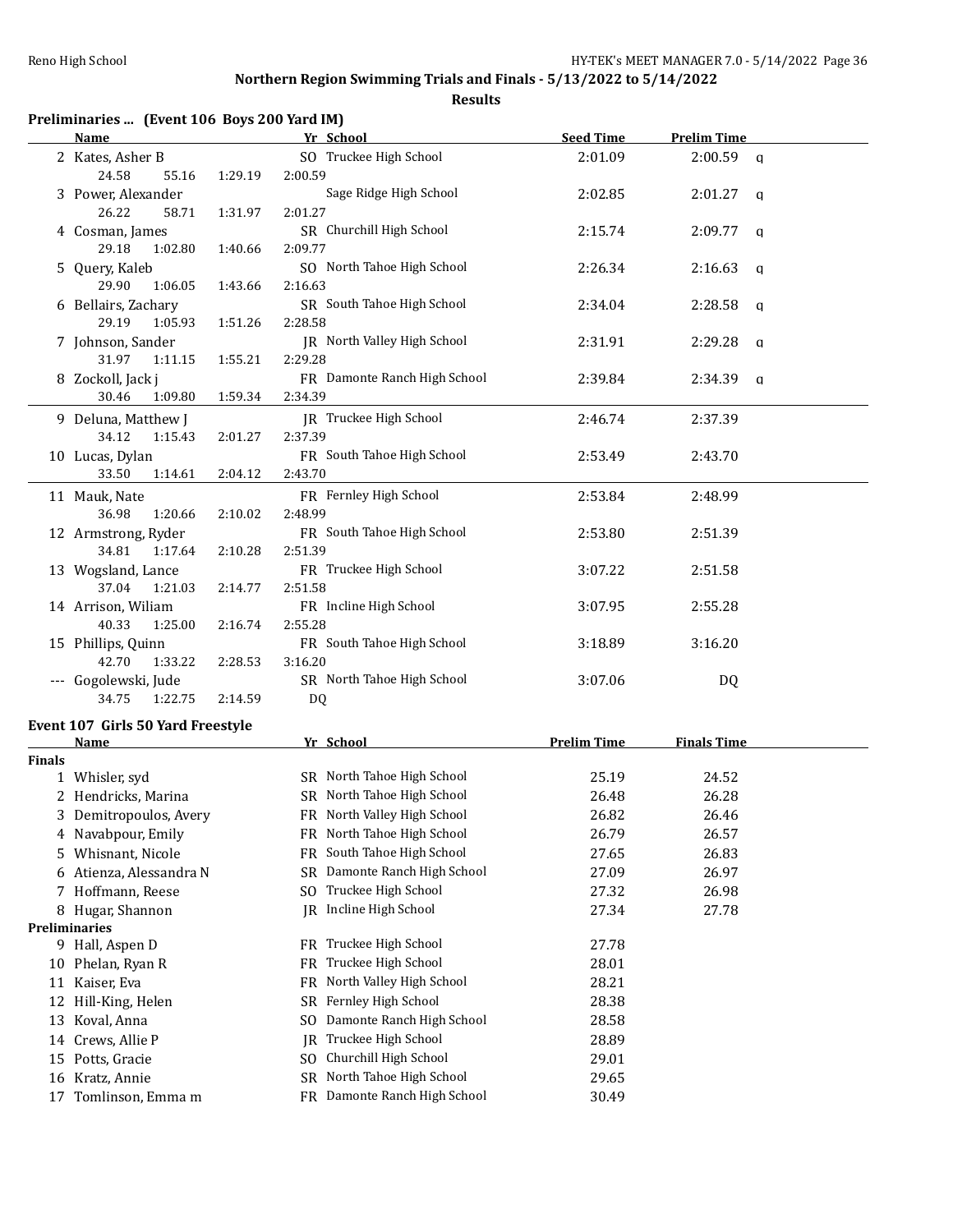## Northern Region Swimming Trials and Finals - 5/13/2022 to 5/14/2022

### Results

### Preliminaries ... (Event 106 Boys 200 Yard IM)

| | Name | Yr | School | Seed Time | Prelim Time | |
|---|---|---|---|---|---|---|
| 2 | Kates, Asher B | SO | Truckee High School | 2:01.09 | 2:00.59 | q |
| | 24.58 55.16 1:29.19 2:00.59 | | | | | |
| 3 | Power, Alexander | | Sage Ridge High School | 2:02.85 | 2:01.27 | q |
| | 26.22 58.71 1:31.97 2:01.27 | | | | | |
| 4 | Cosman, James | SR | Churchill High School | 2:15.74 | 2:09.77 | q |
| | 29.18 1:02.80 1:40.66 2:09.77 | | | | | |
| 5 | Query, Kaleb | SO | North Tahoe High School | 2:26.34 | 2:16.63 | q |
| | 29.90 1:06.05 1:43.66 2:16.63 | | | | | |
| 6 | Bellairs, Zachary | SR | South Tahoe High School | 2:34.04 | 2:28.58 | q |
| | 29.19 1:05.93 1:51.26 2:28.58 | | | | | |
| 7 | Johnson, Sander | JR | North Valley High School | 2:31.91 | 2:29.28 | q |
| | 31.97 1:11.15 1:55.21 2:29.28 | | | | | |
| 8 | Zockoll, Jack j | FR | Damonte Ranch High School | 2:39.84 | 2:34.39 | q |
| | 30.46 1:09.80 1:59.34 2:34.39 | | | | | |
| 9 | Deluna, Matthew J | JR | Truckee High School | 2:46.74 | 2:37.39 | |
| | 34.12 1:15.43 2:01.27 2:37.39 | | | | | |
| 10 | Lucas, Dylan | FR | South Tahoe High School | 2:53.49 | 2:43.70 | |
| | 33.50 1:14.61 2:04.12 2:43.70 | | | | | |
| 11 | Mauk, Nate | FR | Fernley High School | 2:53.84 | 2:48.99 | |
| | 36.98 1:20.66 2:10.02 2:48.99 | | | | | |
| 12 | Armstrong, Ryder | FR | South Tahoe High School | 2:53.80 | 2:51.39 | |
| | 34.81 1:17.64 2:10.28 2:51.39 | | | | | |
| 13 | Wogsland, Lance | FR | Truckee High School | 3:07.22 | 2:51.58 | |
| | 37.04 1:21.03 2:14.77 2:51.58 | | | | | |
| 14 | Arrison, Wiliam | FR | Incline High School | 3:07.95 | 2:55.28 | |
| | 40.33 1:25.00 2:16.74 2:55.28 | | | | | |
| 15 | Phillips, Quinn | FR | South Tahoe High School | 3:18.89 | 3:16.20 | |
| | 42.70 1:33.22 2:28.53 3:16.20 | | | | | |
| --- | Gogolewski, Jude | SR | North Tahoe High School | 3:07.06 | DQ | |
| | 34.75 1:22.75 2:14.59 DQ | | | | | |

### Event 107 Girls 50 Yard Freestyle

| | Name | Yr | School | Prelim Time | Finals Time |
|---|---|---|---|---|---|
| **Finals** | | | | | |
| 1 | Whisler, syd | SR | North Tahoe High School | 25.19 | 24.52 |
| 2 | Hendricks, Marina | SR | North Tahoe High School | 26.48 | 26.28 |
| 3 | Demitropoulos, Avery | FR | North Valley High School | 26.82 | 26.46 |
| 4 | Navabpour, Emily | FR | North Tahoe High School | 26.79 | 26.57 |
| 5 | Whisnant, Nicole | FR | South Tahoe High School | 27.65 | 26.83 |
| 6 | Atienza, Alessandra N | SR | Damonte Ranch High School | 27.09 | 26.97 |
| 7 | Hoffmann, Reese | SO | Truckee High School | 27.32 | 26.98 |
| 8 | Hugar, Shannon | JR | Incline High School | 27.34 | 27.78 |
| **Preliminaries** | | | | | |
| 9 | Hall, Aspen D | FR | Truckee High School | 27.78 | |
| 10 | Phelan, Ryan R | FR | Truckee High School | 28.01 | |
| 11 | Kaiser, Eva | FR | North Valley High School | 28.21 | |
| 12 | Hill-King, Helen | SR | Fernley High School | 28.38 | |
| 13 | Koval, Anna | SO | Damonte Ranch High School | 28.58 | |
| 14 | Crews, Allie P | JR | Truckee High School | 28.89 | |
| 15 | Potts, Gracie | SO | Churchill High School | 29.01 | |
| 16 | Kratz, Annie | SR | North Tahoe High School | 29.65 | |
| 17 | Tomlinson, Emma m | FR | Damonte Ranch High School | 30.49 | |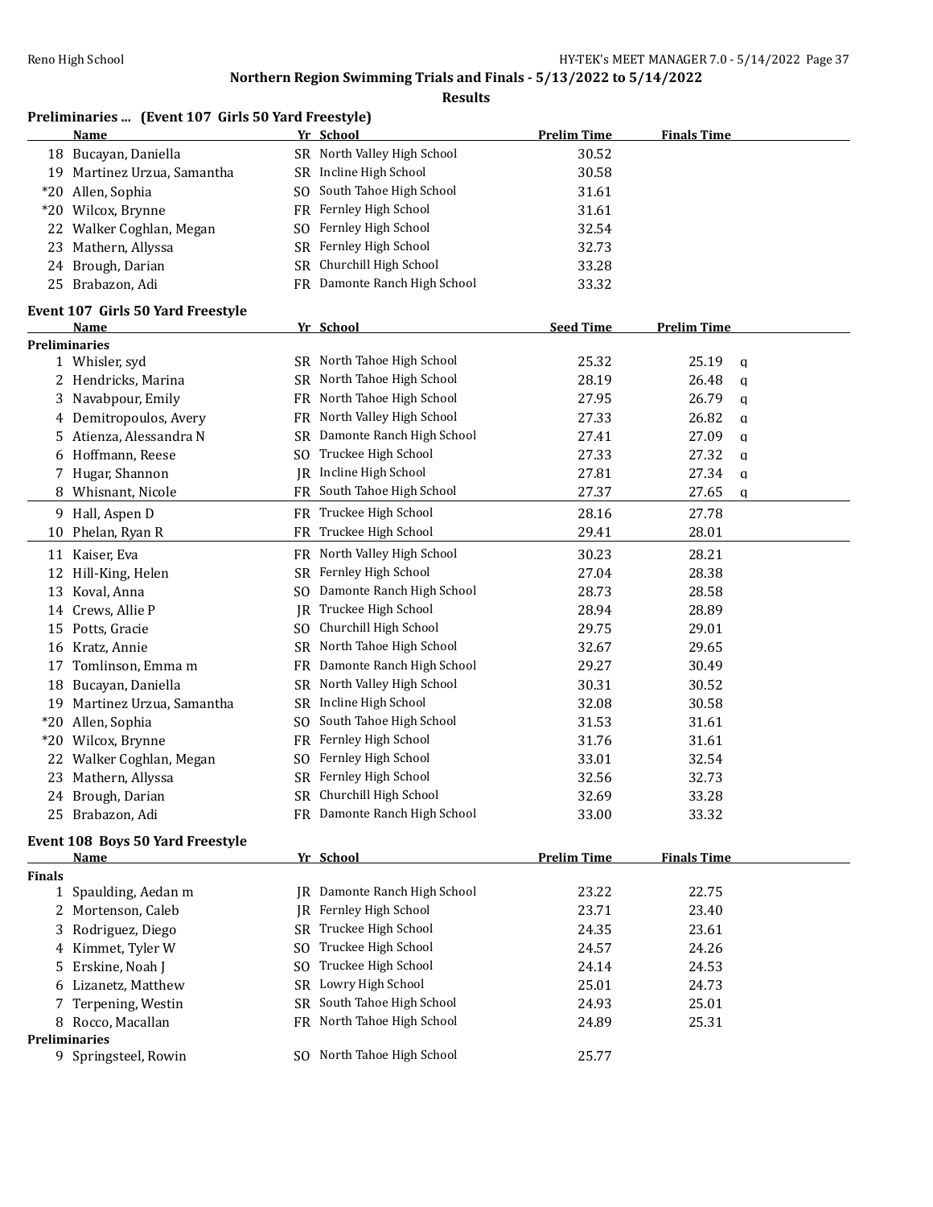# Northern Region Swimming Trials and Finals - 5/13/2022 to 5/14/2022

## Results

### Preliminaries ... (Event 107 Girls 50 Yard Freestyle)

| | Name | Yr | School | Prelim Time | Finals Time |
|---|---|---|---|---|---|
| 18 | Bucayan, Daniella | SR | North Valley High School | 30.52 | |
| 19 | Martinez Urzua, Samantha | SR | Incline High School | 30.58 | |
| *20 | Allen, Sophia | SO | South Tahoe High School | 31.61 | |
| *20 | Wilcox, Brynne | FR | Fernley High School | 31.61 | |
| 22 | Walker Coghlan, Megan | SO | Fernley High School | 32.54 | |
| 23 | Mathern, Allyssa | SR | Fernley High School | 32.73 | |
| 24 | Brough, Darian | SR | Churchill High School | 33.28 | |
| 25 | Brabazon, Adi | FR | Damonte Ranch High School | 33.32 | |

### Event 107 Girls 50 Yard Freestyle

| | Name | Yr | School | Seed Time | Prelim Time | |
|---|---|---|---|---|---|---|
| **Preliminaries** | | | | | | |
| 1 | Whisler, syd | SR | North Tahoe High School | 25.32 | 25.19 | q |
| 2 | Hendricks, Marina | SR | North Tahoe High School | 28.19 | 26.48 | q |
| 3 | Navabpour, Emily | FR | North Tahoe High School | 27.95 | 26.79 | q |
| 4 | Demitropoulos, Avery | FR | North Valley High School | 27.33 | 26.82 | q |
| 5 | Atienza, Alessandra N | SR | Damonte Ranch High School | 27.41 | 27.09 | q |
| 6 | Hoffmann, Reese | SO | Truckee High School | 27.33 | 27.32 | q |
| 7 | Hugar, Shannon | JR | Incline High School | 27.81 | 27.34 | q |
| 8 | Whisnant, Nicole | FR | South Tahoe High School | 27.37 | 27.65 | q |
| 9 | Hall, Aspen D | FR | Truckee High School | 28.16 | 27.78 | |
| 10 | Phelan, Ryan R | FR | Truckee High School | 29.41 | 28.01 | |
| 11 | Kaiser, Eva | FR | North Valley High School | 30.23 | 28.21 | |
| 12 | Hill-King, Helen | SR | Fernley High School | 27.04 | 28.38 | |
| 13 | Koval, Anna | SO | Damonte Ranch High School | 28.73 | 28.58 | |
| 14 | Crews, Allie P | JR | Truckee High School | 28.94 | 28.89 | |
| 15 | Potts, Gracie | SO | Churchill High School | 29.75 | 29.01 | |
| 16 | Kratz, Annie | SR | North Tahoe High School | 32.67 | 29.65 | |
| 17 | Tomlinson, Emma m | FR | Damonte Ranch High School | 29.27 | 30.49 | |
| 18 | Bucayan, Daniella | SR | North Valley High School | 30.31 | 30.52 | |
| 19 | Martinez Urzua, Samantha | SR | Incline High School | 32.08 | 30.58 | |
| *20 | Allen, Sophia | SO | South Tahoe High School | 31.53 | 31.61 | |
| *20 | Wilcox, Brynne | FR | Fernley High School | 31.76 | 31.61 | |
| 22 | Walker Coghlan, Megan | SO | Fernley High School | 33.01 | 32.54 | |
| 23 | Mathern, Allyssa | SR | Fernley High School | 32.56 | 32.73 | |
| 24 | Brough, Darian | SR | Churchill High School | 32.69 | 33.28 | |
| 25 | Brabazon, Adi | FR | Damonte Ranch High School | 33.00 | 33.32 | |

### Event 108 Boys 50 Yard Freestyle

| | Name | Yr | School | Prelim Time | Finals Time |
|---|---|---|---|---|---|
| **Finals** | | | | | |
| 1 | Spaulding, Aedan m | JR | Damonte Ranch High School | 23.22 | 22.75 |
| 2 | Mortenson, Caleb | JR | Fernley High School | 23.71 | 23.40 |
| 3 | Rodriguez, Diego | SR | Truckee High School | 24.35 | 23.61 |
| 4 | Kimmet, Tyler W | SO | Truckee High School | 24.57 | 24.26 |
| 5 | Erskine, Noah J | SO | Truckee High School | 24.14 | 24.53 |
| 6 | Lizanetz, Matthew | SR | Lowry High School | 25.01 | 24.73 |
| 7 | Terpening, Westin | SR | South Tahoe High School | 24.93 | 25.01 |
| 8 | Rocco, Macallan | FR | North Tahoe High School | 24.89 | 25.31 |
| **Preliminaries** | | | | | |
| 9 | Springsteel, Rowin | SO | North Tahoe High School | 25.77 | |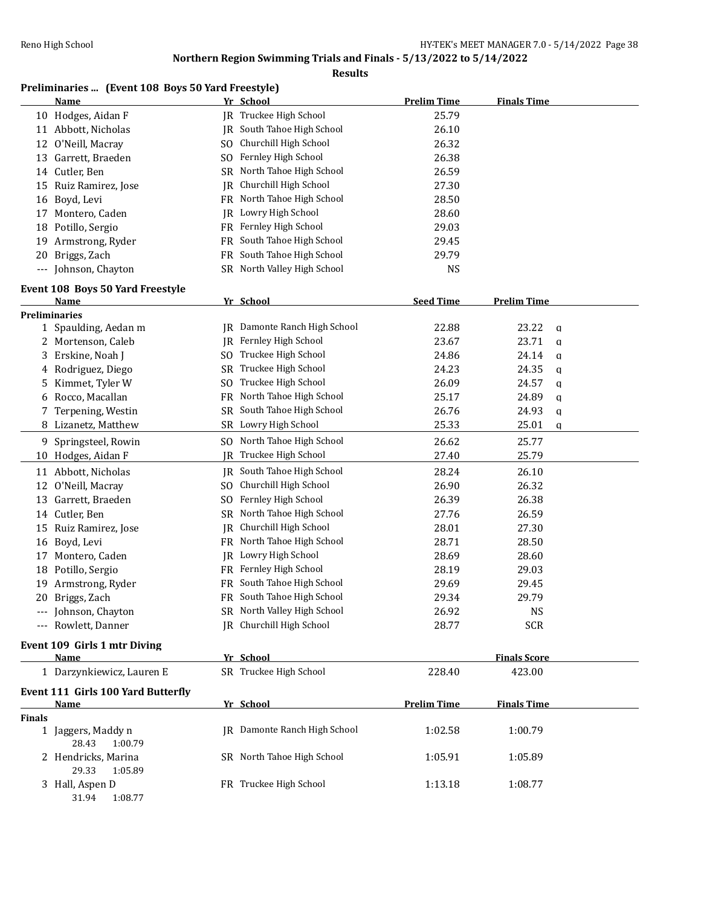**Northern Region Swimming Trials and Finals - 5/13/2022 to 5/14/2022**

**Results**

### Preliminaries ... (Event 108 Boys 50 Yard Freestyle)

| | Name | Yr | School | Prelim Time | Finals Time |
|---|---|---|---|---|---|
| 10 | Hodges, Aidan F | JR | Truckee High School | 25.79 | |
| 11 | Abbott, Nicholas | JR | South Tahoe High School | 26.10 | |
| 12 | O'Neill, Macray | SO | Churchill High School | 26.32 | |
| 13 | Garrett, Braeden | SO | Fernley High School | 26.38 | |
| 14 | Cutler, Ben | SR | North Tahoe High School | 26.59 | |
| 15 | Ruiz Ramirez, Jose | JR | Churchill High School | 27.30 | |
| 16 | Boyd, Levi | FR | North Tahoe High School | 28.50 | |
| 17 | Montero, Caden | JR | Lowry High School | 28.60 | |
| 18 | Potillo, Sergio | FR | Fernley High School | 29.03 | |
| 19 | Armstrong, Ryder | FR | South Tahoe High School | 29.45 | |
| 20 | Briggs, Zach | FR | South Tahoe High School | 29.79 | |
| --- | Johnson, Chayton | SR | North Valley High School | NS | |

### Event 108 Boys 50 Yard Freestyle

| | Name | Yr | School | Seed Time | Prelim Time | |
|---|---|---|---|---|---|---|
| **Preliminaries** | | | | | | |
| 1 | Spaulding, Aedan m | JR | Damonte Ranch High School | 22.88 | 23.22 | q |
| 2 | Mortenson, Caleb | JR | Fernley High School | 23.67 | 23.71 | q |
| 3 | Erskine, Noah J | SO | Truckee High School | 24.86 | 24.14 | q |
| 4 | Rodriguez, Diego | SR | Truckee High School | 24.23 | 24.35 | q |
| 5 | Kimmet, Tyler W | SO | Truckee High School | 26.09 | 24.57 | q |
| 6 | Rocco, Macallan | FR | North Tahoe High School | 25.17 | 24.89 | q |
| 7 | Terpening, Westin | SR | South Tahoe High School | 26.76 | 24.93 | q |
| 8 | Lizanetz, Matthew | SR | Lowry High School | 25.33 | 25.01 | q |
| 9 | Springsteel, Rowin | SO | North Tahoe High School | 26.62 | 25.77 | |
| 10 | Hodges, Aidan F | JR | Truckee High School | 27.40 | 25.79 | |
| 11 | Abbott, Nicholas | JR | South Tahoe High School | 28.24 | 26.10 | |
| 12 | O'Neill, Macray | SO | Churchill High School | 26.90 | 26.32 | |
| 13 | Garrett, Braeden | SO | Fernley High School | 26.39 | 26.38 | |
| 14 | Cutler, Ben | SR | North Tahoe High School | 27.76 | 26.59 | |
| 15 | Ruiz Ramirez, Jose | JR | Churchill High School | 28.01 | 27.30 | |
| 16 | Boyd, Levi | FR | North Tahoe High School | 28.71 | 28.50 | |
| 17 | Montero, Caden | JR | Lowry High School | 28.69 | 28.60 | |
| 18 | Potillo, Sergio | FR | Fernley High School | 28.19 | 29.03 | |
| 19 | Armstrong, Ryder | FR | South Tahoe High School | 29.69 | 29.45 | |
| 20 | Briggs, Zach | FR | South Tahoe High School | 29.34 | 29.79 | |
| --- | Johnson, Chayton | SR | North Valley High School | 26.92 | NS | |
| --- | Rowlett, Danner | JR | Churchill High School | 28.77 | SCR | |

### Event 109 Girls 1 mtr Diving

| | Name | Yr | School | | Finals Score |
|---|---|---|---|---|---|
| 1 | Darzynkiewicz, Lauren E | SR | Truckee High School | 228.40 | 423.00 |

### Event 111 Girls 100 Yard Butterfly

| | Name | Yr | School | Prelim Time | Finals Time |
|---|---|---|---|---|---|
| **Finals** | | | | | |
| 1 | Jaggers, Maddy n | JR | Damonte Ranch High School | 1:02.58 | 1:00.79 |
| | 28.43 1:00.79 | | | | |
| 2 | Hendricks, Marina | SR | North Tahoe High School | 1:05.91 | 1:05.89 |
| | 29.33 1:05.89 | | | | |
| 3 | Hall, Aspen D | FR | Truckee High School | 1:13.18 | 1:08.77 |
| | 31.94 1:08.77 | | | | |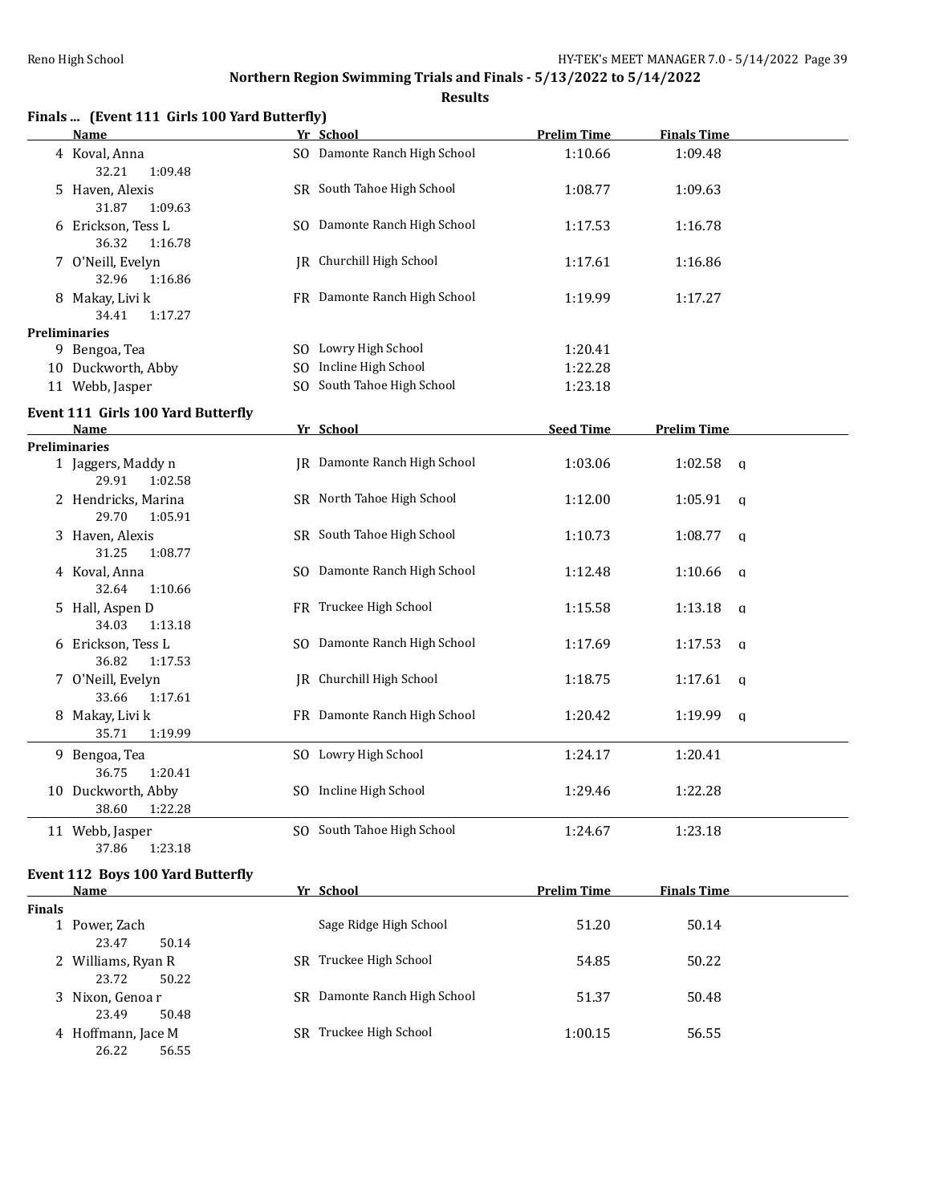## Northern Region Swimming Trials and Finals - 5/13/2022 to 5/14/2022

### Results

#### Finals ... (Event 111 Girls 100 Yard Butterfly)

| | Name | Yr | School | Prelim Time | Finals Time |
|---|---|---|---|---|---|
| 4 | Koval, Anna | SO | Damonte Ranch High School | 1:10.66 | 1:09.48 |
| | 32.21 1:09.48 | | | | |
| 5 | Haven, Alexis | SR | South Tahoe High School | 1:08.77 | 1:09.63 |
| | 31.87 1:09.63 | | | | |
| 6 | Erickson, Tess L | SO | Damonte Ranch High School | 1:17.53 | 1:16.78 |
| | 36.32 1:16.78 | | | | |
| 7 | O'Neill, Evelyn | JR | Churchill High School | 1:17.61 | 1:16.86 |
| | 32.96 1:16.86 | | | | |
| 8 | Makay, Livi k | FR | Damonte Ranch High School | 1:19.99 | 1:17.27 |
| | 34.41 1:17.27 | | | | |
| **Preliminaries** | | | | | |
| 9 | Bengoa, Tea | SO | Lowry High School | 1:20.41 | |
| 10 | Duckworth, Abby | SO | Incline High School | 1:22.28 | |
| 11 | Webb, Jasper | SO | South Tahoe High School | 1:23.18 | |

#### Event 111 Girls 100 Yard Butterfly

| | Name | Yr | School | Seed Time | Prelim Time | |
|---|---|---|---|---|---|---|
| **Preliminaries** | | | | | | |
| 1 | Jaggers, Maddy n | JR | Damonte Ranch High School | 1:03.06 | 1:02.58 | q |
| | 29.91 1:02.58 | | | | | |
| 2 | Hendricks, Marina | SR | North Tahoe High School | 1:12.00 | 1:05.91 | q |
| | 29.70 1:05.91 | | | | | |
| 3 | Haven, Alexis | SR | South Tahoe High School | 1:10.73 | 1:08.77 | q |
| | 31.25 1:08.77 | | | | | |
| 4 | Koval, Anna | SO | Damonte Ranch High School | 1:12.48 | 1:10.66 | q |
| | 32.64 1:10.66 | | | | | |
| 5 | Hall, Aspen D | FR | Truckee High School | 1:15.58 | 1:13.18 | q |
| | 34.03 1:13.18 | | | | | |
| 6 | Erickson, Tess L | SO | Damonte Ranch High School | 1:17.69 | 1:17.53 | q |
| | 36.82 1:17.53 | | | | | |
| 7 | O'Neill, Evelyn | JR | Churchill High School | 1:18.75 | 1:17.61 | q |
| | 33.66 1:17.61 | | | | | |
| 8 | Makay, Livi k | FR | Damonte Ranch High School | 1:20.42 | 1:19.99 | q |
| | 35.71 1:19.99 | | | | | |
| 9 | Bengoa, Tea | SO | Lowry High School | 1:24.17 | 1:20.41 | |
| | 36.75 1:20.41 | | | | | |
| 10 | Duckworth, Abby | SO | Incline High School | 1:29.46 | 1:22.28 | |
| | 38.60 1:22.28 | | | | | |
| 11 | Webb, Jasper | SO | South Tahoe High School | 1:24.67 | 1:23.18 | |
| | 37.86 1:23.18 | | | | | |

#### Event 112 Boys 100 Yard Butterfly

| | Name | Yr | School | Prelim Time | Finals Time |
|---|---|---|---|---|---|
| **Finals** | | | | | |
| 1 | Power, Zach | | Sage Ridge High School | 51.20 | 50.14 |
| | 23.47 50.14 | | | | |
| 2 | Williams, Ryan R | SR | Truckee High School | 54.85 | 50.22 |
| | 23.72 50.22 | | | | |
| 3 | Nixon, Genoa r | SR | Damonte Ranch High School | 51.37 | 50.48 |
| | 23.49 50.48 | | | | |
| 4 | Hoffmann, Jace M | SR | Truckee High School | 1:00.15 | 56.55 |
| | 26.22 56.55 | | | | |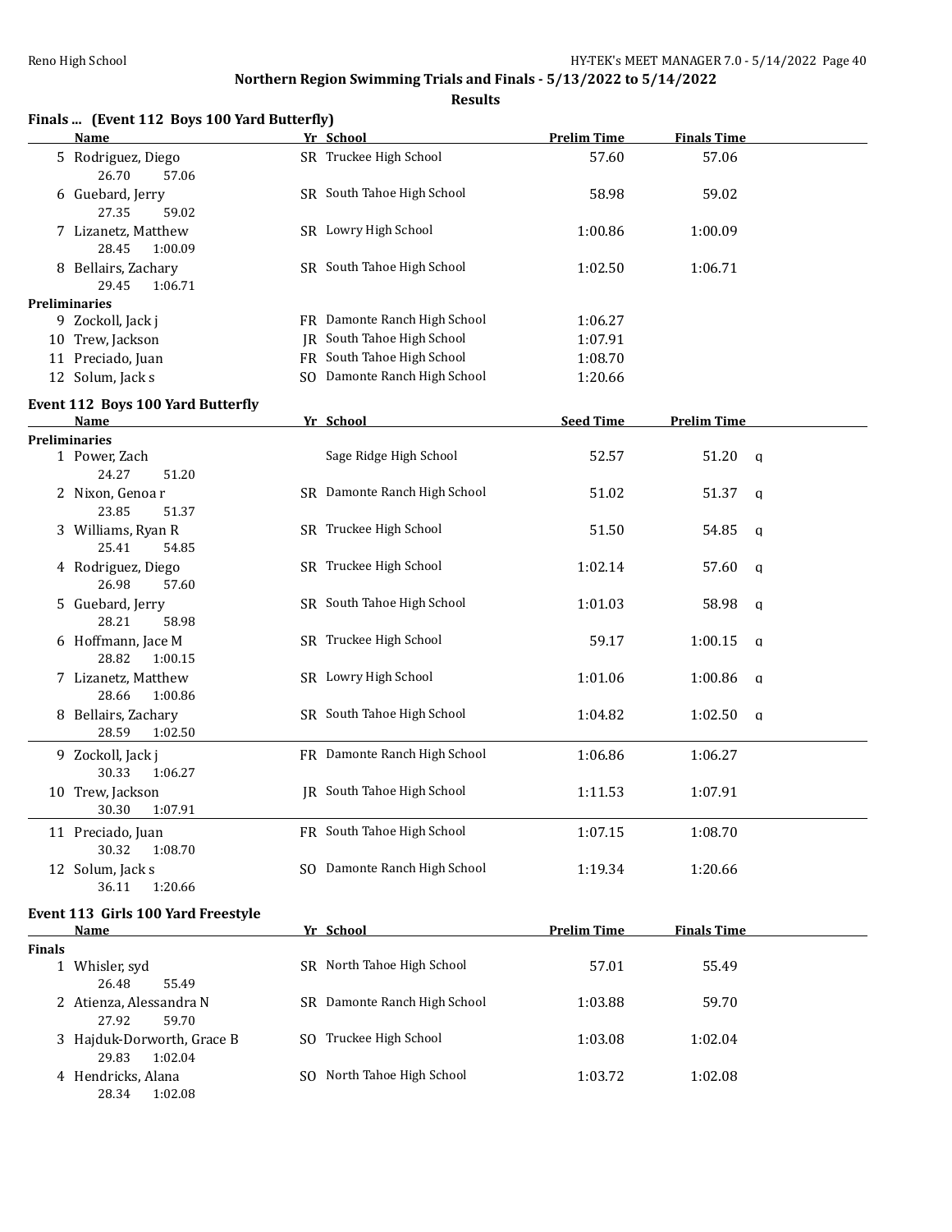## Northern Region Swimming Trials and Finals - 5/13/2022 to 5/14/2022

### Results

### Finals ... (Event 112 Boys 100 Yard Butterfly)

| | Name | Yr | School | Prelim Time | Finals Time | |
|---|---|---|---|---|---|---|
| 5 | Rodriguez, Diego | SR | Truckee High School | 57.60 | 57.06 | |
| | 26.70 57.06 | | | | | |
| 6 | Guebard, Jerry | SR | South Tahoe High School | 58.98 | 59.02 | |
| | 27.35 59.02 | | | | | |
| 7 | Lizanetz, Matthew | SR | Lowry High School | 1:00.86 | 1:00.09 | |
| | 28.45 1:00.09 | | | | | |
| 8 | Bellairs, Zachary | SR | South Tahoe High School | 1:02.50 | 1:06.71 | |
| | 29.45 1:06.71 | | | | | |
| **Preliminaries** | | | | | | |
| 9 | Zockoll, Jack j | FR | Damonte Ranch High School | 1:06.27 | | |
| 10 | Trew, Jackson | JR | South Tahoe High School | 1:07.91 | | |
| 11 | Preciado, Juan | FR | South Tahoe High School | 1:08.70 | | |
| 12 | Solum, Jack s | SO | Damonte Ranch High School | 1:20.66 | | |

### Event 112 Boys 100 Yard Butterfly

| | Name | Yr | School | Seed Time | Prelim Time | |
|---|---|---|---|---|---|---|
| **Preliminaries** | | | | | | |
| 1 | Power, Zach | | Sage Ridge High School | 52.57 | 51.20 | q |
| | 24.27 51.20 | | | | | |
| 2 | Nixon, Genoa r | SR | Damonte Ranch High School | 51.02 | 51.37 | q |
| | 23.85 51.37 | | | | | |
| 3 | Williams, Ryan R | SR | Truckee High School | 51.50 | 54.85 | q |
| | 25.41 54.85 | | | | | |
| 4 | Rodriguez, Diego | SR | Truckee High School | 1:02.14 | 57.60 | q |
| | 26.98 57.60 | | | | | |
| 5 | Guebard, Jerry | SR | South Tahoe High School | 1:01.03 | 58.98 | q |
| | 28.21 58.98 | | | | | |
| 6 | Hoffmann, Jace M | SR | Truckee High School | 59.17 | 1:00.15 | q |
| | 28.82 1:00.15 | | | | | |
| 7 | Lizanetz, Matthew | SR | Lowry High School | 1:01.06 | 1:00.86 | q |
| | 28.66 1:00.86 | | | | | |
| 8 | Bellairs, Zachary | SR | South Tahoe High School | 1:04.82 | 1:02.50 | q |
| | 28.59 1:02.50 | | | | | |
| 9 | Zockoll, Jack j | FR | Damonte Ranch High School | 1:06.86 | 1:06.27 | |
| | 30.33 1:06.27 | | | | | |
| 10 | Trew, Jackson | JR | South Tahoe High School | 1:11.53 | 1:07.91 | |
| | 30.30 1:07.91 | | | | | |
| 11 | Preciado, Juan | FR | South Tahoe High School | 1:07.15 | 1:08.70 | |
| | 30.32 1:08.70 | | | | | |
| 12 | Solum, Jack s | SO | Damonte Ranch High School | 1:19.34 | 1:20.66 | |
| | 36.11 1:20.66 | | | | | |

### Event 113 Girls 100 Yard Freestyle

| | Name | Yr | School | Prelim Time | Finals Time |
|---|---|---|---|---|---|
| **Finals** | | | | | |
| 1 | Whisler, syd | SR | North Tahoe High School | 57.01 | 55.49 |
| | 26.48 55.49 | | | | |
| 2 | Atienza, Alessandra N | SR | Damonte Ranch High School | 1:03.88 | 59.70 |
| | 27.92 59.70 | | | | |
| 3 | Hajduk-Dorworth, Grace B | SO | Truckee High School | 1:03.08 | 1:02.04 |
| | 29.83 1:02.04 | | | | |
| 4 | Hendricks, Alana | SO | North Tahoe High School | 1:03.72 | 1:02.08 |
| | 28.34 1:02.08 | | | | |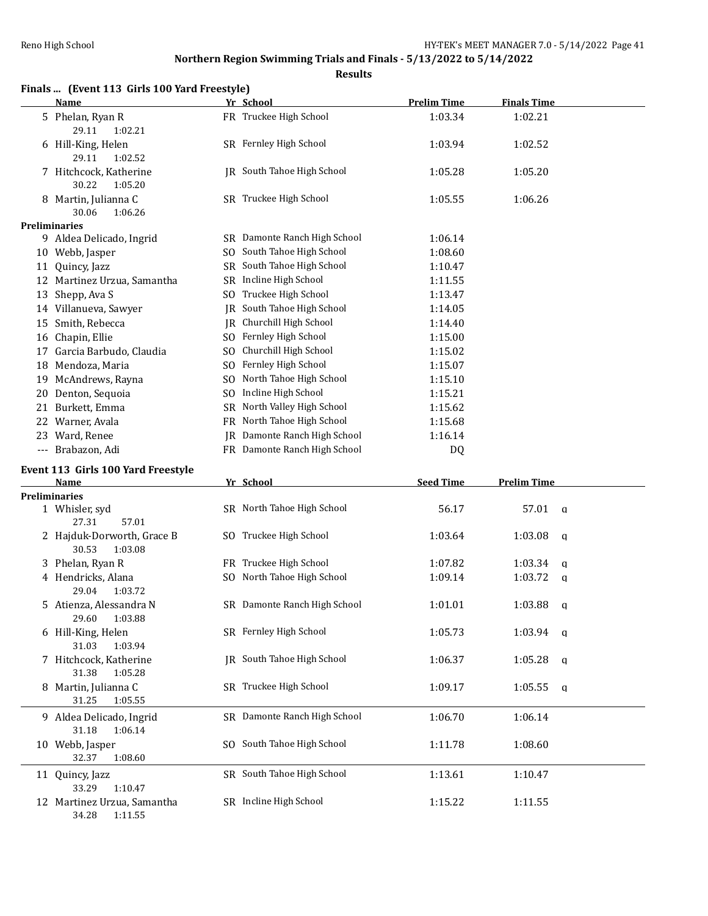## Northern Region Swimming Trials and Finals - 5/13/2022 to 5/14/2022

### Results

### Finals ... (Event 113 Girls 100 Yard Freestyle)

| | Name | Yr | School | Prelim Time | Finals Time |
|---|---|---|---|---|---|
| 5 | Phelan, Ryan R | FR | Truckee High School | 1:03.34 | 1:02.21 |
| | 29.11 1:02.21 | | | | |
| 6 | Hill-King, Helen | SR | Fernley High School | 1:03.94 | 1:02.52 |
| | 29.11 1:02.52 | | | | |
| 7 | Hitchcock, Katherine | JR | South Tahoe High School | 1:05.28 | 1:05.20 |
| | 30.22 1:05.20 | | | | |
| 8 | Martin, Julianna C | SR | Truckee High School | 1:05.55 | 1:06.26 |
| | 30.06 1:06.26 | | | | |
| **Preliminaries** | | | | | |
| 9 | Aldea Delicado, Ingrid | SR | Damonte Ranch High School | 1:06.14 | |
| 10 | Webb, Jasper | SO | South Tahoe High School | 1:08.60 | |
| 11 | Quincy, Jazz | SR | South Tahoe High School | 1:10.47 | |
| 12 | Martinez Urzua, Samantha | SR | Incline High School | 1:11.55 | |
| 13 | Shepp, Ava S | SO | Truckee High School | 1:13.47 | |
| 14 | Villanueva, Sawyer | JR | South Tahoe High School | 1:14.05 | |
| 15 | Smith, Rebecca | JR | Churchill High School | 1:14.40 | |
| 16 | Chapin, Ellie | SO | Fernley High School | 1:15.00 | |
| 17 | Garcia Barbudo, Claudia | SO | Churchill High School | 1:15.02 | |
| 18 | Mendoza, Maria | SO | Fernley High School | 1:15.07 | |
| 19 | McAndrews, Rayna | SO | North Tahoe High School | 1:15.10 | |
| 20 | Denton, Sequoia | SO | Incline High School | 1:15.21 | |
| 21 | Burkett, Emma | SR | North Valley High School | 1:15.62 | |
| 22 | Warner, Avala | FR | North Tahoe High School | 1:15.68 | |
| 23 | Ward, Renee | JR | Damonte Ranch High School | 1:16.14 | |
| --- | Brabazon, Adi | FR | Damonte Ranch High School | DQ | |

### Event 113 Girls 100 Yard Freestyle

| | Name | Yr | School | Seed Time | Prelim Time | |
|---|---|---|---|---|---|---|
| **Preliminaries** | | | | | | |
| 1 | Whisler, syd | SR | North Tahoe High School | 56.17 | 57.01 | q |
| | 27.31 57.01 | | | | | |
| 2 | Hajduk-Dorworth, Grace B | SO | Truckee High School | 1:03.64 | 1:03.08 | q |
| | 30.53 1:03.08 | | | | | |
| 3 | Phelan, Ryan R | FR | Truckee High School | 1:07.82 | 1:03.34 | q |
| 4 | Hendricks, Alana | SO | North Tahoe High School | 1:09.14 | 1:03.72 | q |
| | 29.04 1:03.72 | | | | | |
| 5 | Atienza, Alessandra N | SR | Damonte Ranch High School | 1:01.01 | 1:03.88 | q |
| | 29.60 1:03.88 | | | | | |
| 6 | Hill-King, Helen | SR | Fernley High School | 1:05.73 | 1:03.94 | q |
| | 31.03 1:03.94 | | | | | |
| 7 | Hitchcock, Katherine | JR | South Tahoe High School | 1:06.37 | 1:05.28 | q |
| | 31.38 1:05.28 | | | | | |
| 8 | Martin, Julianna C | SR | Truckee High School | 1:09.17 | 1:05.55 | q |
| | 31.25 1:05.55 | | | | | |
| 9 | Aldea Delicado, Ingrid | SR | Damonte Ranch High School | 1:06.70 | 1:06.14 | |
| | 31.18 1:06.14 | | | | | |
| 10 | Webb, Jasper | SO | South Tahoe High School | 1:11.78 | 1:08.60 | |
| | 32.37 1:08.60 | | | | | |
| 11 | Quincy, Jazz | SR | South Tahoe High School | 1:13.61 | 1:10.47 | |
| | 33.29 1:10.47 | | | | | |
| 12 | Martinez Urzua, Samantha | SR | Incline High School | 1:15.22 | 1:11.55 | |
| | 34.28 1:11.55 | | | | | |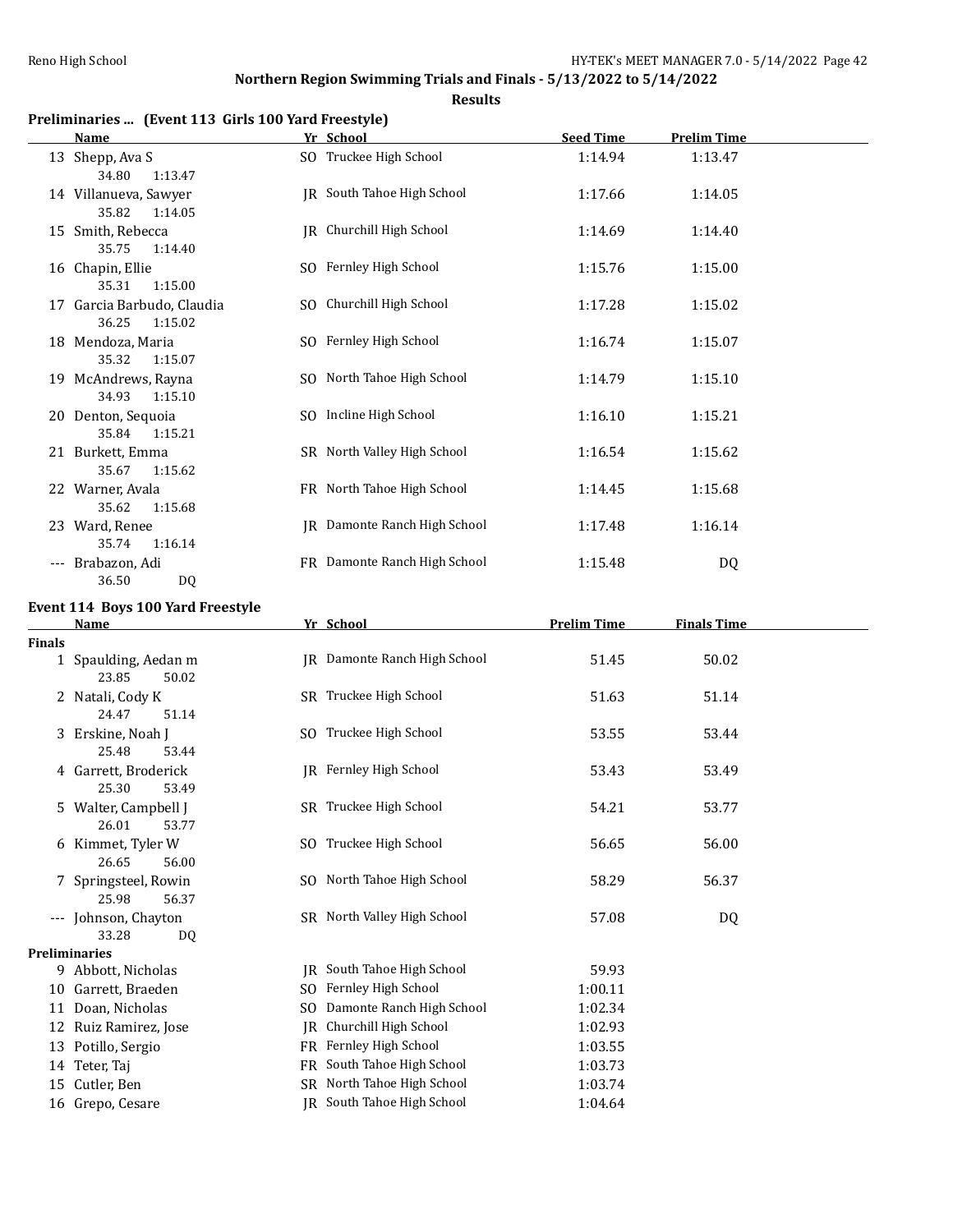## Northern Region Swimming Trials and Finals - 5/13/2022 to 5/14/2022

### Results

**Preliminaries ... (Event 113 Girls 100 Yard Freestyle)**

| | Name | Yr | School | Seed Time | Prelim Time |
|---|---|---|---|---|---|
| 13 | Shepp, Ava S | SO | Truckee High School | 1:14.94 | 1:13.47 |
| | 34.80 1:13.47 | | | | |
| 14 | Villanueva, Sawyer | JR | South Tahoe High School | 1:17.66 | 1:14.05 |
| | 35.82 1:14.05 | | | | |
| 15 | Smith, Rebecca | JR | Churchill High School | 1:14.69 | 1:14.40 |
| | 35.75 1:14.40 | | | | |
| 16 | Chapin, Ellie | SO | Fernley High School | 1:15.76 | 1:15.00 |
| | 35.31 1:15.00 | | | | |
| 17 | Garcia Barbudo, Claudia | SO | Churchill High School | 1:17.28 | 1:15.02 |
| | 36.25 1:15.02 | | | | |
| 18 | Mendoza, Maria | SO | Fernley High School | 1:16.74 | 1:15.07 |
| | 35.32 1:15.07 | | | | |
| 19 | McAndrews, Rayna | SO | North Tahoe High School | 1:14.79 | 1:15.10 |
| | 34.93 1:15.10 | | | | |
| 20 | Denton, Sequoia | SO | Incline High School | 1:16.10 | 1:15.21 |
| | 35.84 1:15.21 | | | | |
| 21 | Burkett, Emma | SR | North Valley High School | 1:16.54 | 1:15.62 |
| | 35.67 1:15.62 | | | | |
| 22 | Warner, Avala | FR | North Tahoe High School | 1:14.45 | 1:15.68 |
| | 35.62 1:15.68 | | | | |
| 23 | Ward, Renee | JR | Damonte Ranch High School | 1:17.48 | 1:16.14 |
| | 35.74 1:16.14 | | | | |
| --- | Brabazon, Adi | FR | Damonte Ranch High School | 1:15.48 | DQ |
| | 36.50 DQ | | | | |

**Event 114 Boys 100 Yard Freestyle**

| | Name | Yr | School | Prelim Time | Finals Time |
|---|---|---|---|---|---|
| **Finals** | | | | | |
| 1 | Spaulding, Aedan m | JR | Damonte Ranch High School | 51.45 | 50.02 |
| | 23.85 50.02 | | | | |
| 2 | Natali, Cody K | SR | Truckee High School | 51.63 | 51.14 |
| | 24.47 51.14 | | | | |
| 3 | Erskine, Noah J | SO | Truckee High School | 53.55 | 53.44 |
| | 25.48 53.44 | | | | |
| 4 | Garrett, Broderick | JR | Fernley High School | 53.43 | 53.49 |
| | 25.30 53.49 | | | | |
| 5 | Walter, Campbell J | SR | Truckee High School | 54.21 | 53.77 |
| | 26.01 53.77 | | | | |
| 6 | Kimmet, Tyler W | SO | Truckee High School | 56.65 | 56.00 |
| | 26.65 56.00 | | | | |
| 7 | Springsteel, Rowin | SO | North Tahoe High School | 58.29 | 56.37 |
| | 25.98 56.37 | | | | |
| --- | Johnson, Chayton | SR | North Valley High School | 57.08 | DQ |
| | 33.28 DQ | | | | |
| **Preliminaries** | | | | | |
| 9 | Abbott, Nicholas | JR | South Tahoe High School | 59.93 | |
| 10 | Garrett, Braeden | SO | Fernley High School | 1:00.11 | |
| 11 | Doan, Nicholas | SO | Damonte Ranch High School | 1:02.34 | |
| 12 | Ruiz Ramirez, Jose | JR | Churchill High School | 1:02.93 | |
| 13 | Potillo, Sergio | FR | Fernley High School | 1:03.55 | |
| 14 | Teter, Taj | FR | South Tahoe High School | 1:03.73 | |
| 15 | Cutler, Ben | SR | North Tahoe High School | 1:03.74 | |
| 16 | Grepo, Cesare | JR | South Tahoe High School | 1:04.64 | |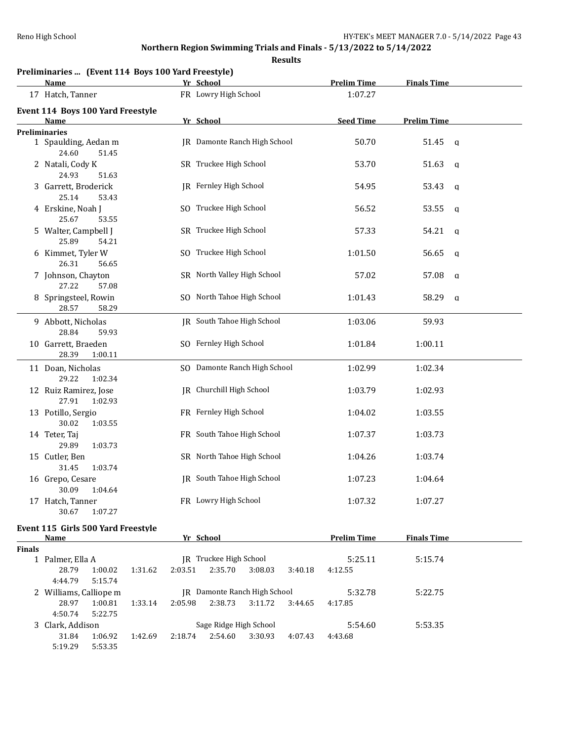## Northern Region Swimming Trials and Finals - 5/13/2022 to 5/14/2022

**Results**

### Preliminaries ... (Event 114 Boys 100 Yard Freestyle)

| | Name | Yr | School | Prelim Time | Finals Time |
|---|---|---|---|---|---|
| 17 | Hatch, Tanner | FR | Lowry High School | 1:07.27 | |

### Event 114 Boys 100 Yard Freestyle

| | Name | Yr | School | Seed Time | Prelim Time | |
|---|---|---|---|---|---|---|
| **Preliminaries** | | | | | | |
| 1 | Spaulding, Aedan m | JR | Damonte Ranch High School | 50.70 | 51.45 | q |
| | 24.60 51.45 | | | | | |
| 2 | Natali, Cody K | SR | Truckee High School | 53.70 | 51.63 | q |
| | 24.93 51.63 | | | | | |
| 3 | Garrett, Broderick | JR | Fernley High School | 54.95 | 53.43 | q |
| | 25.14 53.43 | | | | | |
| 4 | Erskine, Noah J | SO | Truckee High School | 56.52 | 53.55 | q |
| | 25.67 53.55 | | | | | |
| 5 | Walter, Campbell J | SR | Truckee High School | 57.33 | 54.21 | q |
| | 25.89 54.21 | | | | | |
| 6 | Kimmet, Tyler W | SO | Truckee High School | 1:01.50 | 56.65 | q |
| | 26.31 56.65 | | | | | |
| 7 | Johnson, Chayton | SR | North Valley High School | 57.02 | 57.08 | q |
| | 27.22 57.08 | | | | | |
| 8 | Springsteel, Rowin | SO | North Tahoe High School | 1:01.43 | 58.29 | q |
| | 28.57 58.29 | | | | | |
| 9 | Abbott, Nicholas | JR | South Tahoe High School | 1:03.06 | 59.93 | |
| | 28.84 59.93 | | | | | |
| 10 | Garrett, Braeden | SO | Fernley High School | 1:01.84 | 1:00.11 | |
| | 28.39 1:00.11 | | | | | |
| 11 | Doan, Nicholas | SO | Damonte Ranch High School | 1:02.99 | 1:02.34 | |
| | 29.22 1:02.34 | | | | | |
| 12 | Ruiz Ramirez, Jose | JR | Churchill High School | 1:03.79 | 1:02.93 | |
| | 27.91 1:02.93 | | | | | |
| 13 | Potillo, Sergio | FR | Fernley High School | 1:04.02 | 1:03.55 | |
| | 30.02 1:03.55 | | | | | |
| 14 | Teter, Taj | FR | South Tahoe High School | 1:07.37 | 1:03.73 | |
| | 29.89 1:03.73 | | | | | |
| 15 | Cutler, Ben | SR | North Tahoe High School | 1:04.26 | 1:03.74 | |
| | 31.45 1:03.74 | | | | | |
| 16 | Grepo, Cesare | JR | South Tahoe High School | 1:07.23 | 1:04.64 | |
| | 30.09 1:04.64 | | | | | |
| 17 | Hatch, Tanner | FR | Lowry High School | 1:07.32 | 1:07.27 | |
| | 30.67 1:07.27 | | | | | |

### Event 115 Girls 500 Yard Freestyle

| | Name | Yr | School | Prelim Time | Finals Time |
|---|---|---|---|---|---|
| **Finals** | | | | | |
| 1 | Palmer, Ella A | JR | Truckee High School | 5:25.11 | 5:15.74 |
| | 28.79 1:00.02 1:31.62 2:03.51 2:35.70 3:08.03 3:40.18 4:12.55 4:44.79 5:15.74 | | | | |
| 2 | Williams, Calliope m | JR | Damonte Ranch High School | 5:32.78 | 5:22.75 |
| | 28.97 1:00.81 1:33.14 2:05.98 2:38.73 3:11.72 3:44.65 4:17.85 4:50.74 5:22.75 | | | | |
| 3 | Clark, Addison | | Sage Ridge High School | 5:54.60 | 5:53.35 |
| | 31.84 1:06.92 1:42.69 2:18.74 2:54.60 3:30.93 4:07.43 4:43.68 5:19.29 5:53.35 | | | | |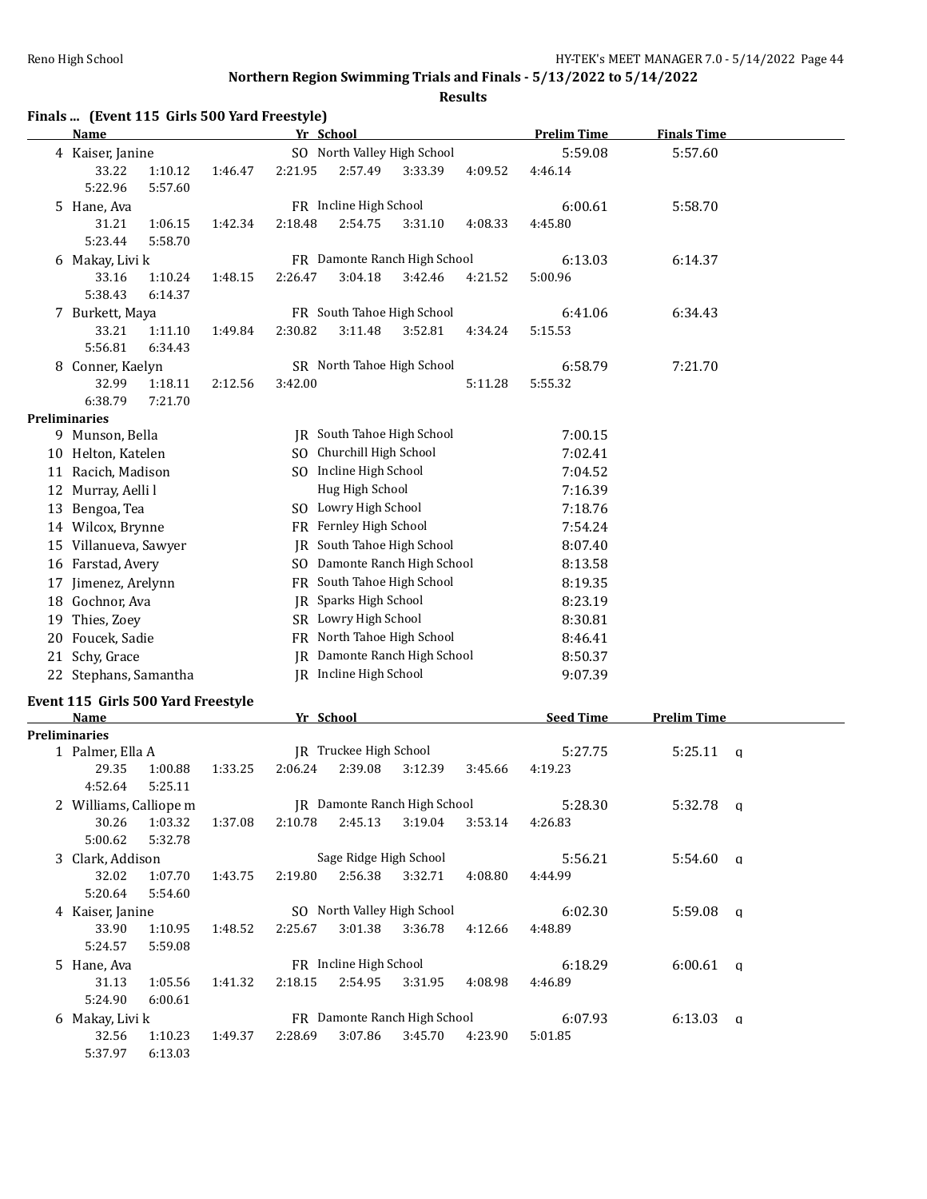**Northern Region Swimming Trials and Finals - 5/13/2022 to 5/14/2022**

**Results**

### Finals ... (Event 115 Girls 500 Yard Freestyle)

| | Name | Yr | School | Prelim Time | Finals Time |
|---|---|---|---|---|---|
| 4 | Kaiser, Janine | SO | North Valley High School | 5:59.08 | 5:57.60 |
| | 33.22 1:10.12 1:46.47 2:21.95 2:57.49 3:33.39 4:09.52 4:46.14 5:22.96 5:57.60 | | | | |
| 5 | Hane, Ava | FR | Incline High School | 6:00.61 | 5:58.70 |
| | 31.21 1:06.15 1:42.34 2:18.48 2:54.75 3:31.10 4:08.33 4:45.80 5:23.44 5:58.70 | | | | |
| 6 | Makay, Livi k | FR | Damonte Ranch High School | 6:13.03 | 6:14.37 |
| | 33.16 1:10.24 1:48.15 2:26.47 3:04.18 3:42.46 4:21.52 5:00.96 5:38.43 6:14.37 | | | | |
| 7 | Burkett, Maya | FR | South Tahoe High School | 6:41.06 | 6:34.43 |
| | 33.21 1:11.10 1:49.84 2:30.82 3:11.48 3:52.81 4:34.24 5:15.53 5:56.81 6:34.43 | | | | |
| 8 | Conner, Kaelyn | SR | North Tahoe High School | 6:58.79 | 7:21.70 |
| | 32.99 1:18.11 2:12.56 3:42.00 5:11.28 5:55.32 6:38.79 7:21.70 | | | | |

**Preliminaries**

| | Name | Yr | School | Prelim Time |
|---|---|---|---|---|
| 9 | Munson, Bella | JR | South Tahoe High School | 7:00.15 |
| 10 | Helton, Katelen | SO | Churchill High School | 7:02.41 |
| 11 | Racich, Madison | SO | Incline High School | 7:04.52 |
| 12 | Murray, Aelli l | | Hug High School | 7:16.39 |
| 13 | Bengoa, Tea | SO | Lowry High School | 7:18.76 |
| 14 | Wilcox, Brynne | FR | Fernley High School | 7:54.24 |
| 15 | Villanueva, Sawyer | JR | South Tahoe High School | 8:07.40 |
| 16 | Farstad, Avery | SO | Damonte Ranch High School | 8:13.58 |
| 17 | Jimenez, Arelynn | FR | South Tahoe High School | 8:19.35 |
| 18 | Gochnor, Ava | JR | Sparks High School | 8:23.19 |
| 19 | Thies, Zoey | SR | Lowry High School | 8:30.81 |
| 20 | Foucek, Sadie | FR | North Tahoe High School | 8:46.41 |
| 21 | Schy, Grace | JR | Damonte Ranch High School | 8:50.37 |
| 22 | Stephans, Samantha | JR | Incline High School | 9:07.39 |

### Event 115 Girls 500 Yard Freestyle

**Preliminaries**

| | Name | Yr | School | Seed Time | Prelim Time | |
|---|---|---|---|---|---|---|
| 1 | Palmer, Ella A | JR | Truckee High School | 5:27.75 | 5:25.11 | q |
| | 29.35 1:00.88 1:33.25 2:06.24 2:39.08 3:12.39 3:45.66 4:19.23 4:52.64 5:25.11 | | | | | |
| 2 | Williams, Calliope m | JR | Damonte Ranch High School | 5:28.30 | 5:32.78 | q |
| | 30.26 1:03.32 1:37.08 2:10.78 2:45.13 3:19.04 3:53.14 4:26.83 5:00.62 5:32.78 | | | | | |
| 3 | Clark, Addison | | Sage Ridge High School | 5:56.21 | 5:54.60 | q |
| | 32.02 1:07.70 1:43.75 2:19.80 2:56.38 3:32.71 4:08.80 4:44.99 5:20.64 5:54.60 | | | | | |
| 4 | Kaiser, Janine | SO | North Valley High School | 6:02.30 | 5:59.08 | q |
| | 33.90 1:10.95 1:48.52 2:25.67 3:01.38 3:36.78 4:12.66 4:48.89 5:24.57 5:59.08 | | | | | |
| 5 | Hane, Ava | FR | Incline High School | 6:18.29 | 6:00.61 | q |
| | 31.13 1:05.56 1:41.32 2:18.15 2:54.95 3:31.95 4:08.98 4:46.89 5:24.90 6:00.61 | | | | | |
| 6 | Makay, Livi k | FR | Damonte Ranch High School | 6:07.93 | 6:13.03 | q |
| | 32.56 1:10.23 1:49.37 2:28.69 3:07.86 3:45.70 4:23.90 5:01.85 5:37.97 6:13.03 | | | | | |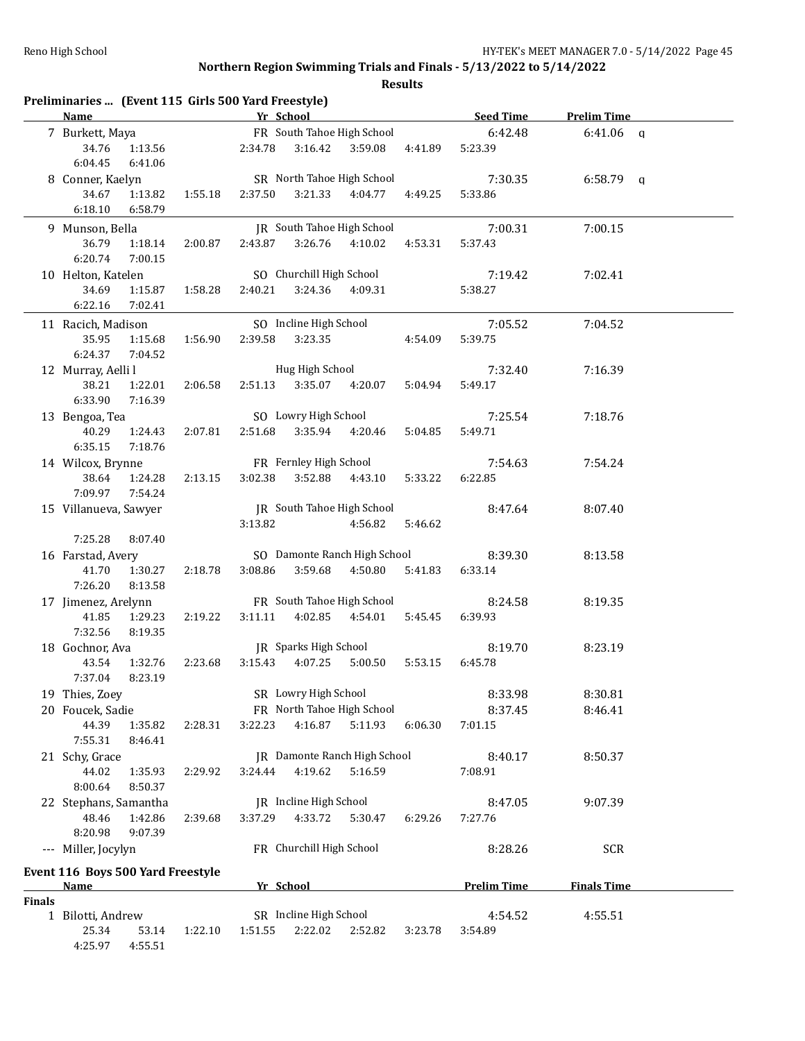**Northern Region Swimming Trials and Finals - 5/13/2022 to 5/14/2022**

**Results**

### Preliminaries ... (Event 115 Girls 500 Yard Freestyle)

| | Name | Yr | School | Seed Time | Prelim Time | |
|---|---|---|---|---|---|---|
| 7 | Burkett, Maya | FR | South Tahoe High School | 6:42.48 | 6:41.06 | q |
| | 34.76 1:13.56 2:34.78 3:16.42 3:59.08 4:41.89 5:23.39 6:04.45 6:41.06 | | | | | |
| 8 | Conner, Kaelyn | SR | North Tahoe High School | 7:30.35 | 6:58.79 | q |
| | 34.67 1:13.82 1:55.18 2:37.50 3:21.33 4:04.77 4:49.25 5:33.86 6:18.10 6:58.79 | | | | | |
| 9 | Munson, Bella | JR | South Tahoe High School | 7:00.31 | 7:00.15 | |
| | 36.79 1:18.14 2:00.87 2:43.87 3:26.76 4:10.02 4:53.31 5:37.43 6:20.74 7:00.15 | | | | | |
| 10 | Helton, Katelen | SO | Churchill High School | 7:19.42 | 7:02.41 | |
| | 34.69 1:15.87 1:58.28 2:40.21 3:24.36 4:09.31 5:38.27 6:22.16 7:02.41 | | | | | |
| 11 | Racich, Madison | SO | Incline High School | 7:05.52 | 7:04.52 | |
| | 35.95 1:15.68 1:56.90 2:39.58 3:23.35 4:54.09 5:39.75 6:24.37 7:04.52 | | | | | |
| 12 | Murray, Aelli l | | Hug High School | 7:32.40 | 7:16.39 | |
| | 38.21 1:22.01 2:06.58 2:51.13 3:35.07 4:20.07 5:04.94 5:49.17 6:33.90 7:16.39 | | | | | |
| 13 | Bengoa, Tea | SO | Lowry High School | 7:25.54 | 7:18.76 | |
| | 40.29 1:24.43 2:07.81 2:51.68 3:35.94 4:20.46 5:04.85 5:49.71 6:35.15 7:18.76 | | | | | |
| 14 | Wilcox, Brynne | FR | Fernley High School | 7:54.63 | 7:54.24 | |
| | 38.64 1:24.28 2:13.15 3:02.38 3:52.88 4:43.10 5:33.22 6:22.85 7:09.97 7:54.24 | | | | | |
| 15 | Villanueva, Sawyer | JR | South Tahoe High School | 8:47.64 | 8:07.40 | |
| | 3:13.82 4:56.82 5:46.62 7:25.28 8:07.40 | | | | | |
| 16 | Farstad, Avery | SO | Damonte Ranch High School | 8:39.30 | 8:13.58 | |
| | 41.70 1:30.27 2:18.78 3:08.86 3:59.68 4:50.80 5:41.83 6:33.14 7:26.20 8:13.58 | | | | | |
| 17 | Jimenez, Arelynn | FR | South Tahoe High School | 8:24.58 | 8:19.35 | |
| | 41.85 1:29.23 2:19.22 3:11.11 4:02.85 4:54.01 5:45.45 6:39.93 7:32.56 8:19.35 | | | | | |
| 18 | Gochnor, Ava | JR | Sparks High School | 8:19.70 | 8:23.19 | |
| | 43.54 1:32.76 2:23.68 3:15.43 4:07.25 5:00.50 5:53.15 6:45.78 7:37.04 8:23.19 | | | | | |
| 19 | Thies, Zoey | SR | Lowry High School | 8:33.98 | 8:30.81 | |
| 20 | Foucek, Sadie | FR | North Tahoe High School | 8:37.45 | 8:46.41 | |
| | 44.39 1:35.82 2:28.31 3:22.23 4:16.87 5:11.93 6:06.30 7:01.15 7:55.31 8:46.41 | | | | | |
| 21 | Schy, Grace | JR | Damonte Ranch High School | 8:40.17 | 8:50.37 | |
| | 44.02 1:35.93 2:29.92 3:24.44 4:19.62 5:16.59 7:08.91 8:00.64 8:50.37 | | | | | |
| 22 | Stephans, Samantha | JR | Incline High School | 8:47.05 | 9:07.39 | |
| | 48.46 1:42.86 2:39.68 3:37.29 4:33.72 5:30.47 6:29.26 7:27.76 8:20.98 9:07.39 | | | | | |
| --- | Miller, Jocylyn | FR | Churchill High School | 8:28.26 | SCR | |

### Event 116 Boys 500 Yard Freestyle

**Finals**

| | Name | Yr | School | Prelim Time | Finals Time |
|---|---|---|---|---|---|
| 1 | Bilotti, Andrew | SR | Incline High School | 4:54.52 | 4:55.51 |
| | 25.34 53.14 1:22.10 1:51.55 2:22.02 2:52.82 3:23.78 3:54.89 4:25.97 4:55.51 | | | | |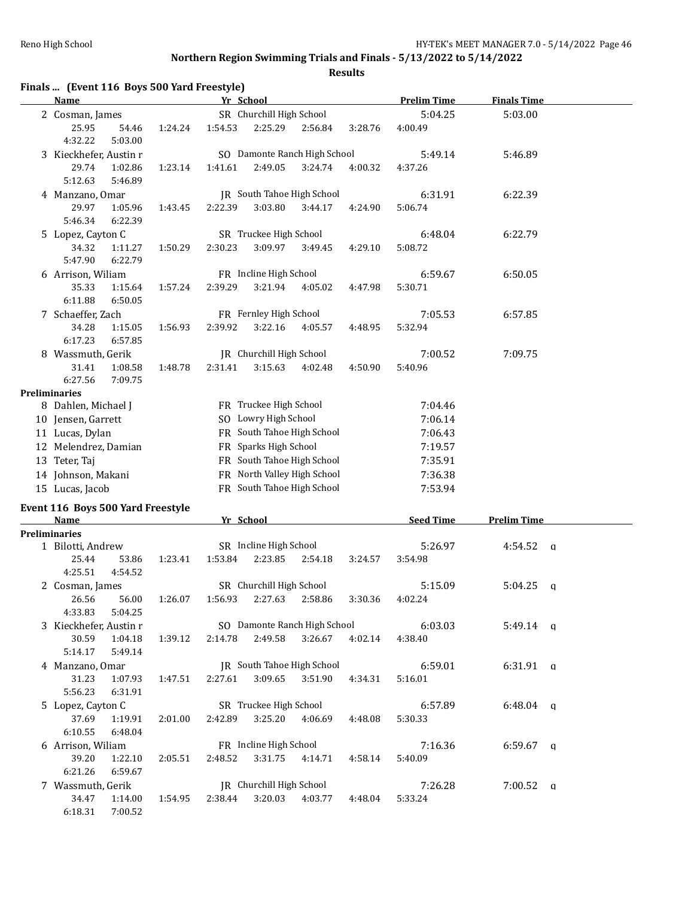## Northern Region Swimming Trials and Finals - 5/13/2022 to 5/14/2022

### Results

**Finals ... (Event 116 Boys 500 Yard Freestyle)**

| | Name | Yr | School | Prelim Time | Finals Time |
|---|---|---|---|---|---|
| 2 | Cosman, James | SR | Churchill High School | 5:04.25 | 5:03.00 |
| | 25.95 54.46 1:24.24 1:54.53 2:25.29 2:56.84 3:28.76 4:00.49 4:32.22 5:03.00 | | | | |
| 3 | Kieckhefer, Austin r | SO | Damonte Ranch High School | 5:49.14 | 5:46.89 |
| | 29.74 1:02.86 1:23.14 1:41.61 2:49.05 3:24.74 4:00.32 4:37.26 5:12.63 5:46.89 | | | | |
| 4 | Manzano, Omar | JR | South Tahoe High School | 6:31.91 | 6:22.39 |
| | 29.97 1:05.96 1:43.45 2:22.39 3:03.80 3:44.17 4:24.90 5:06.74 5:46.34 6:22.39 | | | | |
| 5 | Lopez, Cayton C | SR | Truckee High School | 6:48.04 | 6:22.79 |
| | 34.32 1:11.27 1:50.29 2:30.23 3:09.97 3:49.45 4:29.10 5:08.72 5:47.90 6:22.79 | | | | |
| 6 | Arrison, Wiliam | FR | Incline High School | 6:59.67 | 6:50.05 |
| | 35.33 1:15.64 1:57.24 2:39.29 3:21.94 4:05.02 4:47.98 5:30.71 6:11.88 6:50.05 | | | | |
| 7 | Schaeffer, Zach | FR | Fernley High School | 7:05.53 | 6:57.85 |
| | 34.28 1:15.05 1:56.93 2:39.92 3:22.16 4:05.57 4:48.95 5:32.94 6:17.23 6:57.85 | | | | |
| 8 | Wassmuth, Gerik | JR | Churchill High School | 7:00.52 | 7:09.75 |
| | 31.41 1:08.58 1:48.78 2:31.41 3:15.63 4:02.48 4:50.90 5:40.96 6:27.56 7:09.75 | | | | |

**Preliminaries**

| | Name | Yr | School | Prelim Time |
|---|---|---|---|---|
| 8 | Dahlen, Michael J | FR | Truckee High School | 7:04.46 |
| 10 | Jensen, Garrett | SO | Lowry High School | 7:06.14 |
| 11 | Lucas, Dylan | FR | South Tahoe High School | 7:06.43 |
| 12 | Melendrez, Damian | FR | Sparks High School | 7:19.57 |
| 13 | Teter, Taj | FR | South Tahoe High School | 7:35.91 |
| 14 | Johnson, Makani | FR | North Valley High School | 7:36.38 |
| 15 | Lucas, Jacob | FR | South Tahoe High School | 7:53.94 |

**Event 116 Boys 500 Yard Freestyle**

**Preliminaries**

| | Name | Yr | School | Seed Time | Prelim Time | |
|---|---|---|---|---|---|---|
| 1 | Bilotti, Andrew | SR | Incline High School | 5:26.97 | 4:54.52 | q |
| | 25.44 53.86 1:23.41 1:53.84 2:23.85 2:54.18 3:24.57 3:54.98 4:25.51 4:54.52 | | | | | |
| 2 | Cosman, James | SR | Churchill High School | 5:15.09 | 5:04.25 | q |
| | 26.56 56.00 1:26.07 1:56.93 2:27.63 2:58.86 3:30.36 4:02.24 4:33.83 5:04.25 | | | | | |
| 3 | Kieckhefer, Austin r | SO | Damonte Ranch High School | 6:03.03 | 5:49.14 | q |
| | 30.59 1:04.18 1:39.12 2:14.78 2:49.58 3:26.67 4:02.14 4:38.40 5:14.17 5:49.14 | | | | | |
| 4 | Manzano, Omar | JR | South Tahoe High School | 6:59.01 | 6:31.91 | q |
| | 31.23 1:07.93 1:47.51 2:27.61 3:09.65 3:51.90 4:34.31 5:16.01 5:56.23 6:31.91 | | | | | |
| 5 | Lopez, Cayton C | SR | Truckee High School | 6:57.89 | 6:48.04 | q |
| | 37.69 1:19.91 2:01.00 2:42.89 3:25.20 4:06.69 4:48.08 5:30.33 6:10.55 6:48.04 | | | | | |
| 6 | Arrison, Wiliam | FR | Incline High School | 7:16.36 | 6:59.67 | q |
| | 39.20 1:22.10 2:05.51 2:48.52 3:31.75 4:14.71 4:58.14 5:40.09 6:21.26 6:59.67 | | | | | |
| 7 | Wassmuth, Gerik | JR | Churchill High School | 7:26.28 | 7:00.52 | q |
| | 34.47 1:14.00 1:54.95 2:38.44 3:20.03 4:03.77 4:48.04 5:33.24 6:18.31 7:00.52 | | | | | |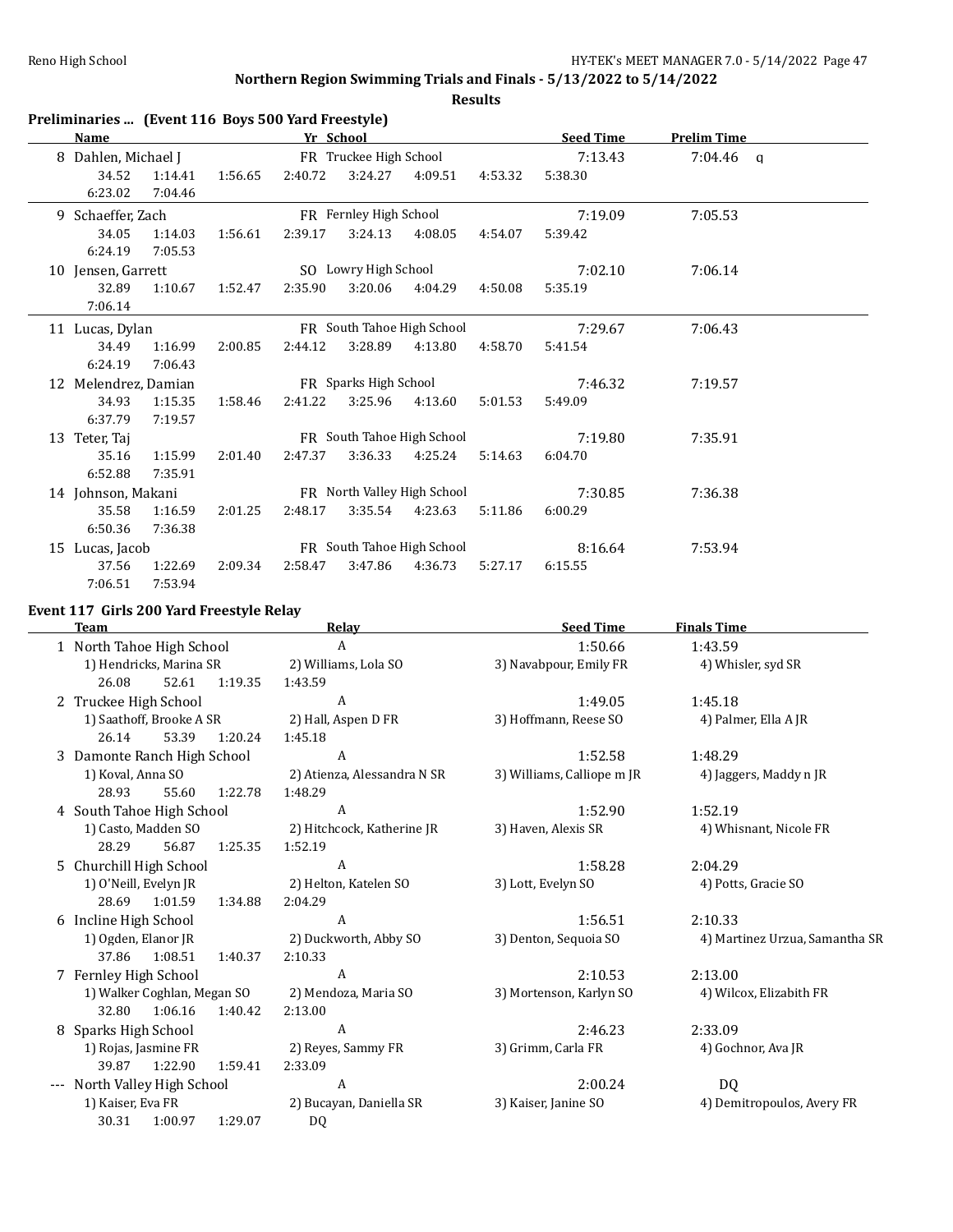## Northern Region Swimming Trials and Finals - 5/13/2022 to 5/14/2022

### Results

### Preliminaries ... (Event 116 Boys 500 Yard Freestyle)

| Name | Yr | School | Seed Time | Prelim Time |
|---|---|---|---|---|
| 8 Dahlen, Michael J | FR | Truckee High School | 7:13.43 | 7:04.46 q |
| 34.52 1:14.41 1:56.65 2:40.72 3:24.27 4:09.51 4:53.32 5:38.30 6:23.02 7:04.46 | | | | |
| 9 Schaeffer, Zach | FR | Fernley High School | 7:19.09 | 7:05.53 |
| 34.05 1:14.03 1:56.61 2:39.17 3:24.13 4:08.05 4:54.07 5:39.42 6:24.19 7:05.53 | | | | |
| 10 Jensen, Garrett | SO | Lowry High School | 7:02.10 | 7:06.14 |
| 32.89 1:10.67 1:52.47 2:35.90 3:20.06 4:04.29 4:50.08 5:35.19 7:06.14 | | | | |
| 11 Lucas, Dylan | FR | South Tahoe High School | 7:29.67 | 7:06.43 |
| 34.49 1:16.99 2:00.85 2:44.12 3:28.89 4:13.80 4:58.70 5:41.54 6:24.19 7:06.43 | | | | |
| 12 Melendrez, Damian | FR | Sparks High School | 7:46.32 | 7:19.57 |
| 34.93 1:15.35 1:58.46 2:41.22 3:25.96 4:13.60 5:01.53 5:49.09 6:37.79 7:19.57 | | | | |
| 13 Teter, Taj | FR | South Tahoe High School | 7:19.80 | 7:35.91 |
| 35.16 1:15.99 2:01.40 2:47.37 3:36.33 4:25.24 5:14.63 6:04.70 6:52.88 7:35.91 | | | | |
| 14 Johnson, Makani | FR | North Valley High School | 7:30.85 | 7:36.38 |
| 35.58 1:16.59 2:01.25 2:48.17 3:35.54 4:23.63 5:11.86 6:00.29 6:50.36 7:36.38 | | | | |
| 15 Lucas, Jacob | FR | South Tahoe High School | 8:16.64 | 7:53.94 |
| 37.56 1:22.69 2:09.34 2:58.47 3:47.86 4:36.73 5:27.17 6:15.55 7:06.51 7:53.94 | | | | |

### Event 117 Girls 200 Yard Freestyle Relay

| Team | Relay | Seed Time | Finals Time |
|---|---|---|---|
| 1 North Tahoe High School | A | 1:50.66 | 1:43.59 |
| 1) Hendricks, Marina SR; 2) Williams, Lola SO; 3) Navabpour, Emily FR; 4) Whisler, syd SR | | | |
| 26.08 52.61 1:19.35 1:43.59 | | | |
| 2 Truckee High School | A | 1:49.05 | 1:45.18 |
| 1) Saathoff, Brooke A SR; 2) Hall, Aspen D FR; 3) Hoffmann, Reese SO; 4) Palmer, Ella A JR | | | |
| 26.14 53.39 1:20.24 1:45.18 | | | |
| 3 Damonte Ranch High School | A | 1:52.58 | 1:48.29 |
| 1) Koval, Anna SO; 2) Atienza, Alessandra N SR; 3) Williams, Calliope m JR; 4) Jaggers, Maddy n JR | | | |
| 28.93 55.60 1:22.78 1:48.29 | | | |
| 4 South Tahoe High School | A | 1:52.90 | 1:52.19 |
| 1) Casto, Madden SO; 2) Hitchcock, Katherine JR; 3) Haven, Alexis SR; 4) Whisnant, Nicole FR | | | |
| 28.29 56.87 1:25.35 1:52.19 | | | |
| 5 Churchill High School | A | 1:58.28 | 2:04.29 |
| 1) O'Neill, Evelyn JR; 2) Helton, Katelen SO; 3) Lott, Evelyn SO; 4) Potts, Gracie SO | | | |
| 28.69 1:01.59 1:34.88 2:04.29 | | | |
| 6 Incline High School | A | 1:56.51 | 2:10.33 |
| 1) Ogden, Elanor JR; 2) Duckworth, Abby SO; 3) Denton, Sequoia SO; 4) Martinez Urzua, Samantha SR | | | |
| 37.86 1:08.51 1:40.37 2:10.33 | | | |
| 7 Fernley High School | A | 2:10.53 | 2:13.00 |
| 1) Walker Coghlan, Megan SO; 2) Mendoza, Maria SO; 3) Mortenson, Karlyn SO; 4) Wilcox, Elizabith FR | | | |
| 32.80 1:06.16 1:40.42 2:13.00 | | | |
| 8 Sparks High School | A | 2:46.23 | 2:33.09 |
| 1) Rojas, Jasmine FR; 2) Reyes, Sammy FR; 3) Grimm, Carla FR; 4) Gochnor, Ava JR | | | |
| 39.87 1:22.90 1:59.41 2:33.09 | | | |
| --- North Valley High School | A | 2:00.24 | DQ |
| 1) Kaiser, Eva FR; 2) Bucayan, Daniella SR; 3) Kaiser, Janine SO; 4) Demitropoulos, Avery FR | | | |
| 30.31 1:00.97 1:29.07 DQ | | | |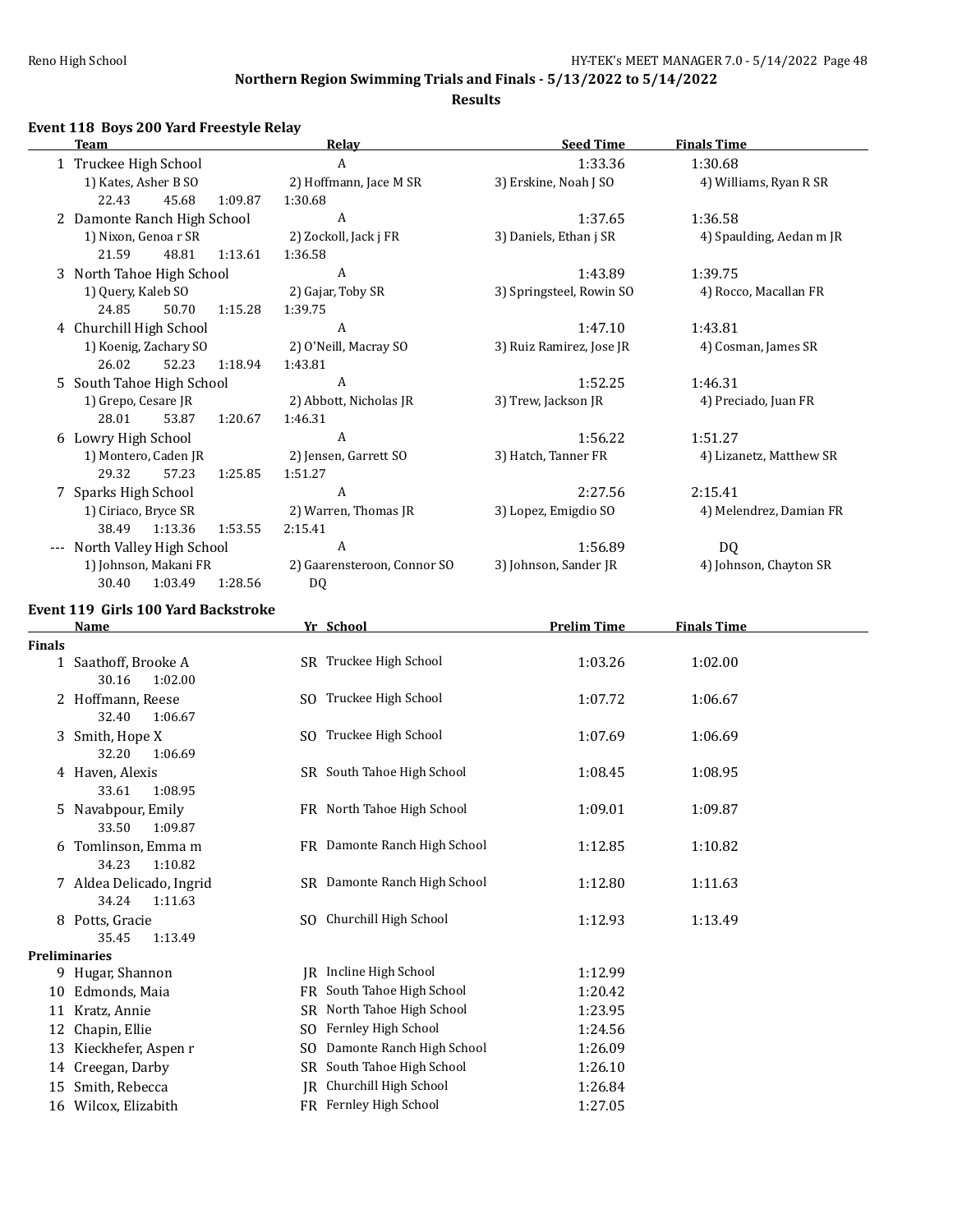## Northern Region Swimming Trials and Finals - 5/13/2022 to 5/14/2022

### Results

### Event 118 Boys 200 Yard Freestyle Relay

| | Team | Relay | Seed Time | Finals Time |
|---|---|---|---|---|
| 1 | Truckee High School | A | 1:33.36 | 1:30.68 |
| | 1) Kates, Asher B SO | 2) Hoffmann, Jace M SR | 3) Erskine, Noah J SO | 4) Williams, Ryan R SR |
| | 22.43 45.68 1:09.87 | 1:30.68 | | |
| 2 | Damonte Ranch High School | A | 1:37.65 | 1:36.58 |
| | 1) Nixon, Genoa r SR | 2) Zockoll, Jack j FR | 3) Daniels, Ethan j SR | 4) Spaulding, Aedan m JR |
| | 21.59 48.81 1:13.61 | 1:36.58 | | |
| 3 | North Tahoe High School | A | 1:43.89 | 1:39.75 |
| | 1) Query, Kaleb SO | 2) Gajar, Toby SR | 3) Springsteel, Rowin SO | 4) Rocco, Macallan FR |
| | 24.85 50.70 1:15.28 | 1:39.75 | | |
| 4 | Churchill High School | A | 1:47.10 | 1:43.81 |
| | 1) Koenig, Zachary SO | 2) O'Neill, Macray SO | 3) Ruiz Ramirez, Jose JR | 4) Cosman, James SR |
| | 26.02 52.23 1:18.94 | 1:43.81 | | |
| 5 | South Tahoe High School | A | 1:52.25 | 1:46.31 |
| | 1) Grepo, Cesare JR | 2) Abbott, Nicholas JR | 3) Trew, Jackson JR | 4) Preciado, Juan FR |
| | 28.01 53.87 1:20.67 | 1:46.31 | | |
| 6 | Lowry High School | A | 1:56.22 | 1:51.27 |
| | 1) Montero, Caden JR | 2) Jensen, Garrett SO | 3) Hatch, Tanner FR | 4) Lizanetz, Matthew SR |
| | 29.32 57.23 1:25.85 | 1:51.27 | | |
| 7 | Sparks High School | A | 2:27.56 | 2:15.41 |
| | 1) Ciriaco, Bryce SR | 2) Warren, Thomas JR | 3) Lopez, Emigdio SO | 4) Melendrez, Damian FR |
| | 38.49 1:13.36 1:53.55 | 2:15.41 | | |
| --- | North Valley High School | A | 1:56.89 | DQ |
| | 1) Johnson, Makani FR | 2) Gaarensteroon, Connor SO | 3) Johnson, Sander JR | 4) Johnson, Chayton SR |
| | 30.40 1:03.49 1:28.56 | DQ | | |

### Event 119 Girls 100 Yard Backstroke

| | Name | Yr | School | Prelim Time | Finals Time |
|---|---|---|---|---|---|
| **Finals** | | | | | |
| 1 | Saathoff, Brooke A | SR | Truckee High School | 1:03.26 | 1:02.00 |
| | 30.16 1:02.00 | | | | |
| 2 | Hoffmann, Reese | SO | Truckee High School | 1:07.72 | 1:06.67 |
| | 32.40 1:06.67 | | | | |
| 3 | Smith, Hope X | SO | Truckee High School | 1:07.69 | 1:06.69 |
| | 32.20 1:06.69 | | | | |
| 4 | Haven, Alexis | SR | South Tahoe High School | 1:08.45 | 1:08.95 |
| | 33.61 1:08.95 | | | | |
| 5 | Navabpour, Emily | FR | North Tahoe High School | 1:09.01 | 1:09.87 |
| | 33.50 1:09.87 | | | | |
| 6 | Tomlinson, Emma m | FR | Damonte Ranch High School | 1:12.85 | 1:10.82 |
| | 34.23 1:10.82 | | | | |
| 7 | Aldea Delicado, Ingrid | SR | Damonte Ranch High School | 1:12.80 | 1:11.63 |
| | 34.24 1:11.63 | | | | |
| 8 | Potts, Gracie | SO | Churchill High School | 1:12.93 | 1:13.49 |
| | 35.45 1:13.49 | | | | |
| **Preliminaries** | | | | | |
| 9 | Hugar, Shannon | JR | Incline High School | 1:12.99 | |
| 10 | Edmonds, Maia | FR | South Tahoe High School | 1:20.42 | |
| 11 | Kratz, Annie | SR | North Tahoe High School | 1:23.95 | |
| 12 | Chapin, Ellie | SO | Fernley High School | 1:24.56 | |
| 13 | Kieckhefer, Aspen r | SO | Damonte Ranch High School | 1:26.09 | |
| 14 | Creegan, Darby | SR | South Tahoe High School | 1:26.10 | |
| 15 | Smith, Rebecca | JR | Churchill High School | 1:26.84 | |
| 16 | Wilcox, Elizabith | FR | Fernley High School | 1:27.05 | |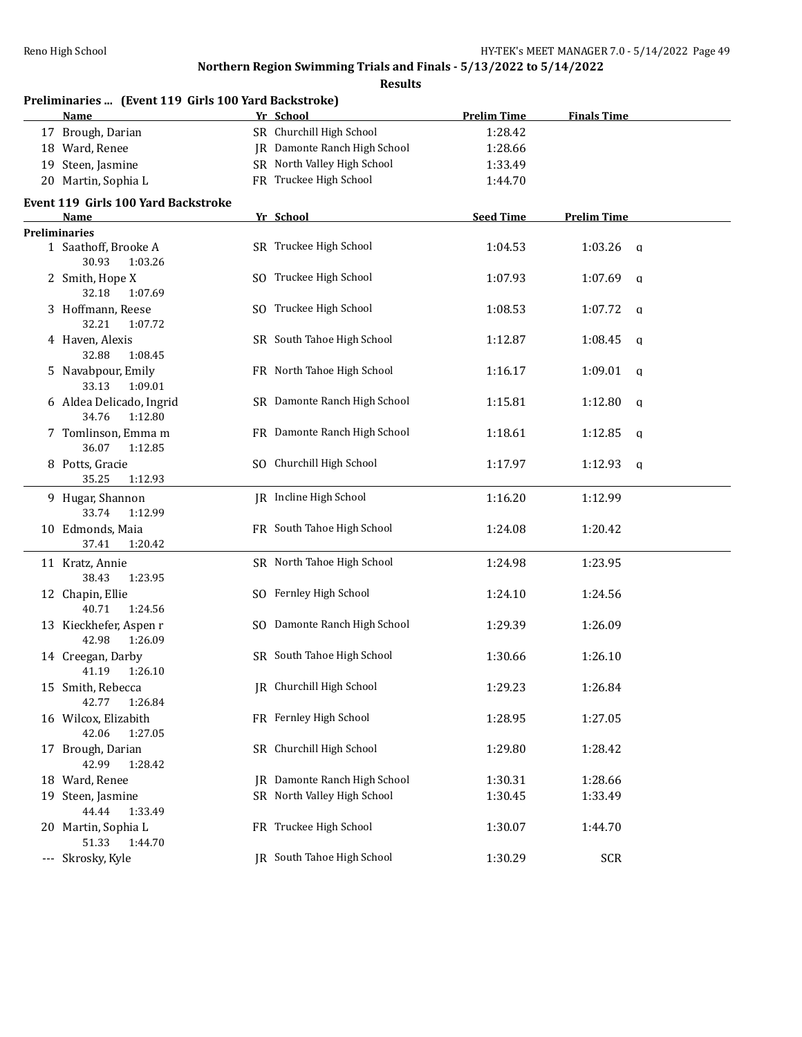## Northern Region Swimming Trials and Finals - 5/13/2022 to 5/14/2022

**Results**

### Preliminaries ... (Event 119 Girls 100 Yard Backstroke)

| | Name | Yr | School | Prelim Time | Finals Time |
|---|---|---|---|---|---|
| 17 | Brough, Darian | SR | Churchill High School | 1:28.42 | |
| 18 | Ward, Renee | JR | Damonte Ranch High School | 1:28.66 | |
| 19 | Steen, Jasmine | SR | North Valley High School | 1:33.49 | |
| 20 | Martin, Sophia L | FR | Truckee High School | 1:44.70 | |

### Event 119 Girls 100 Yard Backstroke

| | Name | Yr | School | Seed Time | Prelim Time | |
|---|---|---|---|---|---|---|
| **Preliminaries** | | | | | | |
| 1 | Saathoff, Brooke A | SR | Truckee High School | 1:04.53 | 1:03.26 | q |
| | 30.93 1:03.26 | | | | | |
| 2 | Smith, Hope X | SO | Truckee High School | 1:07.93 | 1:07.69 | q |
| | 32.18 1:07.69 | | | | | |
| 3 | Hoffmann, Reese | SO | Truckee High School | 1:08.53 | 1:07.72 | q |
| | 32.21 1:07.72 | | | | | |
| 4 | Haven, Alexis | SR | South Tahoe High School | 1:12.87 | 1:08.45 | q |
| | 32.88 1:08.45 | | | | | |
| 5 | Navabpour, Emily | FR | North Tahoe High School | 1:16.17 | 1:09.01 | q |
| | 33.13 1:09.01 | | | | | |
| 6 | Aldea Delicado, Ingrid | SR | Damonte Ranch High School | 1:15.81 | 1:12.80 | q |
| | 34.76 1:12.80 | | | | | |
| 7 | Tomlinson, Emma m | FR | Damonte Ranch High School | 1:18.61 | 1:12.85 | q |
| | 36.07 1:12.85 | | | | | |
| 8 | Potts, Gracie | SO | Churchill High School | 1:17.97 | 1:12.93 | q |
| | 35.25 1:12.93 | | | | | |
| 9 | Hugar, Shannon | JR | Incline High School | 1:16.20 | 1:12.99 | |
| | 33.74 1:12.99 | | | | | |
| 10 | Edmonds, Maia | FR | South Tahoe High School | 1:24.08 | 1:20.42 | |
| | 37.41 1:20.42 | | | | | |
| 11 | Kratz, Annie | SR | North Tahoe High School | 1:24.98 | 1:23.95 | |
| | 38.43 1:23.95 | | | | | |
| 12 | Chapin, Ellie | SO | Fernley High School | 1:24.10 | 1:24.56 | |
| | 40.71 1:24.56 | | | | | |
| 13 | Kieckhefer, Aspen r | SO | Damonte Ranch High School | 1:29.39 | 1:26.09 | |
| | 42.98 1:26.09 | | | | | |
| 14 | Creegan, Darby | SR | South Tahoe High School | 1:30.66 | 1:26.10 | |
| | 41.19 1:26.10 | | | | | |
| 15 | Smith, Rebecca | JR | Churchill High School | 1:29.23 | 1:26.84 | |
| | 42.77 1:26.84 | | | | | |
| 16 | Wilcox, Elizabith | FR | Fernley High School | 1:28.95 | 1:27.05 | |
| | 42.06 1:27.05 | | | | | |
| 17 | Brough, Darian | SR | Churchill High School | 1:29.80 | 1:28.42 | |
| | 42.99 1:28.42 | | | | | |
| 18 | Ward, Renee | JR | Damonte Ranch High School | 1:30.31 | 1:28.66 | |
| 19 | Steen, Jasmine | SR | North Valley High School | 1:30.45 | 1:33.49 | |
| | 44.44 1:33.49 | | | | | |
| 20 | Martin, Sophia L | FR | Truckee High School | 1:30.07 | 1:44.70 | |
| | 51.33 1:44.70 | | | | | |
| --- | Skrosky, Kyle | JR | South Tahoe High School | 1:30.29 | SCR | |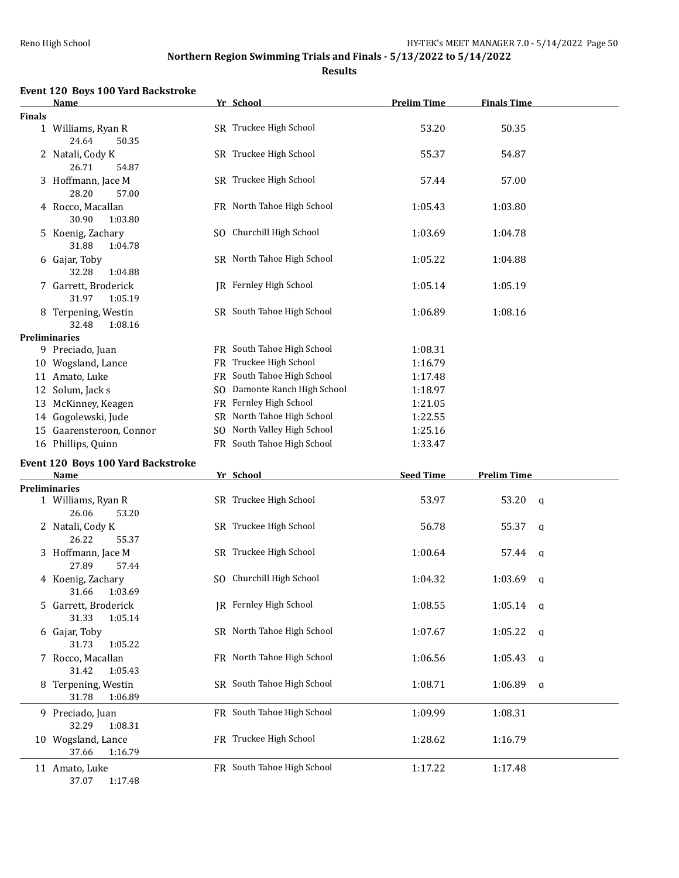## Northern Region Swimming Trials and Finals - 5/13/2022 to 5/14/2022

### Results

#### Event 120 Boys 100 Yard Backstroke

| | Name | Yr | School | Prelim Time | Finals Time |
|---|---|---|---|---|---|
| **Finals** | | | | | |
| 1 | Williams, Ryan R | SR | Truckee High School | 53.20 | 50.35 |
| | 24.64 50.35 | | | | |
| 2 | Natali, Cody K | SR | Truckee High School | 55.37 | 54.87 |
| | 26.71 54.87 | | | | |
| 3 | Hoffmann, Jace M | SR | Truckee High School | 57.44 | 57.00 |
| | 28.20 57.00 | | | | |
| 4 | Rocco, Macallan | FR | North Tahoe High School | 1:05.43 | 1:03.80 |
| | 30.90 1:03.80 | | | | |
| 5 | Koenig, Zachary | SO | Churchill High School | 1:03.69 | 1:04.78 |
| | 31.88 1:04.78 | | | | |
| 6 | Gajar, Toby | SR | North Tahoe High School | 1:05.22 | 1:04.88 |
| | 32.28 1:04.88 | | | | |
| 7 | Garrett, Broderick | JR | Fernley High School | 1:05.14 | 1:05.19 |
| | 31.97 1:05.19 | | | | |
| 8 | Terpening, Westin | SR | South Tahoe High School | 1:06.89 | 1:08.16 |
| | 32.48 1:08.16 | | | | |
| **Preliminaries** | | | | | |
| 9 | Preciado, Juan | FR | South Tahoe High School | 1:08.31 | |
| 10 | Wogsland, Lance | FR | Truckee High School | 1:16.79 | |
| 11 | Amato, Luke | FR | South Tahoe High School | 1:17.48 | |
| 12 | Solum, Jack s | SO | Damonte Ranch High School | 1:18.97 | |
| 13 | McKinney, Keagen | FR | Fernley High School | 1:21.05 | |
| 14 | Gogolewski, Jude | SR | North Tahoe High School | 1:22.55 | |
| 15 | Gaarensteroon, Connor | SO | North Valley High School | 1:25.16 | |
| 16 | Phillips, Quinn | FR | South Tahoe High School | 1:33.47 | |

#### Event 120 Boys 100 Yard Backstroke

| | Name | Yr | School | Seed Time | Prelim Time | |
|---|---|---|---|---|---|---|
| **Preliminaries** | | | | | | |
| 1 | Williams, Ryan R | SR | Truckee High School | 53.97 | 53.20 | q |
| | 26.06 53.20 | | | | | |
| 2 | Natali, Cody K | SR | Truckee High School | 56.78 | 55.37 | q |
| | 26.22 55.37 | | | | | |
| 3 | Hoffmann, Jace M | SR | Truckee High School | 1:00.64 | 57.44 | q |
| | 27.89 57.44 | | | | | |
| 4 | Koenig, Zachary | SO | Churchill High School | 1:04.32 | 1:03.69 | q |
| | 31.66 1:03.69 | | | | | |
| 5 | Garrett, Broderick | JR | Fernley High School | 1:08.55 | 1:05.14 | q |
| | 31.33 1:05.14 | | | | | |
| 6 | Gajar, Toby | SR | North Tahoe High School | 1:07.67 | 1:05.22 | q |
| | 31.73 1:05.22 | | | | | |
| 7 | Rocco, Macallan | FR | North Tahoe High School | 1:06.56 | 1:05.43 | q |
| | 31.42 1:05.43 | | | | | |
| 8 | Terpening, Westin | SR | South Tahoe High School | 1:08.71 | 1:06.89 | q |
| | 31.78 1:06.89 | | | | | |
| 9 | Preciado, Juan | FR | South Tahoe High School | 1:09.99 | 1:08.31 | |
| | 32.29 1:08.31 | | | | | |
| 10 | Wogsland, Lance | FR | Truckee High School | 1:28.62 | 1:16.79 | |
| | 37.66 1:16.79 | | | | | |
| 11 | Amato, Luke | FR | South Tahoe High School | 1:17.22 | 1:17.48 | |
| | 37.07 1:17.48 | | | | | |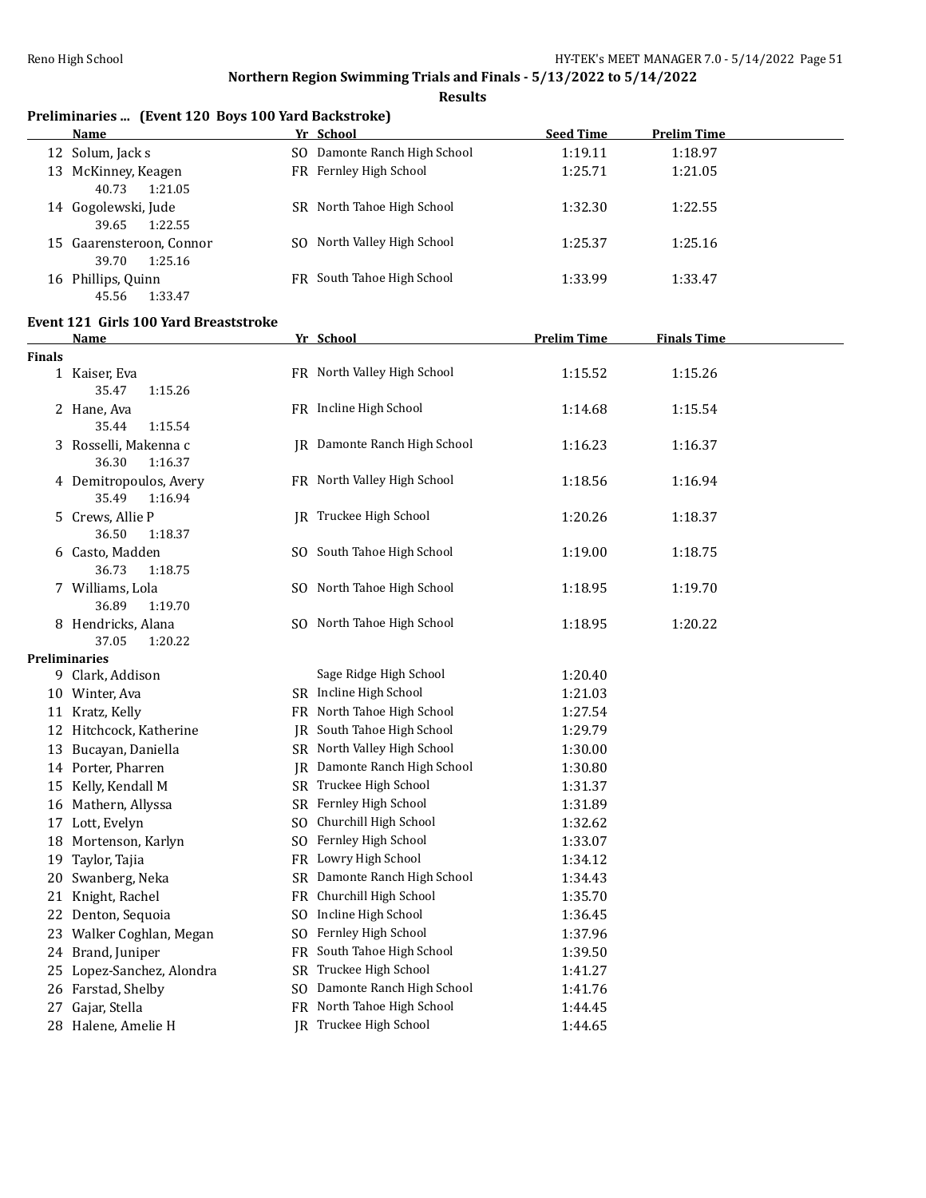**Northern Region Swimming Trials and Finals - 5/13/2022 to 5/14/2022**

**Results**

### Preliminaries ... (Event 120 Boys 100 Yard Backstroke)

| | Name | Yr | School | Seed Time | Prelim Time |
|---|---|---|---|---|---|
| 12 | Solum, Jack s | SO | Damonte Ranch High School | 1:19.11 | 1:18.97 |
| 13 | McKinney, Keagen | FR | Fernley High School | 1:25.71 | 1:21.05 |
| | 40.73 1:21.05 | | | | |
| 14 | Gogolewski, Jude | SR | North Tahoe High School | 1:32.30 | 1:22.55 |
| | 39.65 1:22.55 | | | | |
| 15 | Gaarensteroon, Connor | SO | North Valley High School | 1:25.37 | 1:25.16 |
| | 39.70 1:25.16 | | | | |
| 16 | Phillips, Quinn | FR | South Tahoe High School | 1:33.99 | 1:33.47 |
| | 45.56 1:33.47 | | | | |

### Event 121 Girls 100 Yard Breaststroke

| | Name | Yr | School | Prelim Time | Finals Time |
|---|---|---|---|---|---|
| **Finals** | | | | | |
| 1 | Kaiser, Eva | FR | North Valley High School | 1:15.52 | 1:15.26 |
| | 35.47 1:15.26 | | | | |
| 2 | Hane, Ava | FR | Incline High School | 1:14.68 | 1:15.54 |
| | 35.44 1:15.54 | | | | |
| 3 | Rosselli, Makenna c | JR | Damonte Ranch High School | 1:16.23 | 1:16.37 |
| | 36.30 1:16.37 | | | | |
| 4 | Demitropoulos, Avery | FR | North Valley High School | 1:18.56 | 1:16.94 |
| | 35.49 1:16.94 | | | | |
| 5 | Crews, Allie P | JR | Truckee High School | 1:20.26 | 1:18.37 |
| | 36.50 1:18.37 | | | | |
| 6 | Casto, Madden | SO | South Tahoe High School | 1:19.00 | 1:18.75 |
| | 36.73 1:18.75 | | | | |
| 7 | Williams, Lola | SO | North Tahoe High School | 1:18.95 | 1:19.70 |
| | 36.89 1:19.70 | | | | |
| 8 | Hendricks, Alana | SO | North Tahoe High School | 1:18.95 | 1:20.22 |
| | 37.05 1:20.22 | | | | |
| **Preliminaries** | | | | | |
| 9 | Clark, Addison | | Sage Ridge High School | 1:20.40 | |
| 10 | Winter, Ava | SR | Incline High School | 1:21.03 | |
| 11 | Kratz, Kelly | FR | North Tahoe High School | 1:27.54 | |
| 12 | Hitchcock, Katherine | JR | South Tahoe High School | 1:29.79 | |
| 13 | Bucayan, Daniella | SR | North Valley High School | 1:30.00 | |
| 14 | Porter, Pharren | JR | Damonte Ranch High School | 1:30.80 | |
| 15 | Kelly, Kendall M | SR | Truckee High School | 1:31.37 | |
| 16 | Mathern, Allyssa | SR | Fernley High School | 1:31.89 | |
| 17 | Lott, Evelyn | SO | Churchill High School | 1:32.62 | |
| 18 | Mortenson, Karlyn | SO | Fernley High School | 1:33.07 | |
| 19 | Taylor, Tajia | FR | Lowry High School | 1:34.12 | |
| 20 | Swanberg, Neka | SR | Damonte Ranch High School | 1:34.43 | |
| 21 | Knight, Rachel | FR | Churchill High School | 1:35.70 | |
| 22 | Denton, Sequoia | SO | Incline High School | 1:36.45 | |
| 23 | Walker Coghlan, Megan | SO | Fernley High School | 1:37.96 | |
| 24 | Brand, Juniper | FR | South Tahoe High School | 1:39.50 | |
| 25 | Lopez-Sanchez, Alondra | SR | Truckee High School | 1:41.27 | |
| 26 | Farstad, Shelby | SO | Damonte Ranch High School | 1:41.76 | |
| 27 | Gajar, Stella | FR | North Tahoe High School | 1:44.45 | |
| 28 | Halene, Amelie H | JR | Truckee High School | 1:44.65 | |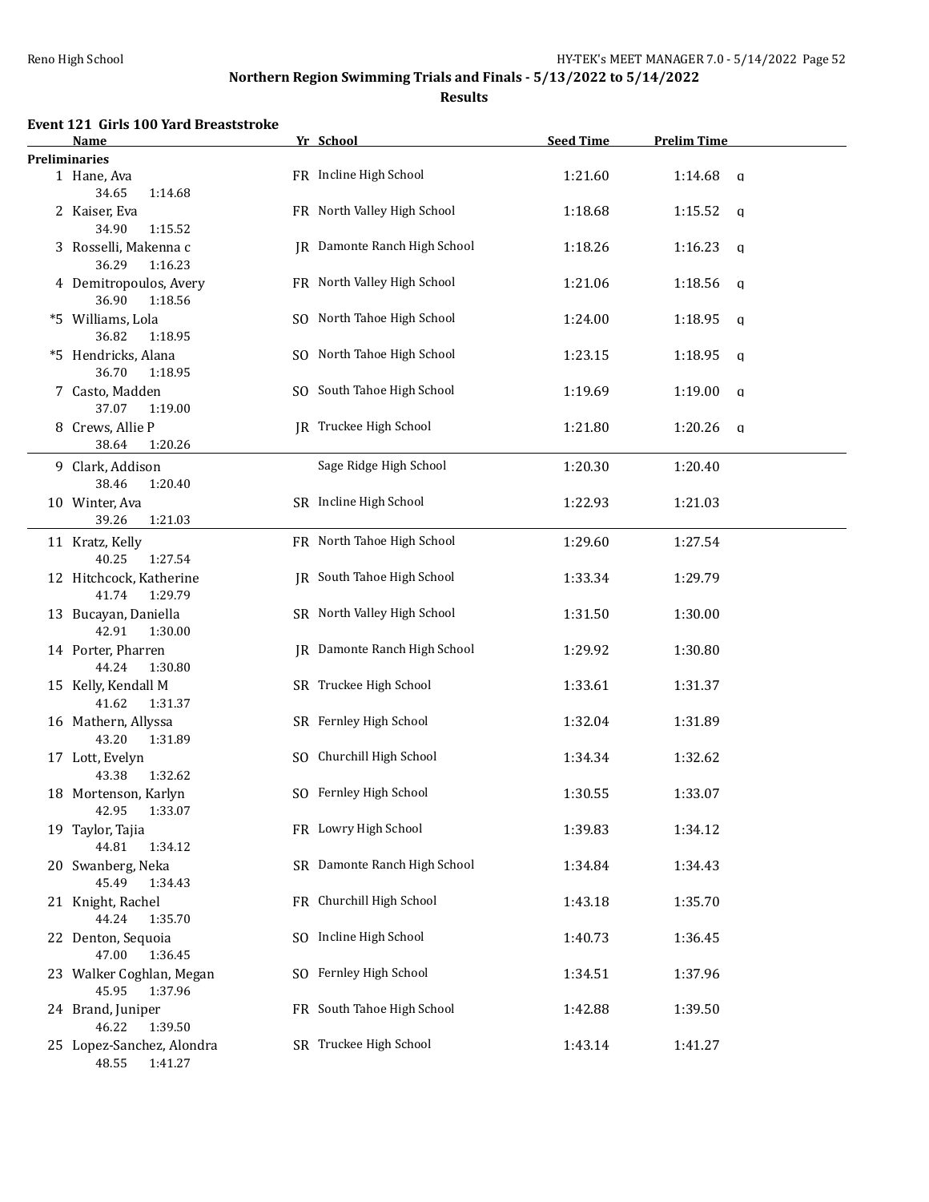**Northern Region Swimming Trials and Finals - 5/13/2022 to 5/14/2022**

**Results**

### Event 121 Girls 100 Yard Breaststroke

| | Name | Yr | School | Seed Time | Prelim Time | |
|---|---|---|---|---|---|---|
| **Preliminaries** | | | | | | |
| 1 | Hane, Ava | FR | Incline High School | 1:21.60 | 1:14.68 | q |
| | 34.65 1:14.68 | | | | | |
| 2 | Kaiser, Eva | FR | North Valley High School | 1:18.68 | 1:15.52 | q |
| | 34.90 1:15.52 | | | | | |
| 3 | Rosselli, Makenna c | JR | Damonte Ranch High School | 1:18.26 | 1:16.23 | q |
| | 36.29 1:16.23 | | | | | |
| 4 | Demitropoulos, Avery | FR | North Valley High School | 1:21.06 | 1:18.56 | q |
| | 36.90 1:18.56 | | | | | |
| *5 | Williams, Lola | SO | North Tahoe High School | 1:24.00 | 1:18.95 | q |
| | 36.82 1:18.95 | | | | | |
| *5 | Hendricks, Alana | SO | North Tahoe High School | 1:23.15 | 1:18.95 | q |
| | 36.70 1:18.95 | | | | | |
| 7 | Casto, Madden | SO | South Tahoe High School | 1:19.69 | 1:19.00 | q |
| | 37.07 1:19.00 | | | | | |
| 8 | Crews, Allie P | JR | Truckee High School | 1:21.80 | 1:20.26 | q |
| | 38.64 1:20.26 | | | | | |
| 9 | Clark, Addison | | Sage Ridge High School | 1:20.30 | 1:20.40 | |
| | 38.46 1:20.40 | | | | | |
| 10 | Winter, Ava | SR | Incline High School | 1:22.93 | 1:21.03 | |
| | 39.26 1:21.03 | | | | | |
| 11 | Kratz, Kelly | FR | North Tahoe High School | 1:29.60 | 1:27.54 | |
| | 40.25 1:27.54 | | | | | |
| 12 | Hitchcock, Katherine | JR | South Tahoe High School | 1:33.34 | 1:29.79 | |
| | 41.74 1:29.79 | | | | | |
| 13 | Bucayan, Daniella | SR | North Valley High School | 1:31.50 | 1:30.00 | |
| | 42.91 1:30.00 | | | | | |
| 14 | Porter, Pharren | JR | Damonte Ranch High School | 1:29.92 | 1:30.80 | |
| | 44.24 1:30.80 | | | | | |
| 15 | Kelly, Kendall M | SR | Truckee High School | 1:33.61 | 1:31.37 | |
| | 41.62 1:31.37 | | | | | |
| 16 | Mathern, Allyssa | SR | Fernley High School | 1:32.04 | 1:31.89 | |
| | 43.20 1:31.89 | | | | | |
| 17 | Lott, Evelyn | SO | Churchill High School | 1:34.34 | 1:32.62 | |
| | 43.38 1:32.62 | | | | | |
| 18 | Mortenson, Karlyn | SO | Fernley High School | 1:30.55 | 1:33.07 | |
| | 42.95 1:33.07 | | | | | |
| 19 | Taylor, Tajia | FR | Lowry High School | 1:39.83 | 1:34.12 | |
| | 44.81 1:34.12 | | | | | |
| 20 | Swanberg, Neka | SR | Damonte Ranch High School | 1:34.84 | 1:34.43 | |
| | 45.49 1:34.43 | | | | | |
| 21 | Knight, Rachel | FR | Churchill High School | 1:43.18 | 1:35.70 | |
| | 44.24 1:35.70 | | | | | |
| 22 | Denton, Sequoia | SO | Incline High School | 1:40.73 | 1:36.45 | |
| | 47.00 1:36.45 | | | | | |
| 23 | Walker Coghlan, Megan | SO | Fernley High School | 1:34.51 | 1:37.96 | |
| | 45.95 1:37.96 | | | | | |
| 24 | Brand, Juniper | FR | South Tahoe High School | 1:42.88 | 1:39.50 | |
| | 46.22 1:39.50 | | | | | |
| 25 | Lopez-Sanchez, Alondra | SR | Truckee High School | 1:43.14 | 1:41.27 | |
| | 48.55 1:41.27 | | | | | |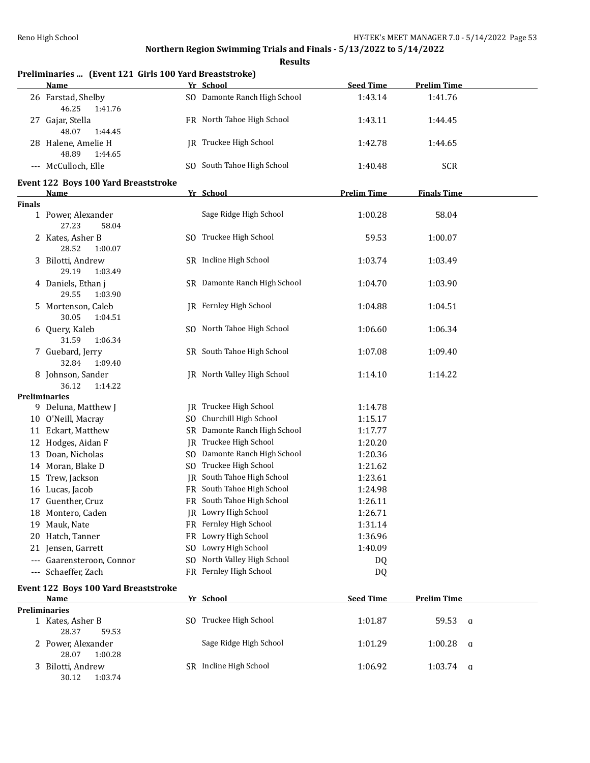## Northern Region Swimming Trials and Finals - 5/13/2022 to 5/14/2022

**Results**

### Preliminaries ... (Event 121 Girls 100 Yard Breaststroke)

| | Name | Yr | School | Seed Time | Prelim Time |
|---|---|---|---|---|---|
| 26 | Farstad, Shelby | SO | Damonte Ranch High School | 1:43.14 | 1:41.76 |
| | 46.25 1:41.76 | | | | |
| 27 | Gajar, Stella | FR | North Tahoe High School | 1:43.11 | 1:44.45 |
| | 48.07 1:44.45 | | | | |
| 28 | Halene, Amelie H | JR | Truckee High School | 1:42.78 | 1:44.65 |
| | 48.89 1:44.65 | | | | |
| --- | McCulloch, Elle | SO | South Tahoe High School | 1:40.48 | SCR |

### Event 122 Boys 100 Yard Breaststroke

| | Name | Yr | School | Prelim Time | Finals Time |
|---|---|---|---|---|---|
| **Finals** | | | | | |
| 1 | Power, Alexander | | Sage Ridge High School | 1:00.28 | 58.04 |
| | 27.23 58.04 | | | | |
| 2 | Kates, Asher B | SO | Truckee High School | 59.53 | 1:00.07 |
| | 28.52 1:00.07 | | | | |
| 3 | Bilotti, Andrew | SR | Incline High School | 1:03.74 | 1:03.49 |
| | 29.19 1:03.49 | | | | |
| 4 | Daniels, Ethan j | SR | Damonte Ranch High School | 1:04.70 | 1:03.90 |
| | 29.55 1:03.90 | | | | |
| 5 | Mortenson, Caleb | JR | Fernley High School | 1:04.88 | 1:04.51 |
| | 30.05 1:04.51 | | | | |
| 6 | Query, Kaleb | SO | North Tahoe High School | 1:06.60 | 1:06.34 |
| | 31.59 1:06.34 | | | | |
| 7 | Guebard, Jerry | SR | South Tahoe High School | 1:07.08 | 1:09.40 |
| | 32.84 1:09.40 | | | | |
| 8 | Johnson, Sander | JR | North Valley High School | 1:14.10 | 1:14.22 |
| | 36.12 1:14.22 | | | | |
| **Preliminaries** | | | | | |
| 9 | Deluna, Matthew J | JR | Truckee High School | 1:14.78 | |
| 10 | O'Neill, Macray | SO | Churchill High School | 1:15.17 | |
| 11 | Eckart, Matthew | SR | Damonte Ranch High School | 1:17.77 | |
| 12 | Hodges, Aidan F | JR | Truckee High School | 1:20.20 | |
| 13 | Doan, Nicholas | SO | Damonte Ranch High School | 1:20.36 | |
| 14 | Moran, Blake D | SO | Truckee High School | 1:21.62 | |
| 15 | Trew, Jackson | JR | South Tahoe High School | 1:23.61 | |
| 16 | Lucas, Jacob | FR | South Tahoe High School | 1:24.98 | |
| 17 | Guenther, Cruz | FR | South Tahoe High School | 1:26.11 | |
| 18 | Montero, Caden | JR | Lowry High School | 1:26.71 | |
| 19 | Mauk, Nate | FR | Fernley High School | 1:31.14 | |
| 20 | Hatch, Tanner | FR | Lowry High School | 1:36.96 | |
| 21 | Jensen, Garrett | SO | Lowry High School | 1:40.09 | |
| --- | Gaarensteroon, Connor | SO | North Valley High School | DQ | |
| --- | Schaeffer, Zach | FR | Fernley High School | DQ | |

### Event 122 Boys 100 Yard Breaststroke

| | Name | Yr | School | Seed Time | Prelim Time | |
|---|---|---|---|---|---|---|
| **Preliminaries** | | | | | | |
| 1 | Kates, Asher B | SO | Truckee High School | 1:01.87 | 59.53 | q |
| | 28.37 59.53 | | | | | |
| 2 | Power, Alexander | | Sage Ridge High School | 1:01.29 | 1:00.28 | q |
| | 28.07 1:00.28 | | | | | |
| 3 | Bilotti, Andrew | SR | Incline High School | 1:06.92 | 1:03.74 | q |
| | 30.12 1:03.74 | | | | | |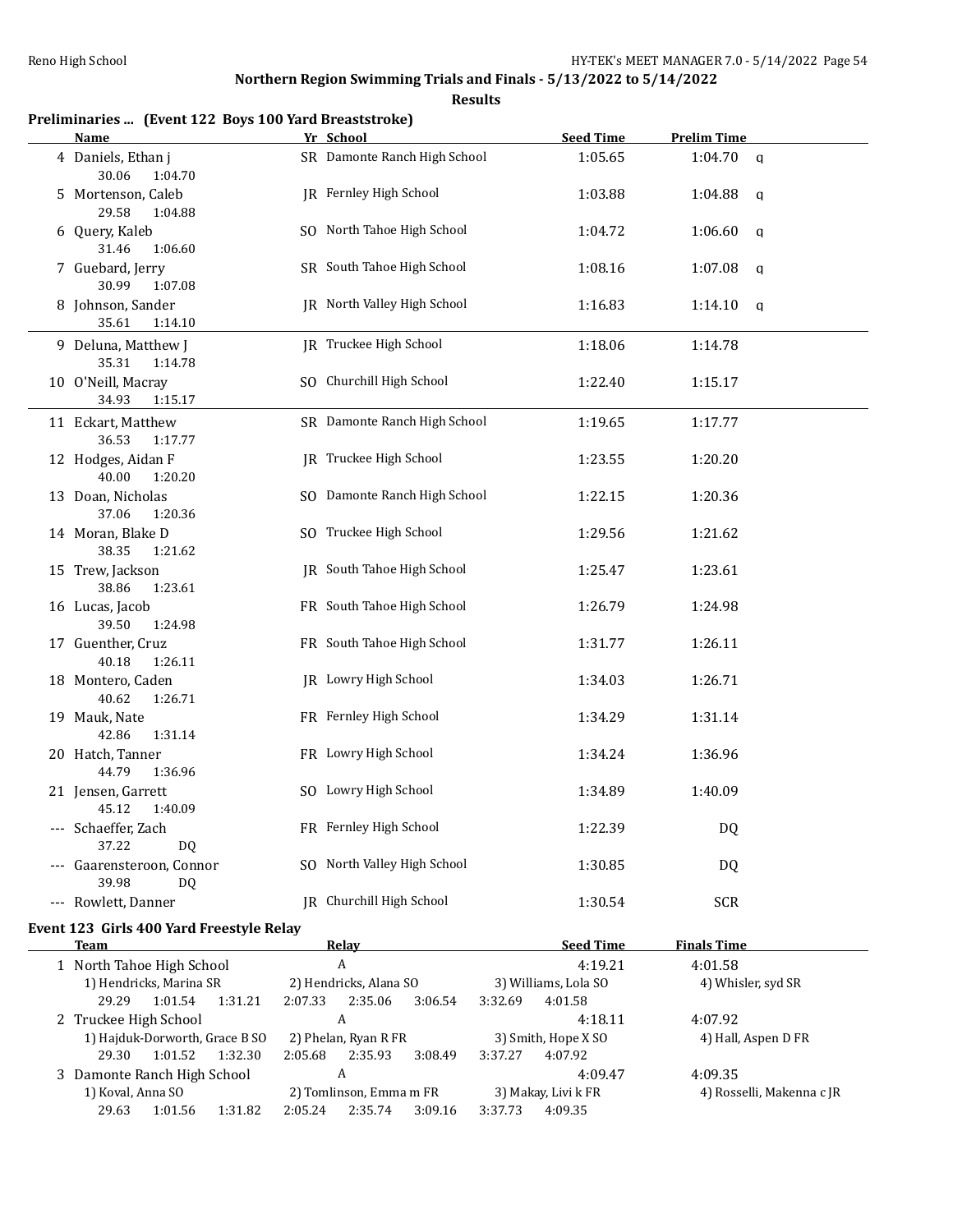## Northern Region Swimming Trials and Finals - 5/13/2022 to 5/14/2022

### Results

### Preliminaries ... (Event 122 Boys 100 Yard Breaststroke)

| | Name | Yr | School | Seed Time | Prelim Time | |
|---|---|---|---|---|---|---|
| 4 | Daniels, Ethan j | SR | Damonte Ranch High School | 1:05.65 | 1:04.70 | q |
| | 30.06 1:04.70 | | | | | |
| 5 | Mortenson, Caleb | JR | Fernley High School | 1:03.88 | 1:04.88 | q |
| | 29.58 1:04.88 | | | | | |
| 6 | Query, Kaleb | SO | North Tahoe High School | 1:04.72 | 1:06.60 | q |
| | 31.46 1:06.60 | | | | | |
| 7 | Guebard, Jerry | SR | South Tahoe High School | 1:08.16 | 1:07.08 | q |
| | 30.99 1:07.08 | | | | | |
| 8 | Johnson, Sander | JR | North Valley High School | 1:16.83 | 1:14.10 | q |
| | 35.61 1:14.10 | | | | | |
| 9 | Deluna, Matthew J | JR | Truckee High School | 1:18.06 | 1:14.78 | |
| | 35.31 1:14.78 | | | | | |
| 10 | O'Neill, Macray | SO | Churchill High School | 1:22.40 | 1:15.17 | |
| | 34.93 1:15.17 | | | | | |
| 11 | Eckart, Matthew | SR | Damonte Ranch High School | 1:19.65 | 1:17.77 | |
| | 36.53 1:17.77 | | | | | |
| 12 | Hodges, Aidan F | JR | Truckee High School | 1:23.55 | 1:20.20 | |
| | 40.00 1:20.20 | | | | | |
| 13 | Doan, Nicholas | SO | Damonte Ranch High School | 1:22.15 | 1:20.36 | |
| | 37.06 1:20.36 | | | | | |
| 14 | Moran, Blake D | SO | Truckee High School | 1:29.56 | 1:21.62 | |
| | 38.35 1:21.62 | | | | | |
| 15 | Trew, Jackson | JR | South Tahoe High School | 1:25.47 | 1:23.61 | |
| | 38.86 1:23.61 | | | | | |
| 16 | Lucas, Jacob | FR | South Tahoe High School | 1:26.79 | 1:24.98 | |
| | 39.50 1:24.98 | | | | | |
| 17 | Guenther, Cruz | FR | South Tahoe High School | 1:31.77 | 1:26.11 | |
| | 40.18 1:26.11 | | | | | |
| 18 | Montero, Caden | JR | Lowry High School | 1:34.03 | 1:26.71 | |
| | 40.62 1:26.71 | | | | | |
| 19 | Mauk, Nate | FR | Fernley High School | 1:34.29 | 1:31.14 | |
| | 42.86 1:31.14 | | | | | |
| 20 | Hatch, Tanner | FR | Lowry High School | 1:34.24 | 1:36.96 | |
| | 44.79 1:36.96 | | | | | |
| 21 | Jensen, Garrett | SO | Lowry High School | 1:34.89 | 1:40.09 | |
| | 45.12 1:40.09 | | | | | |
| --- | Schaeffer, Zach | FR | Fernley High School | 1:22.39 | DQ | |
| | 37.22 DQ | | | | | |
| --- | Gaarensteroon, Connor | SO | North Valley High School | 1:30.85 | DQ | |
| | 39.98 DQ | | | | | |
| --- | Rowlett, Danner | JR | Churchill High School | 1:30.54 | SCR | |

### Event 123 Girls 400 Yard Freestyle Relay

| | Team | Relay | Seed Time | Finals Time |
|---|---|---|---|---|
| 1 | North Tahoe High School | A | 4:19.21 | 4:01.58 |
| | 1) Hendricks, Marina SR; 2) Hendricks, Alana SO; 3) Williams, Lola SO; 4) Whisler, syd SR | | | |
| | 29.29 1:01.54 1:31.21 2:07.33 2:35.06 3:06.54 3:32.69 4:01.58 | | | |
| 2 | Truckee High School | A | 4:18.11 | 4:07.92 |
| | 1) Hajduk-Dorworth, Grace B SO; 2) Phelan, Ryan R FR; 3) Smith, Hope X SO; 4) Hall, Aspen D FR | | | |
| | 29.30 1:01.52 1:32.30 2:05.68 2:35.93 3:08.49 3:37.27 4:07.92 | | | |
| 3 | Damonte Ranch High School | A | 4:09.47 | 4:09.35 |
| | 1) Koval, Anna SO; 2) Tomlinson, Emma m FR; 3) Makay, Livi k FR; 4) Rosselli, Makenna c JR | | | |
| | 29.63 1:01.56 1:31.82 2:05.24 2:35.74 3:09.16 3:37.73 4:09.35 | | | |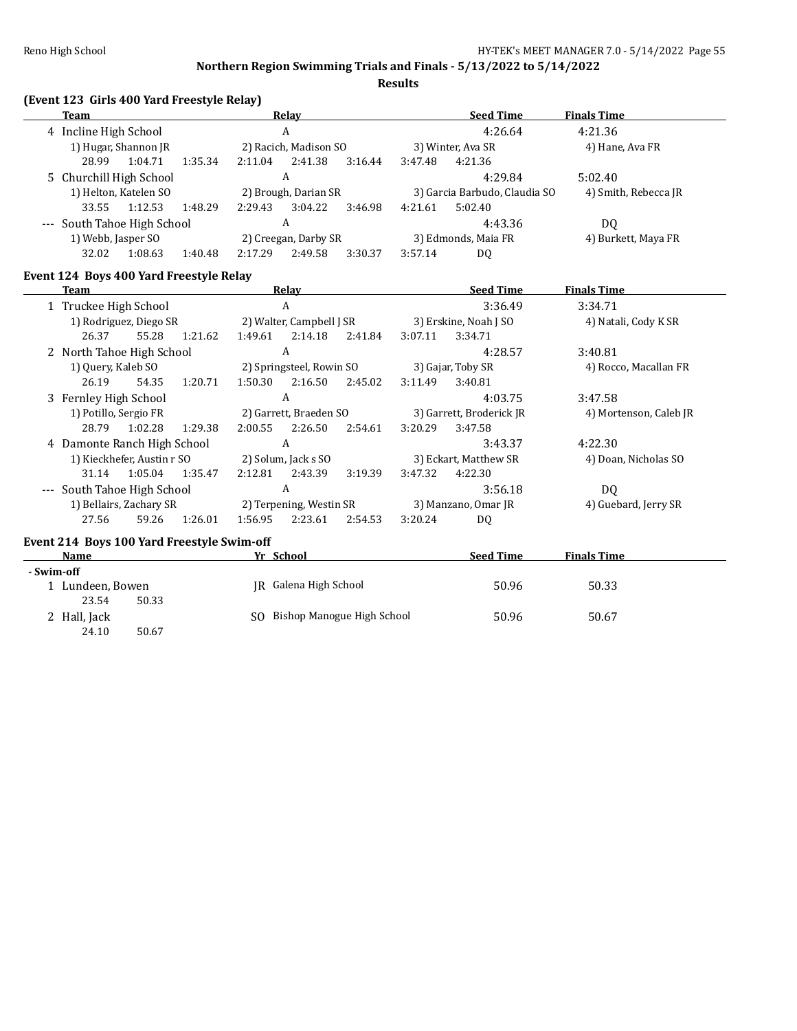**Northern Region Swimming Trials and Finals - 5/13/2022 to 5/14/2022**

**Results**

### (Event 123 Girls 400 Yard Freestyle Relay)

| | Team | Relay | Seed Time | Finals Time |
|---|---|---|---|---|
| 4 | Incline High School | A | 4:26.64 | 4:21.36 |
| | 1) Hugar, Shannon JR; 2) Racich, Madison SO; 3) Winter, Ava SR; 4) Hane, Ava FR | | | |
| | 28.99 1:04.71 1:35.34 2:11.04 2:41.38 3:16.44 3:47.48 4:21.36 | | | |
| 5 | Churchill High School | A | 4:29.84 | 5:02.40 |
| | 1) Helton, Katelen SO; 2) Brough, Darian SR; 3) Garcia Barbudo, Claudia SO; 4) Smith, Rebecca JR | | | |
| | 33.55 1:12.53 1:48.29 2:29.43 3:04.22 3:46.98 4:21.61 5:02.40 | | | |
| --- | South Tahoe High School | A | 4:43.36 | DQ |
| | 1) Webb, Jasper SO; 2) Creegan, Darby SR; 3) Edmonds, Maia FR; 4) Burkett, Maya FR | | | |
| | 32.02 1:08.63 1:40.48 2:17.29 2:49.58 3:30.37 3:57.14 DQ | | | |

### Event 124 Boys 400 Yard Freestyle Relay

| | Team | Relay | Seed Time | Finals Time |
|---|---|---|---|---|
| 1 | Truckee High School | A | 3:36.49 | 3:34.71 |
| | 1) Rodriguez, Diego SR; 2) Walter, Campbell J SR; 3) Erskine, Noah J SO; 4) Natali, Cody K SR | | | |
| | 26.37 55.28 1:21.62 1:49.61 2:14.18 2:41.84 3:07.11 3:34.71 | | | |
| 2 | North Tahoe High School | A | 4:28.57 | 3:40.81 |
| | 1) Query, Kaleb SO; 2) Springsteel, Rowin SO; 3) Gajar, Toby SR; 4) Rocco, Macallan FR | | | |
| | 26.19 54.35 1:20.71 1:50.30 2:16.50 2:45.02 3:11.49 3:40.81 | | | |
| 3 | Fernley High School | A | 4:03.75 | 3:47.58 |
| | 1) Potillo, Sergio FR; 2) Garrett, Braeden SO; 3) Garrett, Broderick JR; 4) Mortenson, Caleb JR | | | |
| | 28.79 1:02.28 1:29.38 2:00.55 2:26.50 2:54.61 3:20.29 3:47.58 | | | |
| 4 | Damonte Ranch High School | A | 3:43.37 | 4:22.30 |
| | 1) Kieckhefer, Austin r SO; 2) Solum, Jack s SO; 3) Eckart, Matthew SR; 4) Doan, Nicholas SO | | | |
| | 31.14 1:05.04 1:35.47 2:12.81 2:43.39 3:19.39 3:47.32 4:22.30 | | | |
| --- | South Tahoe High School | A | 3:56.18 | DQ |
| | 1) Bellairs, Zachary SR; 2) Terpening, Westin SR; 3) Manzano, Omar JR; 4) Guebard, Jerry SR | | | |
| | 27.56 59.26 1:26.01 1:56.95 2:23.61 2:54.53 3:20.24 DQ | | | |

### Event 214 Boys 100 Yard Freestyle Swim-off

| | Name | Yr | School | Seed Time | Finals Time |
|---|---|---|---|---|---|
| **- Swim-off** | | | | | |
| 1 | Lundeen, Bowen | JR | Galena High School | 50.96 | 50.33 |
| | 23.54 50.33 | | | | |
| 2 | Hall, Jack | SO | Bishop Manogue High School | 50.96 | 50.67 |
| | 24.10 50.67 | | | | |